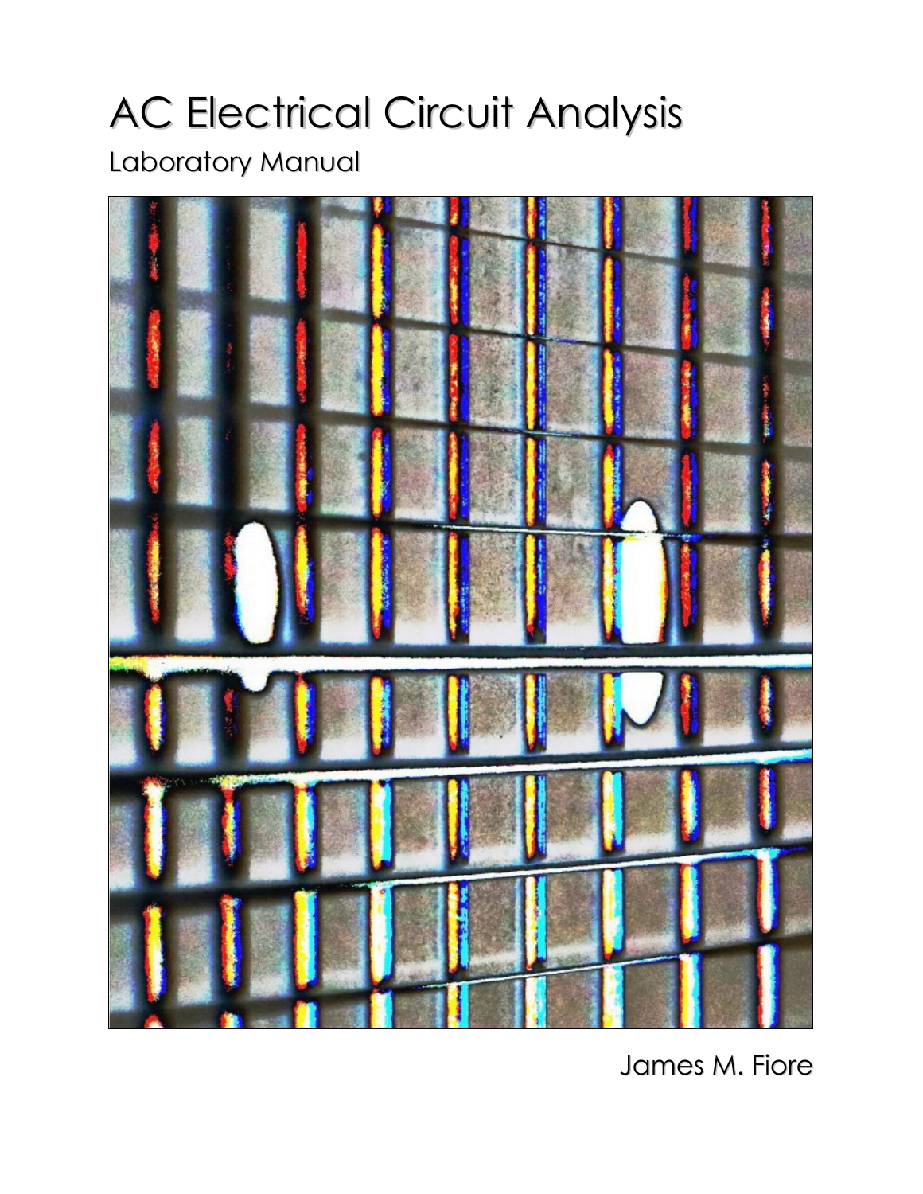# AC Electrical Circuit Analysis

Laboratory Manual

James M. Fiore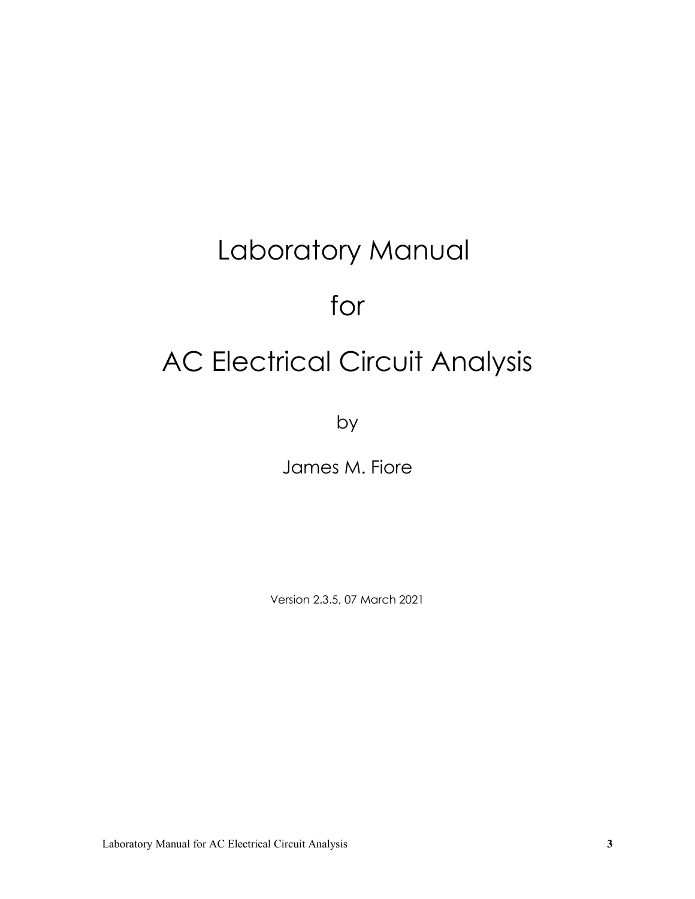# Laboratory Manual

# for

# AC Electrical Circuit Analysis

by

James M. Fiore

Version 2.3.5, 07 March 2021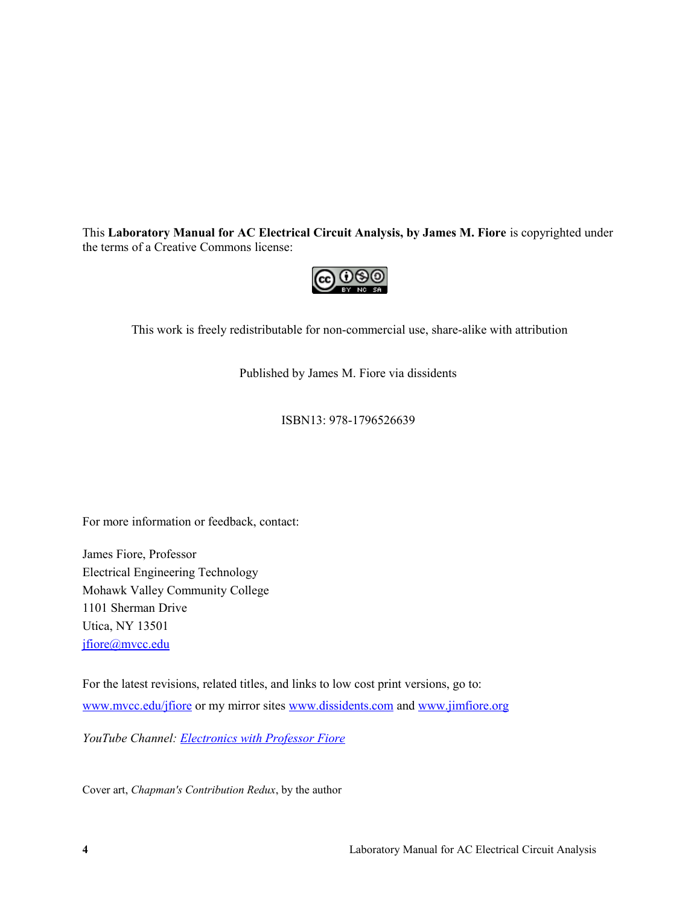This **Laboratory Manual for AC Electrical Circuit Analysis, by James M. Fiore** is copyrighted under the terms of a Creative Commons license:

This work is freely redistributable for non-commercial use, share-alike with attribution

Published by James M. Fiore via dissidents

ISBN13: 978-1796526639

For more information or feedback, contact:

James Fiore, Professor
Electrical Engineering Technology
Mohawk Valley Community College
1101 Sherman Drive
Utica, NY 13501
jfiore@mvcc.edu

For the latest revisions, related titles, and links to low cost print versions, go to:
www.mvcc.edu/jfiore or my mirror sites www.dissidents.com and www.jimfiore.org

*YouTube Channel: Electronics with Professor Fiore*

Cover art, *Chapman's Contribution Redux*, by the author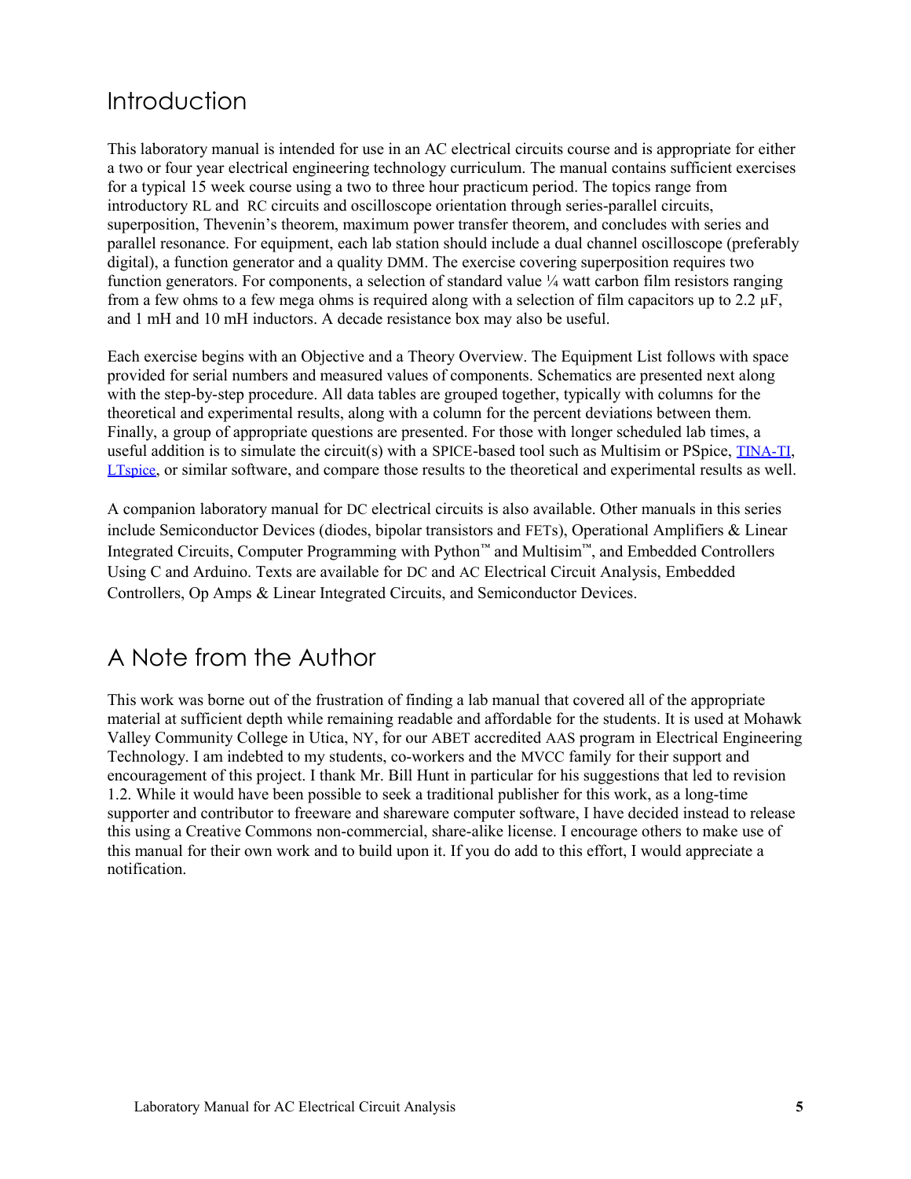# Introduction

This laboratory manual is intended for use in an AC electrical circuits course and is appropriate for either a two or four year electrical engineering technology curriculum. The manual contains sufficient exercises for a typical 15 week course using a two to three hour practicum period. The topics range from introductory RL and RC circuits and oscilloscope orientation through series-parallel circuits, superposition, Thevenin's theorem, maximum power transfer theorem, and concludes with series and parallel resonance. For equipment, each lab station should include a dual channel oscilloscope (preferably digital), a function generator and a quality DMM. The exercise covering superposition requires two function generators. For components, a selection of standard value ¼ watt carbon film resistors ranging from a few ohms to a few mega ohms is required along with a selection of film capacitors up to 2.2 μF, and 1 mH and 10 mH inductors. A decade resistance box may also be useful.

Each exercise begins with an Objective and a Theory Overview. The Equipment List follows with space provided for serial numbers and measured values of components. Schematics are presented next along with the step-by-step procedure. All data tables are grouped together, typically with columns for the theoretical and experimental results, along with a column for the percent deviations between them. Finally, a group of appropriate questions are presented. For those with longer scheduled lab times, a useful addition is to simulate the circuit(s) with a SPICE-based tool such as Multisim or PSpice, TINA-TI, LTspice, or similar software, and compare those results to the theoretical and experimental results as well.

A companion laboratory manual for DC electrical circuits is also available. Other manuals in this series include Semiconductor Devices (diodes, bipolar transistors and FETs), Operational Amplifiers & Linear Integrated Circuits, Computer Programming with Python™ and Multisim™, and Embedded Controllers Using C and Arduino. Texts are available for DC and AC Electrical Circuit Analysis, Embedded Controllers, Op Amps & Linear Integrated Circuits, and Semiconductor Devices.

# A Note from the Author

This work was borne out of the frustration of finding a lab manual that covered all of the appropriate material at sufficient depth while remaining readable and affordable for the students. It is used at Mohawk Valley Community College in Utica, NY, for our ABET accredited AAS program in Electrical Engineering Technology. I am indebted to my students, co-workers and the MVCC family for their support and encouragement of this project. I thank Mr. Bill Hunt in particular for his suggestions that led to revision 1.2. While it would have been possible to seek a traditional publisher for this work, as a long-time supporter and contributor to freeware and shareware computer software, I have decided instead to release this using a Creative Commons non-commercial, share-alike license. I encourage others to make use of this manual for their own work and to build upon it. If you do add to this effort, I would appreciate a notification.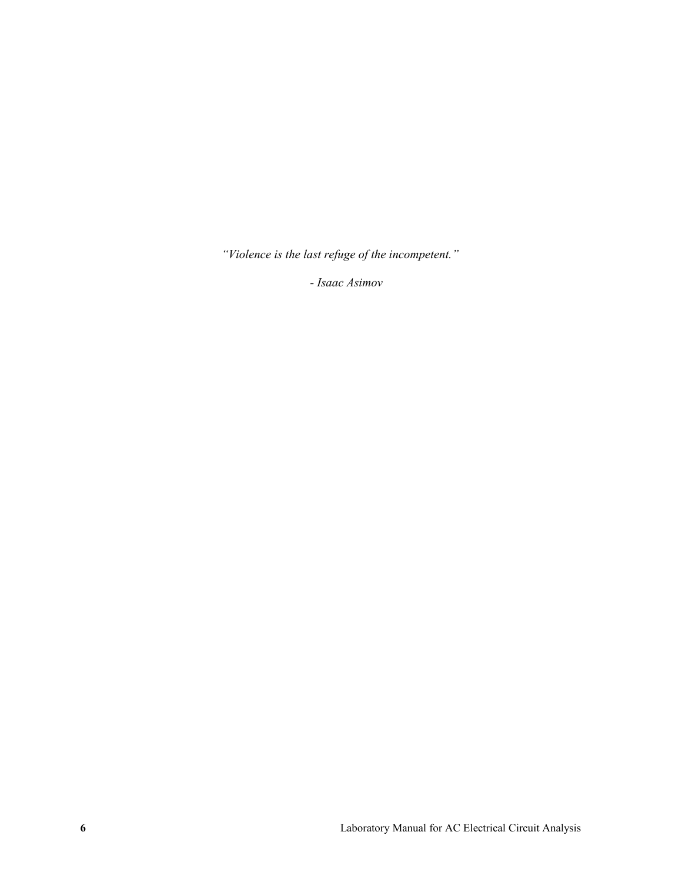*“Violence is the last refuge of the incompetent.”*

*- Isaac Asimov*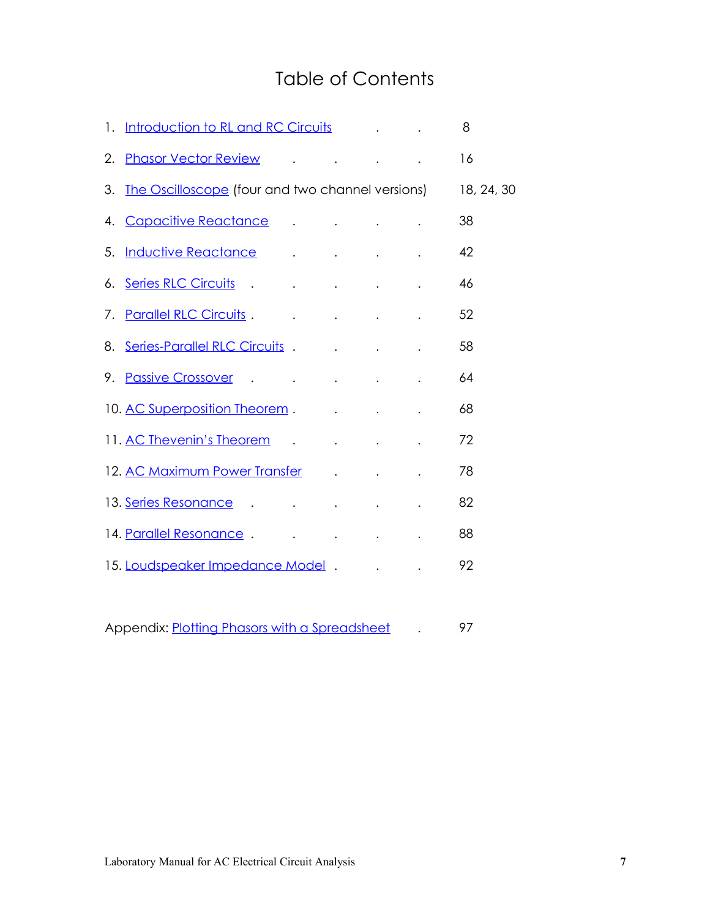# Table of Contents

1. Introduction to RL and RC Circuits . . 8
2. Phasor Vector Review . . . . 16
3. The Oscilloscope (four and two channel versions) 18, 24, 30
4. Capacitive Reactance . . . . 38
5. Inductive Reactance . . . . 42
6. Series RLC Circuits . . . . . 46
7. Parallel RLC Circuits . . . . . 52
8. Series-Parallel RLC Circuits . . . . 58
9. Passive Crossover . . . . . 64
10. AC Superposition Theorem . . . . 68
11. AC Thevenin's Theorem . . . . 72
12. AC Maximum Power Transfer . . . 78
13. Series Resonance . . . . . 82
14. Parallel Resonance . . . . . 88
15. Loudspeaker Impedance Model . . . 92

Appendix: Plotting Phasors with a Spreadsheet . 97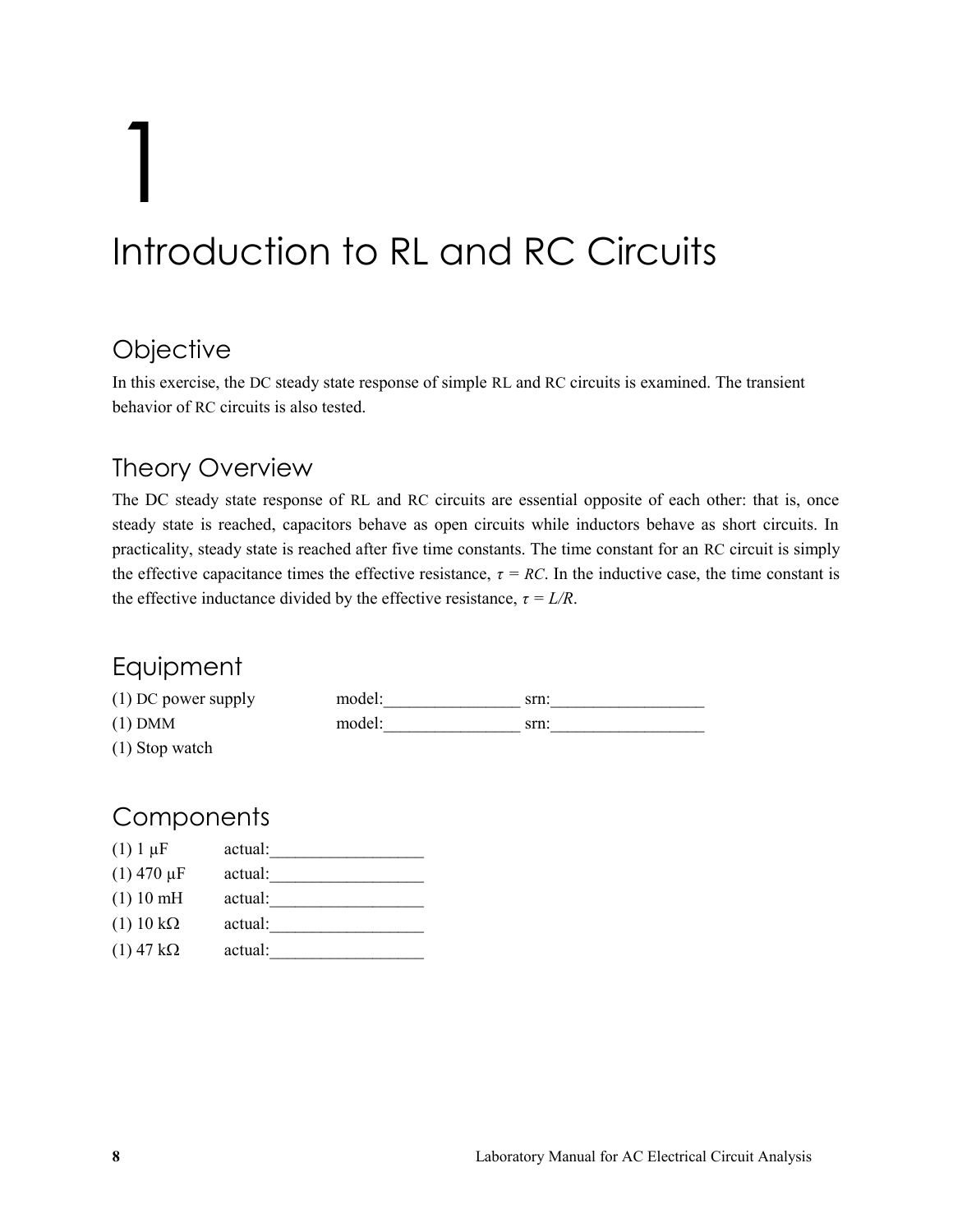# 1

# Introduction to RL and RC Circuits

## Objective

In this exercise, the DC steady state response of simple RL and RC circuits is examined. The transient behavior of RC circuits is also tested.

## Theory Overview

The DC steady state response of RL and RC circuits are essential opposite of each other: that is, once steady state is reached, capacitors behave as open circuits while inductors behave as short circuits. In practicality, steady state is reached after five time constants. The time constant for an RC circuit is simply the effective capacitance times the effective resistance, $\tau = RC$. In the inductive case, the time constant is the effective inductance divided by the effective resistance, $\tau = L/R$.

## Equipment

(1) DC power supply  model:________________ srn:__________________

(1) DMM  model:________________ srn:__________________

(1) Stop watch

## Components

(1) 1 μF  actual:__________________

(1) 470 μF  actual:__________________

(1) 10 mH  actual:__________________

(1) 10 kΩ  actual:__________________

(1) 47 kΩ  actual:__________________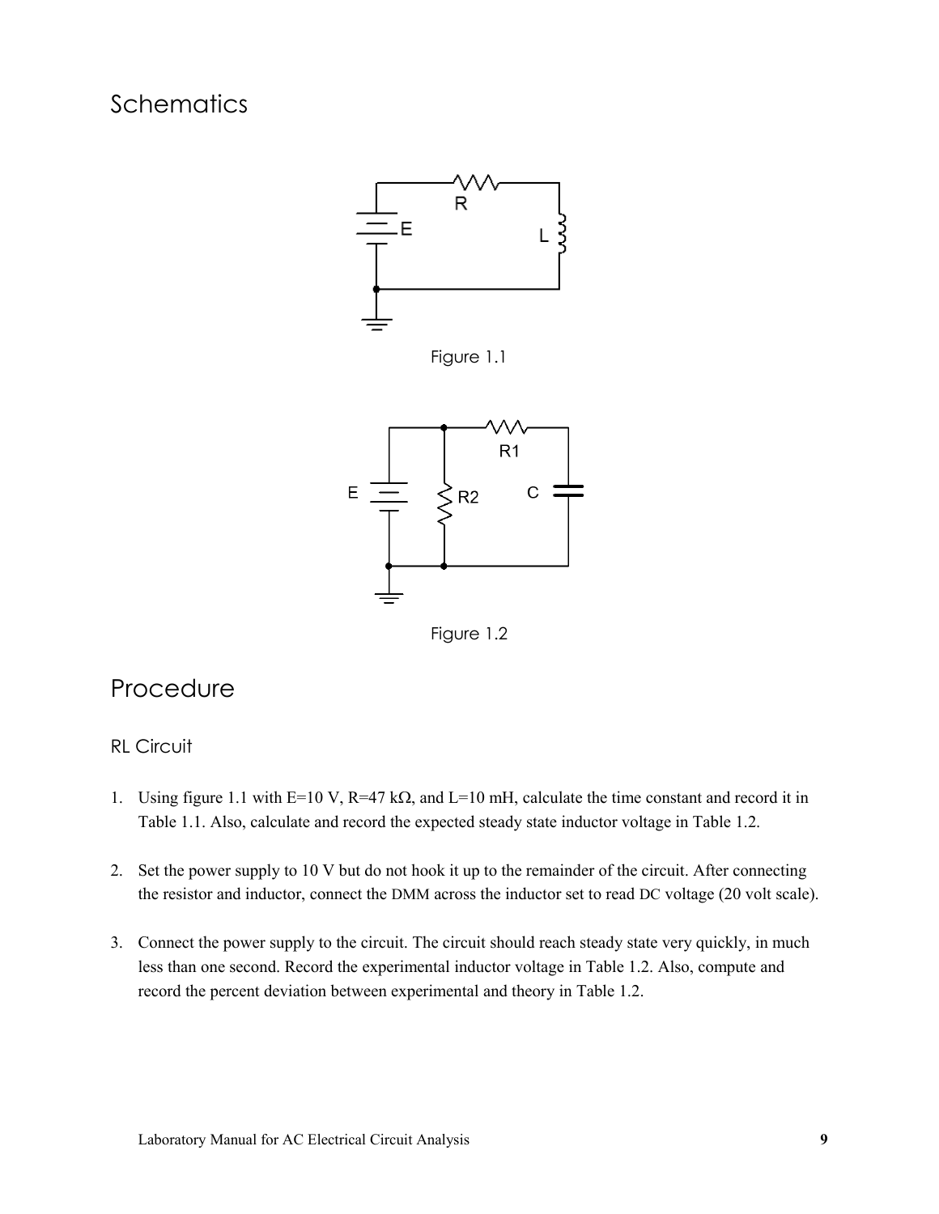## Schematics

Figure 1.1

Figure 1.2

## Procedure

### RL Circuit

1. Using figure 1.1 with E=10 V, R=47 kΩ, and L=10 mH, calculate the time constant and record it in Table 1.1. Also, calculate and record the expected steady state inductor voltage in Table 1.2.

2. Set the power supply to 10 V but do not hook it up to the remainder of the circuit. After connecting the resistor and inductor, connect the DMM across the inductor set to read DC voltage (20 volt scale).

3. Connect the power supply to the circuit. The circuit should reach steady state very quickly, in much less than one second. Record the experimental inductor voltage in Table 1.2. Also, compute and record the percent deviation between experimental and theory in Table 1.2.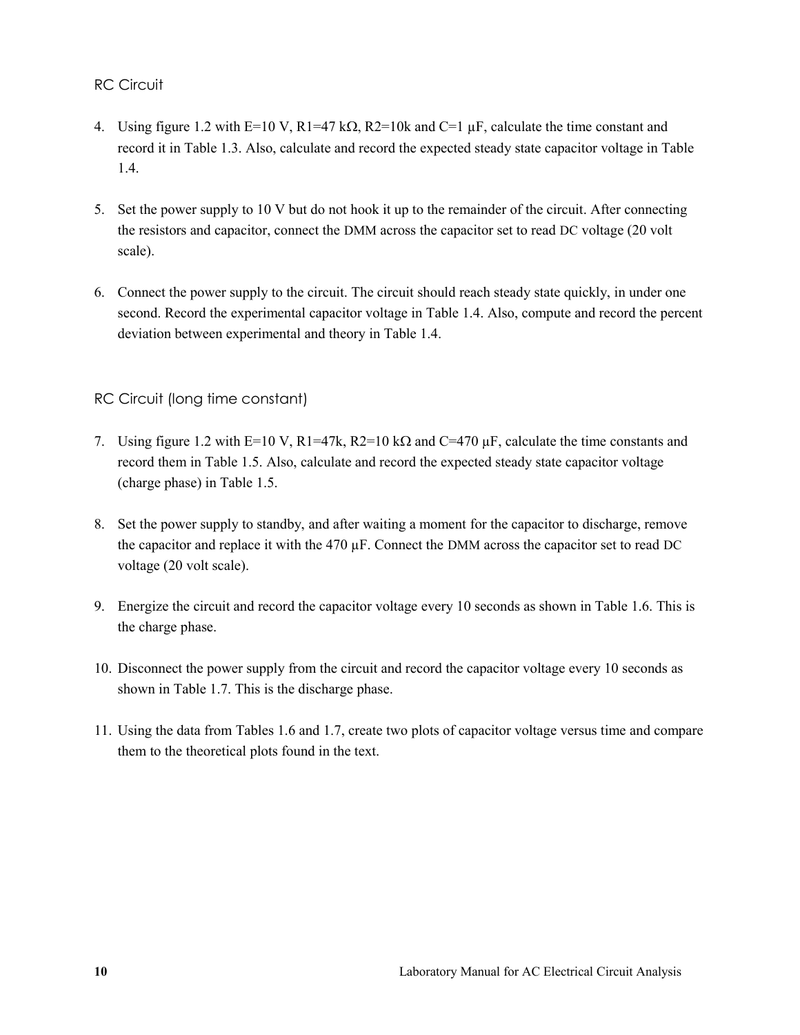## RC Circuit

4. Using figure 1.2 with E=10 V, R1=47 kΩ, R2=10k and C=1 μF, calculate the time constant and record it in Table 1.3. Also, calculate and record the expected steady state capacitor voltage in Table 1.4.

5. Set the power supply to 10 V but do not hook it up to the remainder of the circuit. After connecting the resistors and capacitor, connect the DMM across the capacitor set to read DC voltage (20 volt scale).

6. Connect the power supply to the circuit. The circuit should reach steady state quickly, in under one second. Record the experimental capacitor voltage in Table 1.4. Also, compute and record the percent deviation between experimental and theory in Table 1.4.

## RC Circuit (long time constant)

7. Using figure 1.2 with E=10 V, R1=47k, R2=10 kΩ and C=470 μF, calculate the time constants and record them in Table 1.5. Also, calculate and record the expected steady state capacitor voltage (charge phase) in Table 1.5.

8. Set the power supply to standby, and after waiting a moment for the capacitor to discharge, remove the capacitor and replace it with the 470 μF. Connect the DMM across the capacitor set to read DC voltage (20 volt scale).

9. Energize the circuit and record the capacitor voltage every 10 seconds as shown in Table 1.6. This is the charge phase.

10. Disconnect the power supply from the circuit and record the capacitor voltage every 10 seconds as shown in Table 1.7. This is the discharge phase.

11. Using the data from Tables 1.6 and 1.7, create two plots of capacitor voltage versus time and compare them to the theoretical plots found in the text.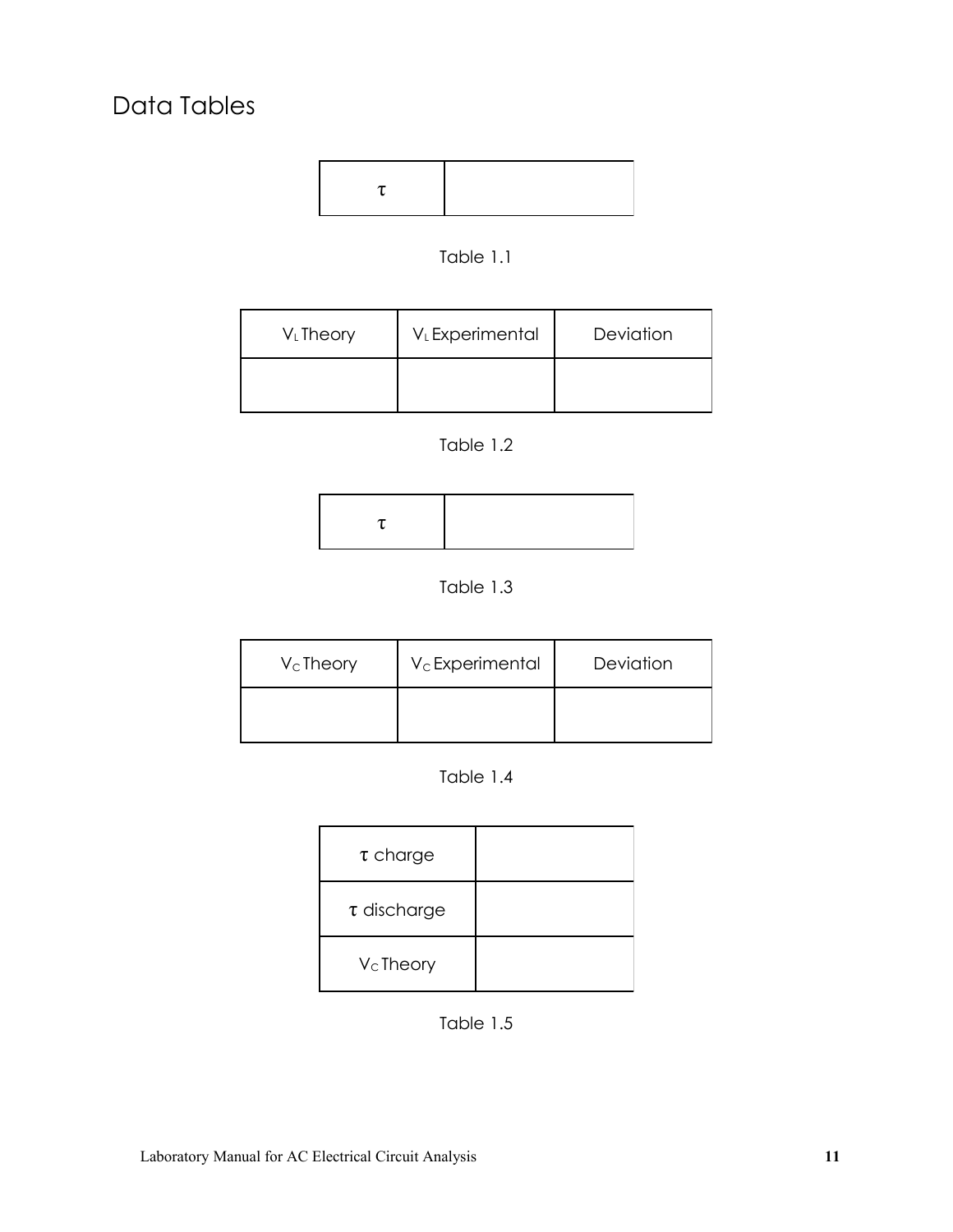# Data Tables

| $\tau$ | |
|---|---|

Table 1.1

| $V_L$ Theory | $V_L$ Experimental | Deviation |
|---|---|---|
| | | |

Table 1.2

| $\tau$ | |
|---|---|

Table 1.3

| $V_C$ Theory | $V_C$ Experimental | Deviation |
|---|---|---|
| | | |

Table 1.4

| $\tau$ charge | |
|---|---|
| $\tau$ discharge | |
| $V_C$ Theory | |

Table 1.5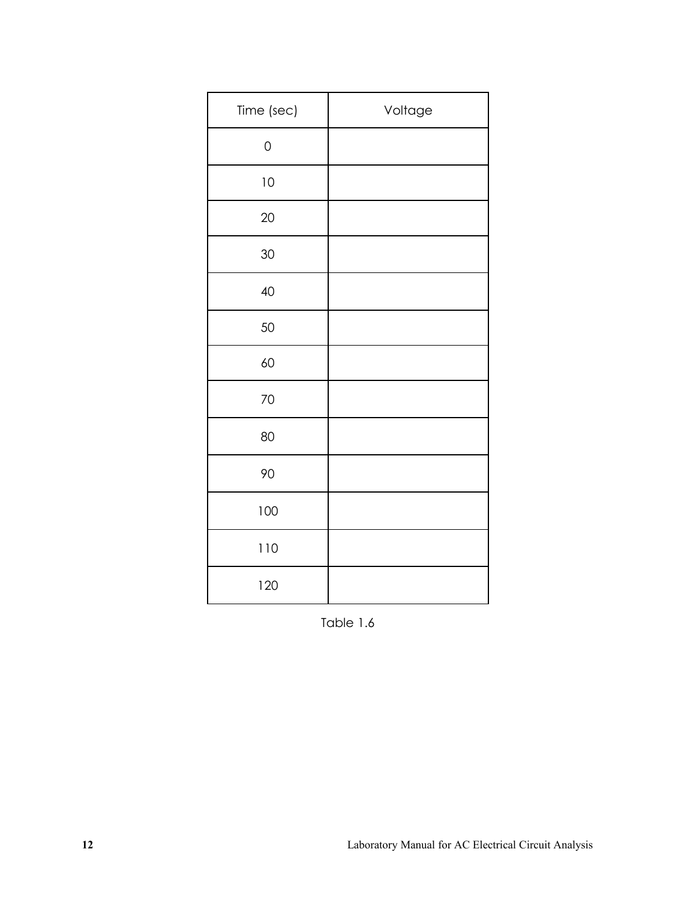| Time (sec) | Voltage |
| --- | --- |
| 0 | |
| 10 | |
| 20 | |
| 30 | |
| 40 | |
| 50 | |
| 60 | |
| 70 | |
| 80 | |
| 90 | |
| 100 | |
| 110 | |
| 120 | |

Table 1.6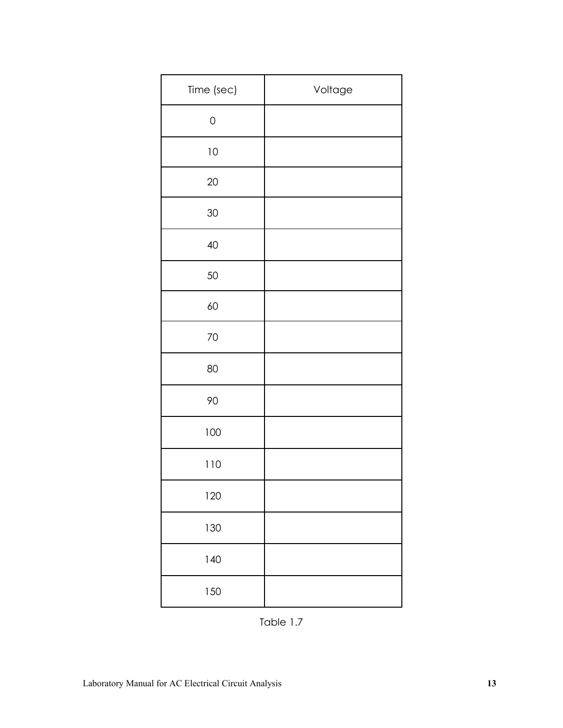| Time (sec) | Voltage |
|---|---|
| 0 | |
| 10 | |
| 20 | |
| 30 | |
| 40 | |
| 50 | |
| 60 | |
| 70 | |
| 80 | |
| 90 | |
| 100 | |
| 110 | |
| 120 | |
| 130 | |
| 140 | |
| 150 | |

Table 1.7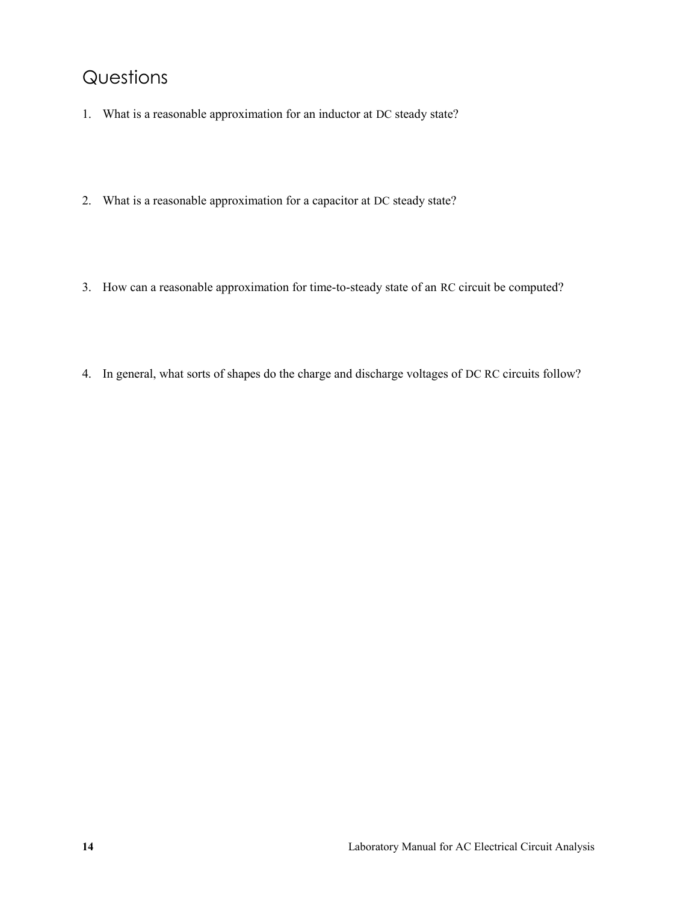## Questions

1. What is a reasonable approximation for an inductor at DC steady state?

2. What is a reasonable approximation for a capacitor at DC steady state?

3. How can a reasonable approximation for time-to-steady state of an RC circuit be computed?

4. In general, what sorts of shapes do the charge and discharge voltages of DC RC circuits follow?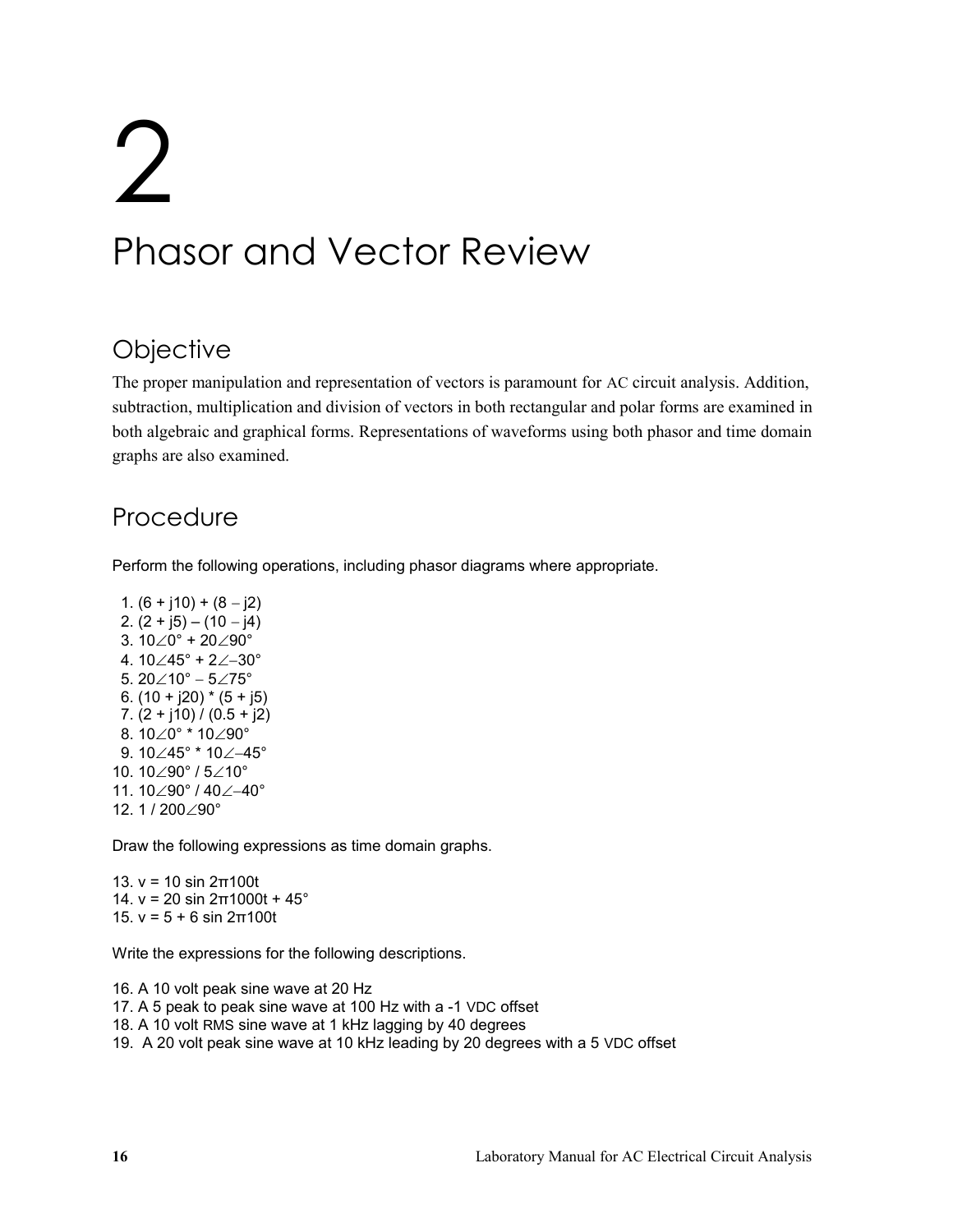# 2

# Phasor and Vector Review

## Objective

The proper manipulation and representation of vectors is paramount for AC circuit analysis. Addition, subtraction, multiplication and division of vectors in both rectangular and polar forms are examined in both algebraic and graphical forms. Representations of waveforms using both phasor and time domain graphs are also examined.

## Procedure

Perform the following operations, including phasor diagrams where appropriate.

1. $(6 + j10) + (8 - j2)$
2. $(2 + j5) - (10 - j4)$
3. $10\angle 0° + 20\angle 90°$
4. $10\angle 45° + 2\angle -30°$
5. $20\angle 10° - 5\angle 75°$
6. $(10 + j20) * (5 + j5)$
7. $(2 + j10) / (0.5 + j2)$
8. $10\angle 0° * 10\angle 90°$
9. $10\angle 45° * 10\angle -45°$
10. $10\angle 90° / 5\angle 10°$
11. $10\angle 90° / 40\angle -40°$
12. $1 / 200\angle 90°$

Draw the following expressions as time domain graphs.

13. $v = 10 \sin 2\pi 100t$
14. $v = 20 \sin 2\pi 1000t + 45°$
15. $v = 5 + 6 \sin 2\pi 100t$

Write the expressions for the following descriptions.

16. A 10 volt peak sine wave at 20 Hz
17. A 5 peak to peak sine wave at 100 Hz with a -1 VDC offset
18. A 10 volt RMS sine wave at 1 kHz lagging by 40 degrees
19. A 20 volt peak sine wave at 10 kHz leading by 20 degrees with a 5 VDC offset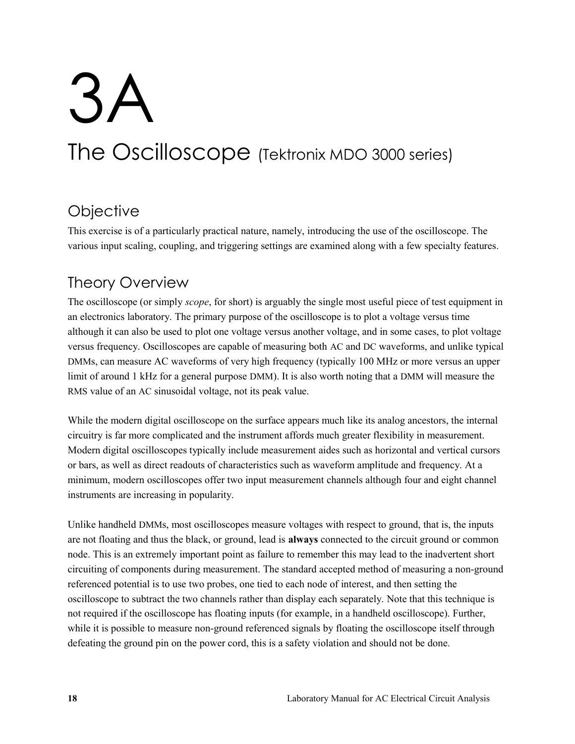# 3A

# The Oscilloscope (Tektronix MDO 3000 series)

## Objective

This exercise is of a particularly practical nature, namely, introducing the use of the oscilloscope. The various input scaling, coupling, and triggering settings are examined along with a few specialty features.

## Theory Overview

The oscilloscope (or simply *scope*, for short) is arguably the single most useful piece of test equipment in an electronics laboratory. The primary purpose of the oscilloscope is to plot a voltage versus time although it can also be used to plot one voltage versus another voltage, and in some cases, to plot voltage versus frequency. Oscilloscopes are capable of measuring both AC and DC waveforms, and unlike typical DMMs, can measure AC waveforms of very high frequency (typically 100 MHz or more versus an upper limit of around 1 kHz for a general purpose DMM). It is also worth noting that a DMM will measure the RMS value of an AC sinusoidal voltage, not its peak value.

While the modern digital oscilloscope on the surface appears much like its analog ancestors, the internal circuitry is far more complicated and the instrument affords much greater flexibility in measurement. Modern digital oscilloscopes typically include measurement aides such as horizontal and vertical cursors or bars, as well as direct readouts of characteristics such as waveform amplitude and frequency. At a minimum, modern oscilloscopes offer two input measurement channels although four and eight channel instruments are increasing in popularity.

Unlike handheld DMMs, most oscilloscopes measure voltages with respect to ground, that is, the inputs are not floating and thus the black, or ground, lead is **always** connected to the circuit ground or common node. This is an extremely important point as failure to remember this may lead to the inadvertent short circuiting of components during measurement. The standard accepted method of measuring a non-ground referenced potential is to use two probes, one tied to each node of interest, and then setting the oscilloscope to subtract the two channels rather than display each separately. Note that this technique is not required if the oscilloscope has floating inputs (for example, in a handheld oscilloscope). Further, while it is possible to measure non-ground referenced signals by floating the oscilloscope itself through defeating the ground pin on the power cord, this is a safety violation and should not be done.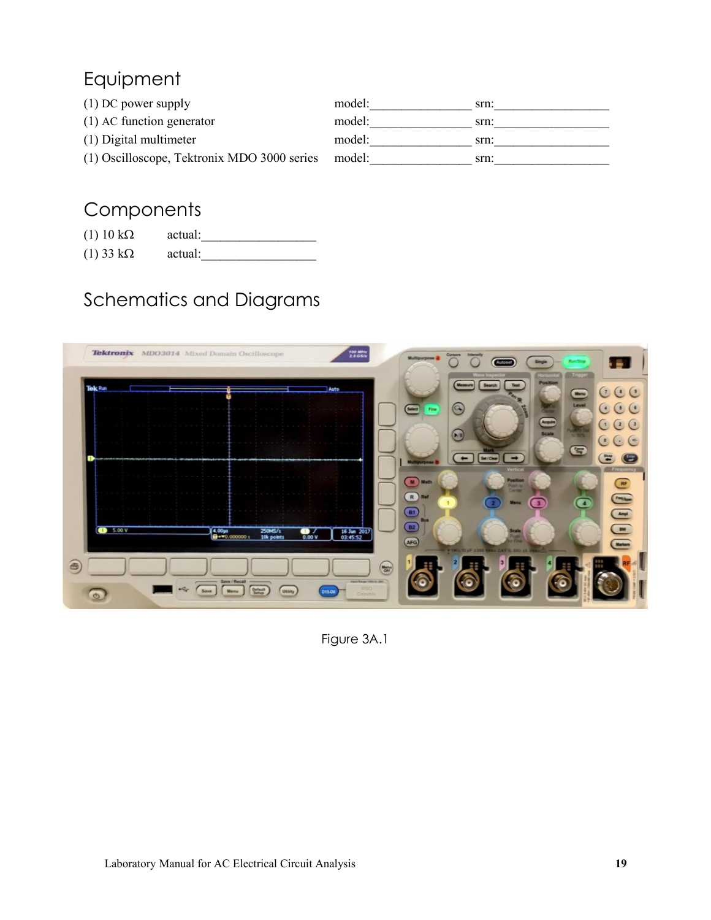## Equipment

| | | |
|---|---|---|
| (1) DC power supply | model:________________ | srn:__________________ |
| (1) AC function generator | model:________________ | srn:__________________ |
| (1) Digital multimeter | model:________________ | srn:__________________ |
| (1) Oscilloscope, Tektronix MDO 3000 series | model:________________ | srn:__________________ |

## Components

(1) 10 kΩ actual:__________________

(1) 33 kΩ actual:__________________

## Schematics and Diagrams

Figure 3A.1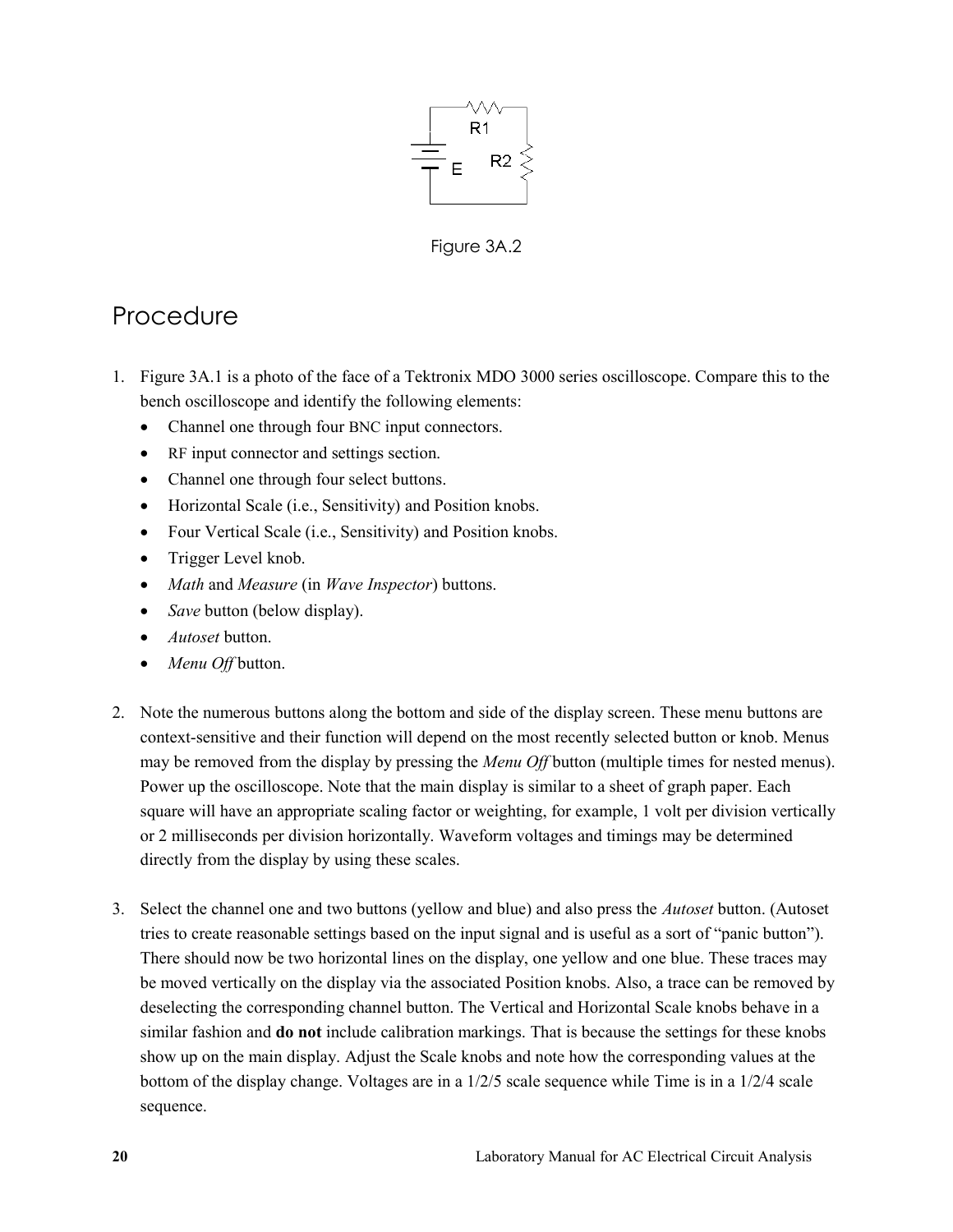Figure 3A.2

## Procedure

1. Figure 3A.1 is a photo of the face of a Tektronix MDO 3000 series oscilloscope. Compare this to the bench oscilloscope and identify the following elements:
   - Channel one through four BNC input connectors.
   - RF input connector and settings section.
   - Channel one through four select buttons.
   - Horizontal Scale (i.e., Sensitivity) and Position knobs.
   - Four Vertical Scale (i.e., Sensitivity) and Position knobs.
   - Trigger Level knob.
   - *Math* and *Measure* (in *Wave Inspector*) buttons.
   - *Save* button (below display).
   - *Autoset* button.
   - *Menu Off* button.

2. Note the numerous buttons along the bottom and side of the display screen. These menu buttons are context-sensitive and their function will depend on the most recently selected button or knob. Menus may be removed from the display by pressing the *Menu Off* button (multiple times for nested menus). Power up the oscilloscope. Note that the main display is similar to a sheet of graph paper. Each square will have an appropriate scaling factor or weighting, for example, 1 volt per division vertically or 2 milliseconds per division horizontally. Waveform voltages and timings may be determined directly from the display by using these scales.

3. Select the channel one and two buttons (yellow and blue) and also press the *Autoset* button. (Autoset tries to create reasonable settings based on the input signal and is useful as a sort of "panic button"). There should now be two horizontal lines on the display, one yellow and one blue. These traces may be moved vertically on the display via the associated Position knobs. Also, a trace can be removed by deselecting the corresponding channel button. The Vertical and Horizontal Scale knobs behave in a similar fashion and **do not** include calibration markings. That is because the settings for these knobs show up on the main display. Adjust the Scale knobs and note how the corresponding values at the bottom of the display change. Voltages are in a 1/2/5 scale sequence while Time is in a 1/2/4 scale sequence.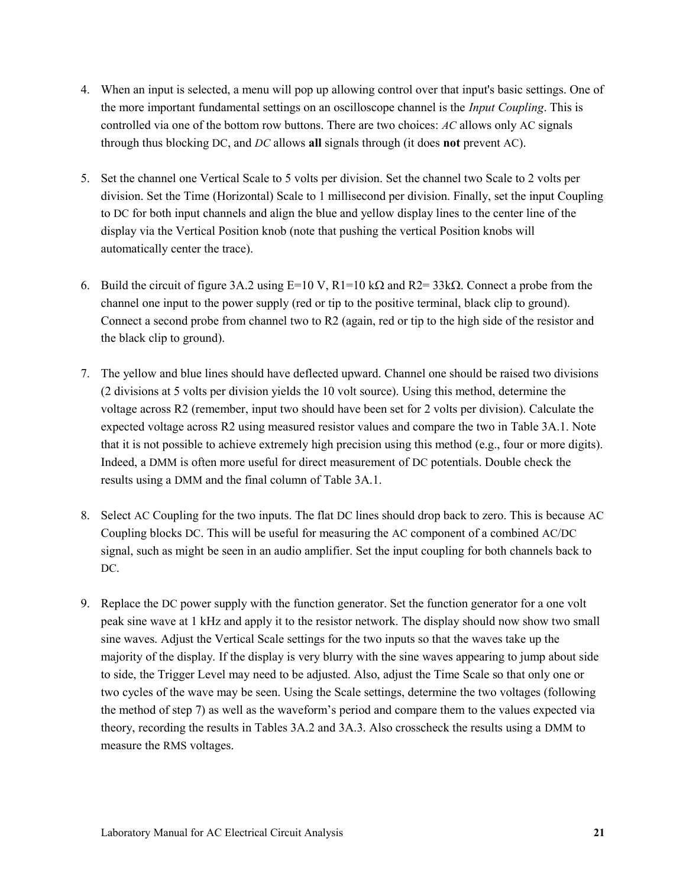4. When an input is selected, a menu will pop up allowing control over that input's basic settings. One of the more important fundamental settings on an oscilloscope channel is the *Input Coupling*. This is controlled via one of the bottom row buttons. There are two choices: *AC* allows only AC signals through thus blocking DC, and *DC* allows **all** signals through (it does **not** prevent AC).

5. Set the channel one Vertical Scale to 5 volts per division. Set the channel two Scale to 2 volts per division. Set the Time (Horizontal) Scale to 1 millisecond per division. Finally, set the input Coupling to DC for both input channels and align the blue and yellow display lines to the center line of the display via the Vertical Position knob (note that pushing the vertical Position knobs will automatically center the trace).

6. Build the circuit of figure 3A.2 using E=10 V, R1=10 kΩ and R2= 33kΩ. Connect a probe from the channel one input to the power supply (red or tip to the positive terminal, black clip to ground). Connect a second probe from channel two to R2 (again, red or tip to the high side of the resistor and the black clip to ground).

7. The yellow and blue lines should have deflected upward. Channel one should be raised two divisions (2 divisions at 5 volts per division yields the 10 volt source). Using this method, determine the voltage across R2 (remember, input two should have been set for 2 volts per division). Calculate the expected voltage across R2 using measured resistor values and compare the two in Table 3A.1. Note that it is not possible to achieve extremely high precision using this method (e.g., four or more digits). Indeed, a DMM is often more useful for direct measurement of DC potentials. Double check the results using a DMM and the final column of Table 3A.1.

8. Select AC Coupling for the two inputs. The flat DC lines should drop back to zero. This is because AC Coupling blocks DC. This will be useful for measuring the AC component of a combined AC/DC signal, such as might be seen in an audio amplifier. Set the input coupling for both channels back to DC.

9. Replace the DC power supply with the function generator. Set the function generator for a one volt peak sine wave at 1 kHz and apply it to the resistor network. The display should now show two small sine waves. Adjust the Vertical Scale settings for the two inputs so that the waves take up the majority of the display. If the display is very blurry with the sine waves appearing to jump about side to side, the Trigger Level may need to be adjusted. Also, adjust the Time Scale so that only one or two cycles of the wave may be seen. Using the Scale settings, determine the two voltages (following the method of step 7) as well as the waveform's period and compare them to the values expected via theory, recording the results in Tables 3A.2 and 3A.3. Also crosscheck the results using a DMM to measure the RMS voltages.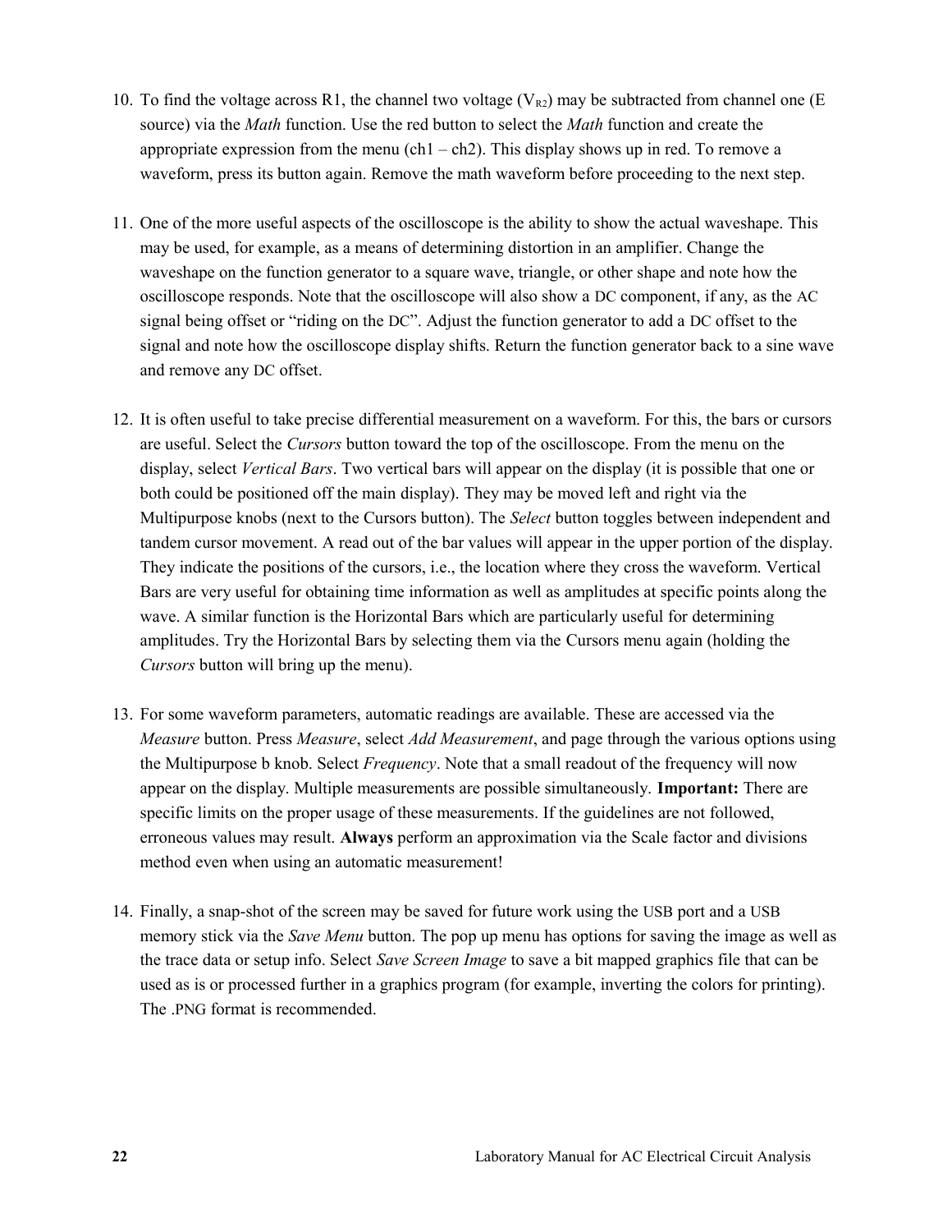10. To find the voltage across R1, the channel two voltage ($V_{R2}$) may be subtracted from channel one (E source) via the *Math* function. Use the red button to select the *Math* function and create the appropriate expression from the menu (ch1 – ch2). This display shows up in red. To remove a waveform, press its button again. Remove the math waveform before proceeding to the next step.

11. One of the more useful aspects of the oscilloscope is the ability to show the actual waveshape. This may be used, for example, as a means of determining distortion in an amplifier. Change the waveshape on the function generator to a square wave, triangle, or other shape and note how the oscilloscope responds. Note that the oscilloscope will also show a DC component, if any, as the AC signal being offset or "riding on the DC". Adjust the function generator to add a DC offset to the signal and note how the oscilloscope display shifts. Return the function generator back to a sine wave and remove any DC offset.

12. It is often useful to take precise differential measurement on a waveform. For this, the bars or cursors are useful. Select the *Cursors* button toward the top of the oscilloscope. From the menu on the display, select *Vertical Bars*. Two vertical bars will appear on the display (it is possible that one or both could be positioned off the main display). They may be moved left and right via the Multipurpose knobs (next to the Cursors button). The *Select* button toggles between independent and tandem cursor movement. A read out of the bar values will appear in the upper portion of the display. They indicate the positions of the cursors, i.e., the location where they cross the waveform. Vertical Bars are very useful for obtaining time information as well as amplitudes at specific points along the wave. A similar function is the Horizontal Bars which are particularly useful for determining amplitudes. Try the Horizontal Bars by selecting them via the Cursors menu again (holding the *Cursors* button will bring up the menu).

13. For some waveform parameters, automatic readings are available. These are accessed via the *Measure* button. Press *Measure*, select *Add Measurement*, and page through the various options using the Multipurpose b knob. Select *Frequency*. Note that a small readout of the frequency will now appear on the display. Multiple measurements are possible simultaneously. **Important:** There are specific limits on the proper usage of these measurements. If the guidelines are not followed, erroneous values may result. **Always** perform an approximation via the Scale factor and divisions method even when using an automatic measurement!

14. Finally, a snap-shot of the screen may be saved for future work using the USB port and a USB memory stick via the *Save Menu* button. The pop up menu has options for saving the image as well as the trace data or setup info. Select *Save Screen Image* to save a bit mapped graphics file that can be used as is or processed further in a graphics program (for example, inverting the colors for printing). The .PNG format is recommended.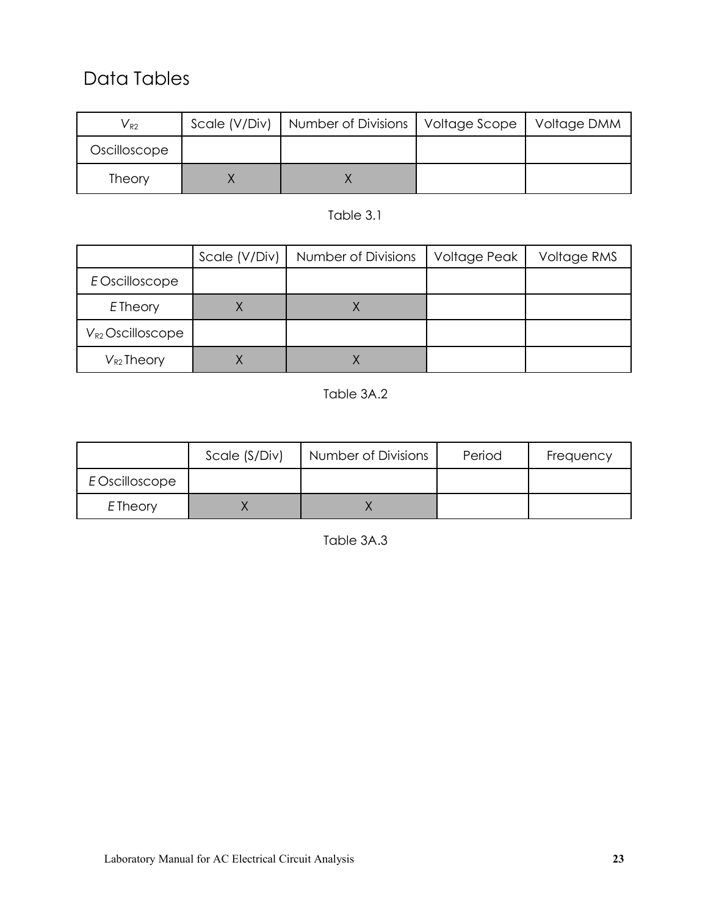# Data Tables

| $V_{R2}$ | Scale (V/Div) | Number of Divisions | Voltage Scope | Voltage DMM |
|---|---|---|---|---|
| Oscilloscope | | | | |
| Theory | X | X | | |

Table 3.1

| | Scale (V/Div) | Number of Divisions | Voltage Peak | Voltage RMS |
|---|---|---|---|---|
| *E* Oscilloscope | | | | |
| *E* Theory | X | X | | |
| $V_{R2}$ Oscilloscope | | | | |
| $V_{R2}$ Theory | X | X | | |

Table 3A.2

| | Scale (S/Div) | Number of Divisions | Period | Frequency |
|---|---|---|---|---|
| *E* Oscilloscope | | | | |
| *E* Theory | X | X | | |

Table 3A.3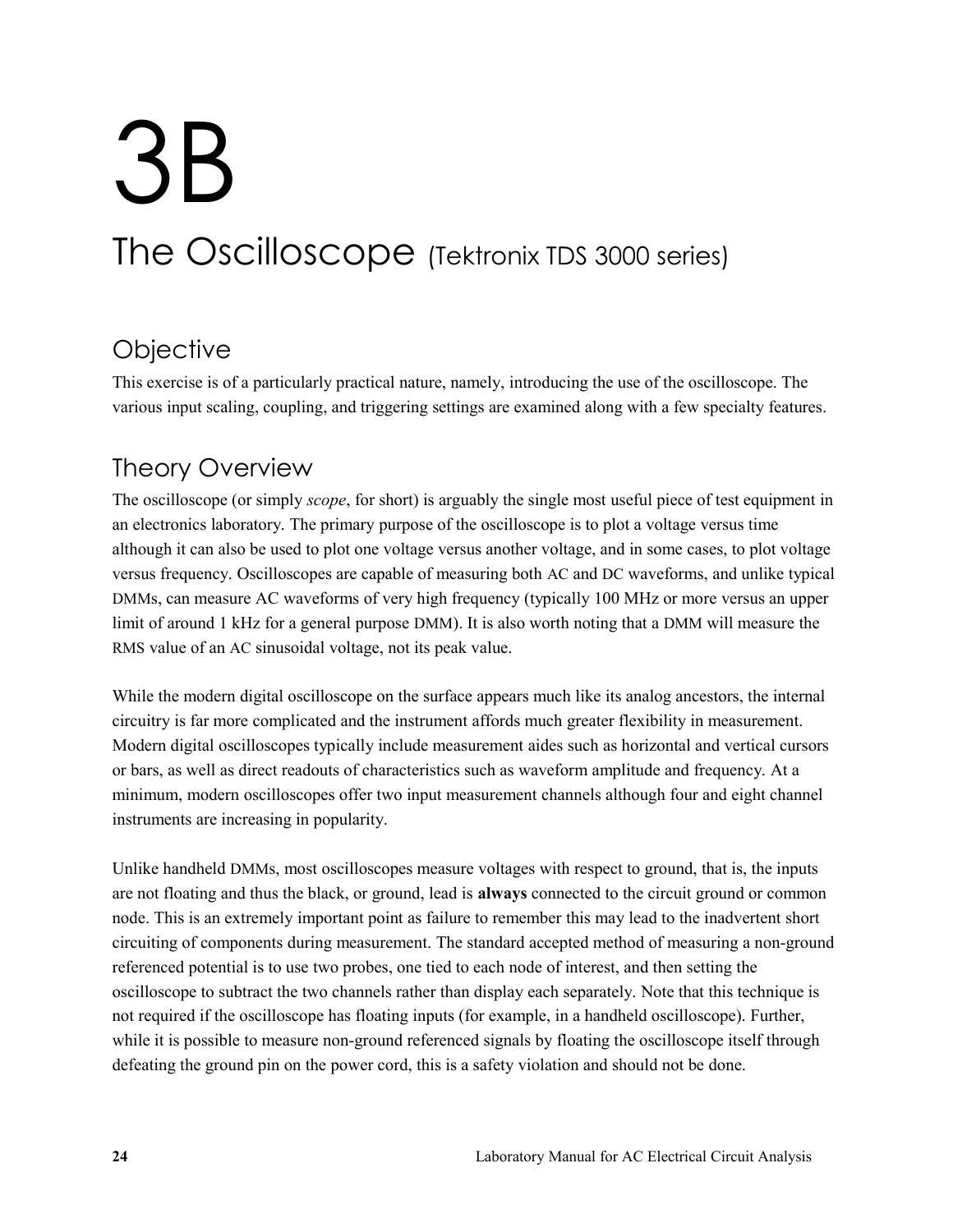# 3B

# The Oscilloscope (Tektronix TDS 3000 series)

## Objective

This exercise is of a particularly practical nature, namely, introducing the use of the oscilloscope. The various input scaling, coupling, and triggering settings are examined along with a few specialty features.

## Theory Overview

The oscilloscope (or simply *scope*, for short) is arguably the single most useful piece of test equipment in an electronics laboratory. The primary purpose of the oscilloscope is to plot a voltage versus time although it can also be used to plot one voltage versus another voltage, and in some cases, to plot voltage versus frequency. Oscilloscopes are capable of measuring both AC and DC waveforms, and unlike typical DMMs, can measure AC waveforms of very high frequency (typically 100 MHz or more versus an upper limit of around 1 kHz for a general purpose DMM). It is also worth noting that a DMM will measure the RMS value of an AC sinusoidal voltage, not its peak value.

While the modern digital oscilloscope on the surface appears much like its analog ancestors, the internal circuitry is far more complicated and the instrument affords much greater flexibility in measurement. Modern digital oscilloscopes typically include measurement aides such as horizontal and vertical cursors or bars, as well as direct readouts of characteristics such as waveform amplitude and frequency. At a minimum, modern oscilloscopes offer two input measurement channels although four and eight channel instruments are increasing in popularity.

Unlike handheld DMMs, most oscilloscopes measure voltages with respect to ground, that is, the inputs are not floating and thus the black, or ground, lead is **always** connected to the circuit ground or common node. This is an extremely important point as failure to remember this may lead to the inadvertent short circuiting of components during measurement. The standard accepted method of measuring a non-ground referenced potential is to use two probes, one tied to each node of interest, and then setting the oscilloscope to subtract the two channels rather than display each separately. Note that this technique is not required if the oscilloscope has floating inputs (for example, in a handheld oscilloscope). Further, while it is possible to measure non-ground referenced signals by floating the oscilloscope itself through defeating the ground pin on the power cord, this is a safety violation and should not be done.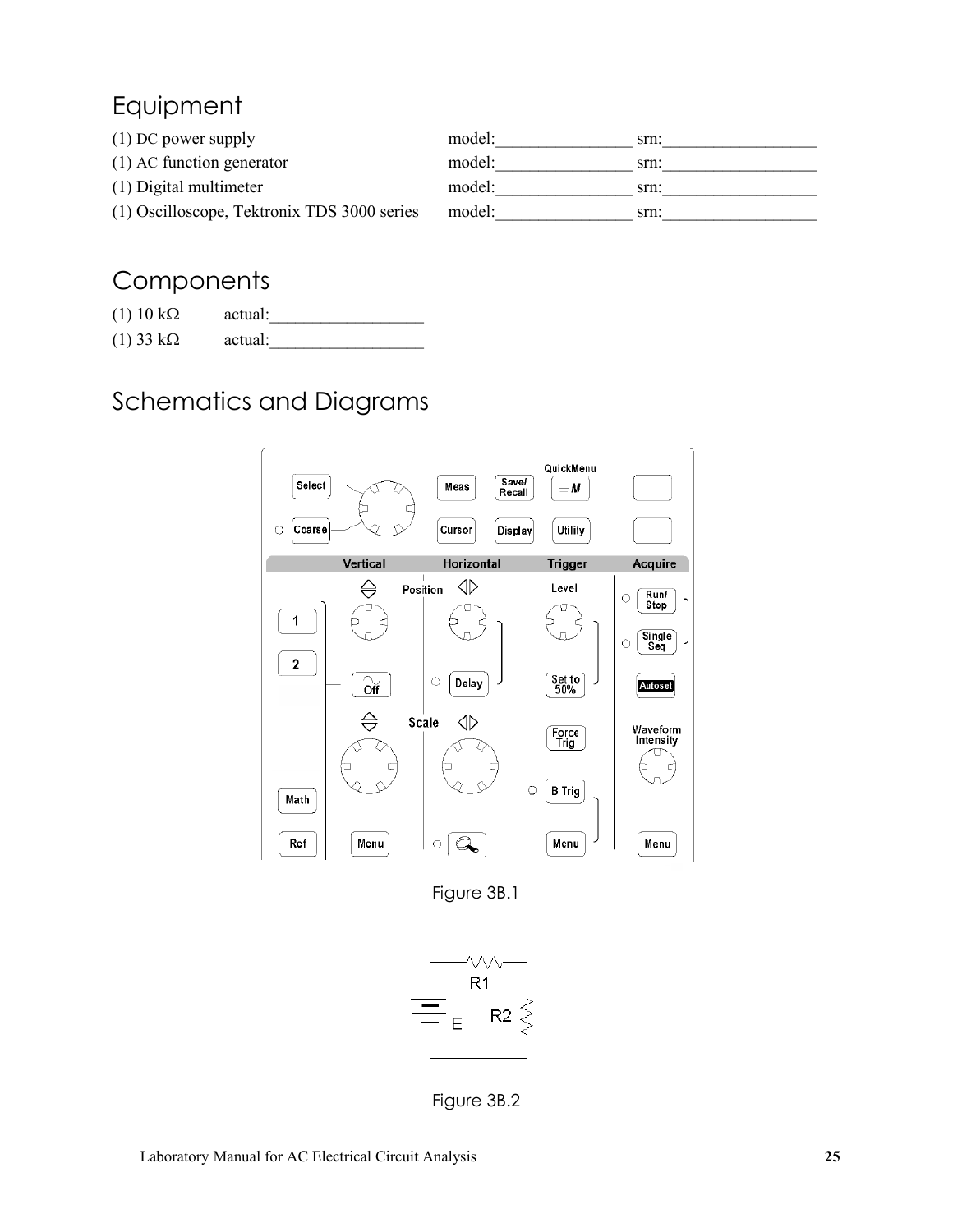# Equipment

| | |
|---|---|
| (1) DC power supply | model:________________ srn:__________________ |
| (1) AC function generator | model:________________ srn:__________________ |
| (1) Digital multimeter | model:________________ srn:__________________ |
| (1) Oscilloscope, Tektronix TDS 3000 series | model:________________ srn:__________________ |

# Components

(1) 10 kΩ actual:__________________

(1) 33 kΩ actual:__________________

# Schematics and Diagrams

Figure 3B.1

Figure 3B.2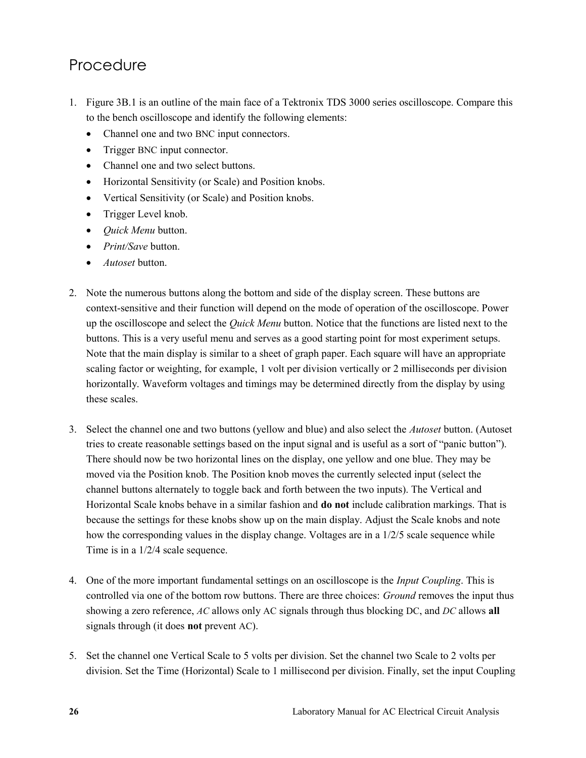# Procedure

1. Figure 3B.1 is an outline of the main face of a Tektronix TDS 3000 series oscilloscope. Compare this to the bench oscilloscope and identify the following elements:
   - Channel one and two BNC input connectors.
   - Trigger BNC input connector.
   - Channel one and two select buttons.
   - Horizontal Sensitivity (or Scale) and Position knobs.
   - Vertical Sensitivity (or Scale) and Position knobs.
   - Trigger Level knob.
   - *Quick Menu* button.
   - *Print/Save* button.
   - *Autoset* button.

2. Note the numerous buttons along the bottom and side of the display screen. These buttons are context-sensitive and their function will depend on the mode of operation of the oscilloscope. Power up the oscilloscope and select the *Quick Menu* button. Notice that the functions are listed next to the buttons. This is a very useful menu and serves as a good starting point for most experiment setups. Note that the main display is similar to a sheet of graph paper. Each square will have an appropriate scaling factor or weighting, for example, 1 volt per division vertically or 2 milliseconds per division horizontally. Waveform voltages and timings may be determined directly from the display by using these scales.

3. Select the channel one and two buttons (yellow and blue) and also select the *Autoset* button. (Autoset tries to create reasonable settings based on the input signal and is useful as a sort of "panic button"). There should now be two horizontal lines on the display, one yellow and one blue. They may be moved via the Position knob. The Position knob moves the currently selected input (select the channel buttons alternately to toggle back and forth between the two inputs). The Vertical and Horizontal Scale knobs behave in a similar fashion and **do not** include calibration markings. That is because the settings for these knobs show up on the main display. Adjust the Scale knobs and note how the corresponding values in the display change. Voltages are in a 1/2/5 scale sequence while Time is in a 1/2/4 scale sequence.

4. One of the more important fundamental settings on an oscilloscope is the *Input Coupling*. This is controlled via one of the bottom row buttons. There are three choices: *Ground* removes the input thus showing a zero reference, *AC* allows only AC signals through thus blocking DC, and *DC* allows **all** signals through (it does **not** prevent AC).

5. Set the channel one Vertical Scale to 5 volts per division. Set the channel two Scale to 2 volts per division. Set the Time (Horizontal) Scale to 1 millisecond per division. Finally, set the input Coupling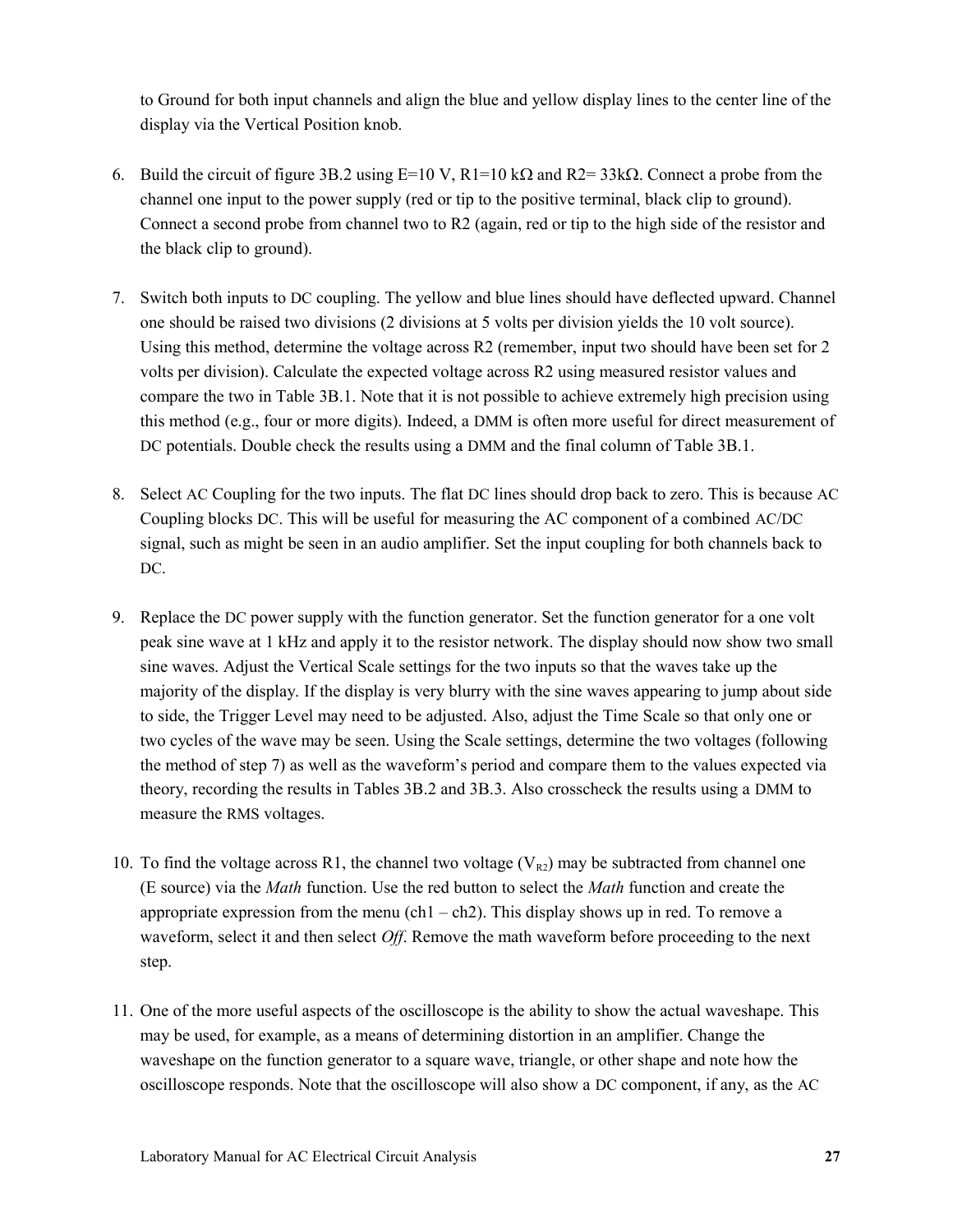to Ground for both input channels and align the blue and yellow display lines to the center line of the display via the Vertical Position knob.

6. Build the circuit of figure 3B.2 using E=10 V, R1=10 kΩ and R2= 33kΩ. Connect a probe from the channel one input to the power supply (red or tip to the positive terminal, black clip to ground). Connect a second probe from channel two to R2 (again, red or tip to the high side of the resistor and the black clip to ground).

7. Switch both inputs to DC coupling. The yellow and blue lines should have deflected upward. Channel one should be raised two divisions (2 divisions at 5 volts per division yields the 10 volt source). Using this method, determine the voltage across R2 (remember, input two should have been set for 2 volts per division). Calculate the expected voltage across R2 using measured resistor values and compare the two in Table 3B.1. Note that it is not possible to achieve extremely high precision using this method (e.g., four or more digits). Indeed, a DMM is often more useful for direct measurement of DC potentials. Double check the results using a DMM and the final column of Table 3B.1.

8. Select AC Coupling for the two inputs. The flat DC lines should drop back to zero. This is because AC Coupling blocks DC. This will be useful for measuring the AC component of a combined AC/DC signal, such as might be seen in an audio amplifier. Set the input coupling for both channels back to DC.

9. Replace the DC power supply with the function generator. Set the function generator for a one volt peak sine wave at 1 kHz and apply it to the resistor network. The display should now show two small sine waves. Adjust the Vertical Scale settings for the two inputs so that the waves take up the majority of the display. If the display is very blurry with the sine waves appearing to jump about side to side, the Trigger Level may need to be adjusted. Also, adjust the Time Scale so that only one or two cycles of the wave may be seen. Using the Scale settings, determine the two voltages (following the method of step 7) as well as the waveform's period and compare them to the values expected via theory, recording the results in Tables 3B.2 and 3B.3. Also crosscheck the results using a DMM to measure the RMS voltages.

10. To find the voltage across R1, the channel two voltage ($V_{R2}$) may be subtracted from channel one (E source) via the *Math* function. Use the red button to select the *Math* function and create the appropriate expression from the menu (ch1 – ch2). This display shows up in red. To remove a waveform, select it and then select *Off*. Remove the math waveform before proceeding to the next step.

11. One of the more useful aspects of the oscilloscope is the ability to show the actual waveshape. This may be used, for example, as a means of determining distortion in an amplifier. Change the waveshape on the function generator to a square wave, triangle, or other shape and note how the oscilloscope responds. Note that the oscilloscope will also show a DC component, if any, as the AC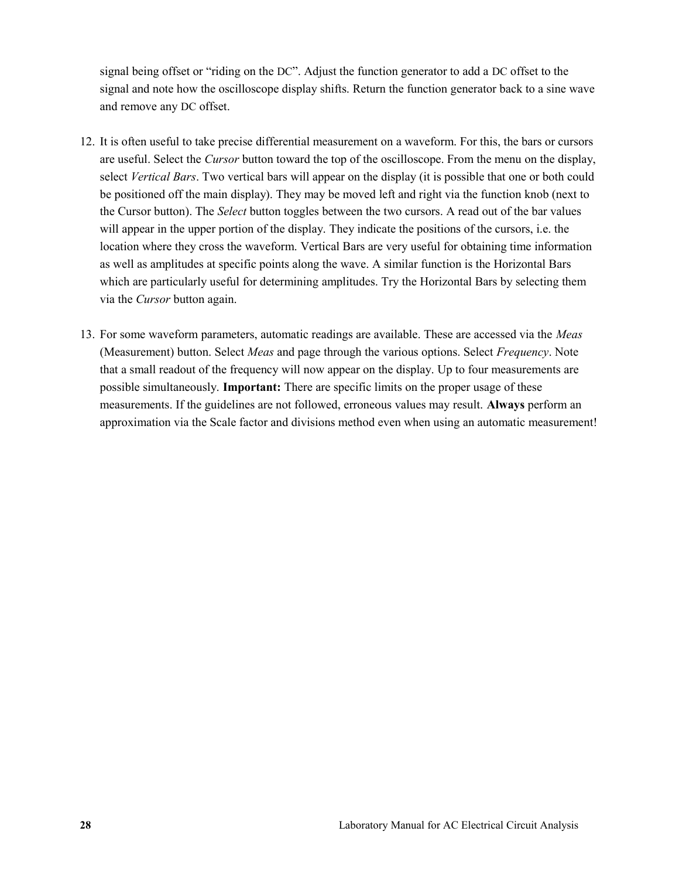signal being offset or "riding on the DC". Adjust the function generator to add a DC offset to the signal and note how the oscilloscope display shifts. Return the function generator back to a sine wave and remove any DC offset.

12. It is often useful to take precise differential measurement on a waveform. For this, the bars or cursors are useful. Select the *Cursor* button toward the top of the oscilloscope. From the menu on the display, select *Vertical Bars*. Two vertical bars will appear on the display (it is possible that one or both could be positioned off the main display). They may be moved left and right via the function knob (next to the Cursor button). The *Select* button toggles between the two cursors. A read out of the bar values will appear in the upper portion of the display. They indicate the positions of the cursors, i.e. the location where they cross the waveform. Vertical Bars are very useful for obtaining time information as well as amplitudes at specific points along the wave. A similar function is the Horizontal Bars which are particularly useful for determining amplitudes. Try the Horizontal Bars by selecting them via the *Cursor* button again.

13. For some waveform parameters, automatic readings are available. These are accessed via the *Meas* (Measurement) button. Select *Meas* and page through the various options. Select *Frequency*. Note that a small readout of the frequency will now appear on the display. Up to four measurements are possible simultaneously. **Important:** There are specific limits on the proper usage of these measurements. If the guidelines are not followed, erroneous values may result. **Always** perform an approximation via the Scale factor and divisions method even when using an automatic measurement!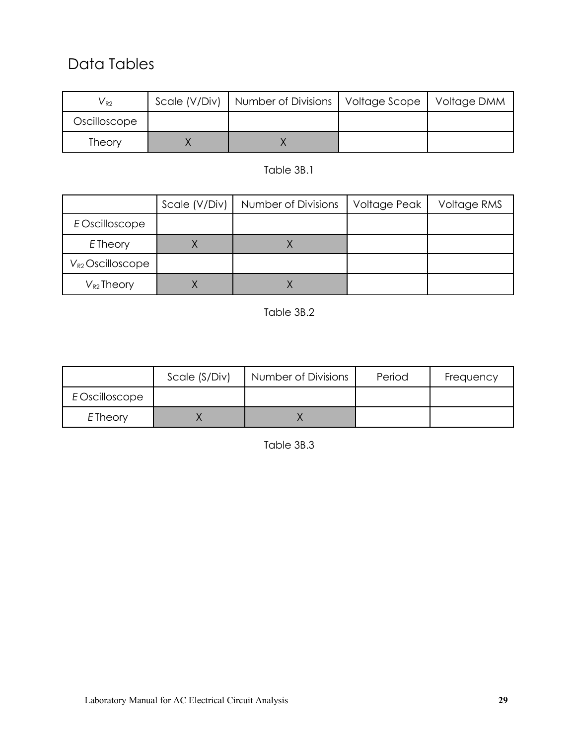## Data Tables

| $V_{R2}$ | Scale (V/Div) | Number of Divisions | Voltage Scope | Voltage DMM |
|---|---|---|---|---|
| Oscilloscope | | | | |
| Theory | X | X | | |

Table 3B.1

| | Scale (V/Div) | Number of Divisions | Voltage Peak | Voltage RMS |
|---|---|---|---|---|
| *E* Oscilloscope | | | | |
| *E* Theory | X | X | | |
| $V_{R2}$ Oscilloscope | | | | |
| $V_{R2}$ Theory | X | X | | |

Table 3B.2

| | Scale (S/Div) | Number of Divisions | Period | Frequency |
|---|---|---|---|---|
| *E* Oscilloscope | | | | |
| *E* Theory | X | X | | |

Table 3B.3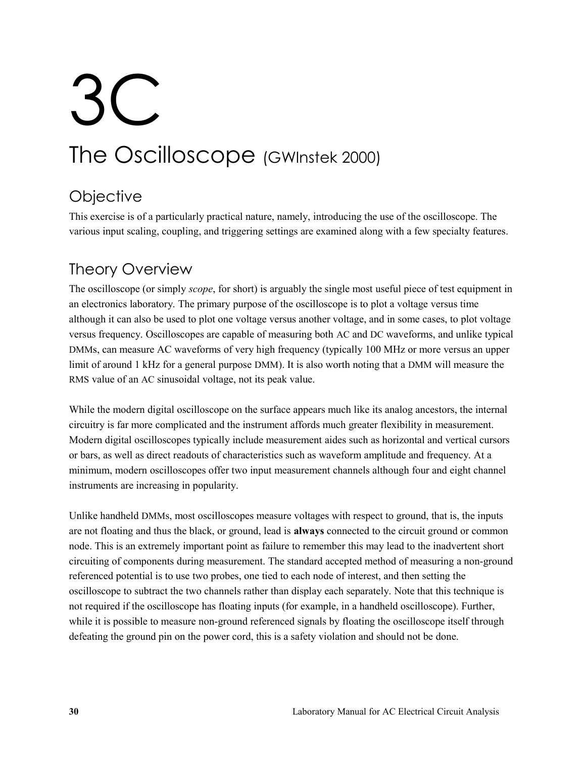# 3C

# The Oscilloscope (GWInstek 2000)

## Objective

This exercise is of a particularly practical nature, namely, introducing the use of the oscilloscope. The various input scaling, coupling, and triggering settings are examined along with a few specialty features.

## Theory Overview

The oscilloscope (or simply *scope*, for short) is arguably the single most useful piece of test equipment in an electronics laboratory. The primary purpose of the oscilloscope is to plot a voltage versus time although it can also be used to plot one voltage versus another voltage, and in some cases, to plot voltage versus frequency. Oscilloscopes are capable of measuring both AC and DC waveforms, and unlike typical DMMs, can measure AC waveforms of very high frequency (typically 100 MHz or more versus an upper limit of around 1 kHz for a general purpose DMM). It is also worth noting that a DMM will measure the RMS value of an AC sinusoidal voltage, not its peak value.

While the modern digital oscilloscope on the surface appears much like its analog ancestors, the internal circuitry is far more complicated and the instrument affords much greater flexibility in measurement. Modern digital oscilloscopes typically include measurement aides such as horizontal and vertical cursors or bars, as well as direct readouts of characteristics such as waveform amplitude and frequency. At a minimum, modern oscilloscopes offer two input measurement channels although four and eight channel instruments are increasing in popularity.

Unlike handheld DMMs, most oscilloscopes measure voltages with respect to ground, that is, the inputs are not floating and thus the black, or ground, lead is **always** connected to the circuit ground or common node. This is an extremely important point as failure to remember this may lead to the inadvertent short circuiting of components during measurement. The standard accepted method of measuring a non-ground referenced potential is to use two probes, one tied to each node of interest, and then setting the oscilloscope to subtract the two channels rather than display each separately. Note that this technique is not required if the oscilloscope has floating inputs (for example, in a handheld oscilloscope). Further, while it is possible to measure non-ground referenced signals by floating the oscilloscope itself through defeating the ground pin on the power cord, this is a safety violation and should not be done.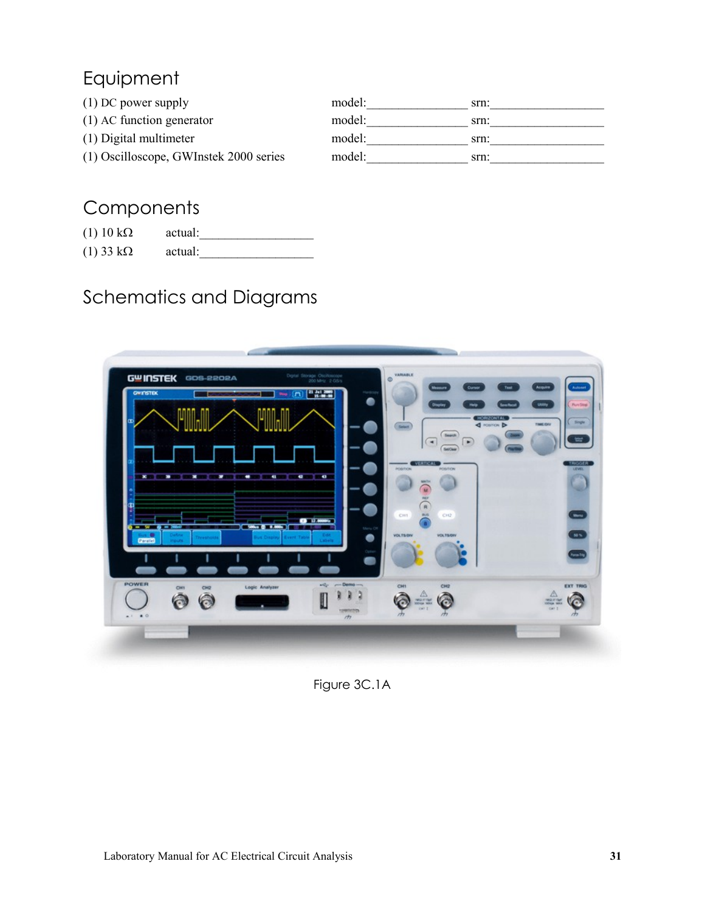## Equipment

(1) DC power supply model:________________ srn:__________________

(1) AC function generator model:________________ srn:__________________

(1) Digital multimeter model:________________ srn:__________________

(1) Oscilloscope, GWInstek 2000 series model:________________ srn:__________________

## Components

(1) 10 kΩ actual:__________________

(1) 33 kΩ actual:__________________

## Schematics and Diagrams

Figure 3C.1A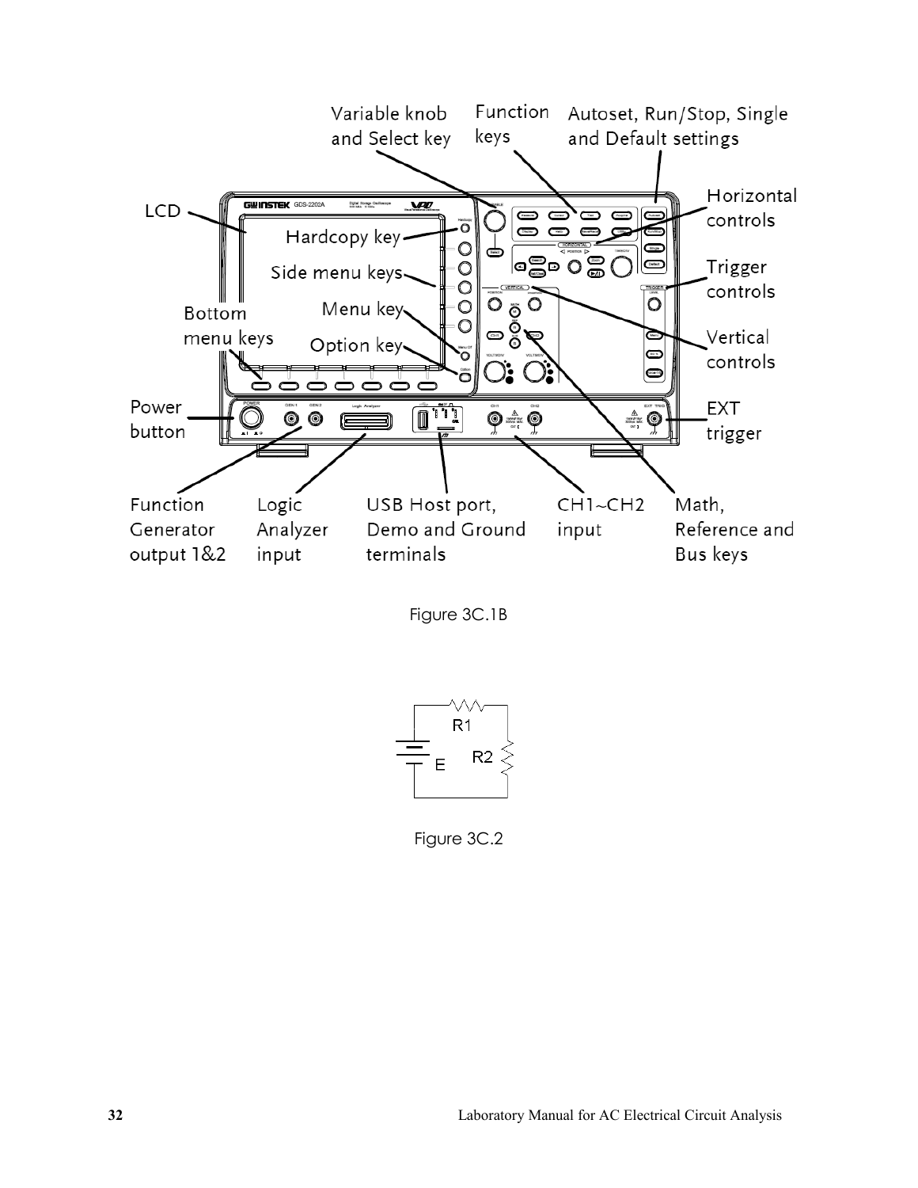Figure 3C.1B

Figure 3C.2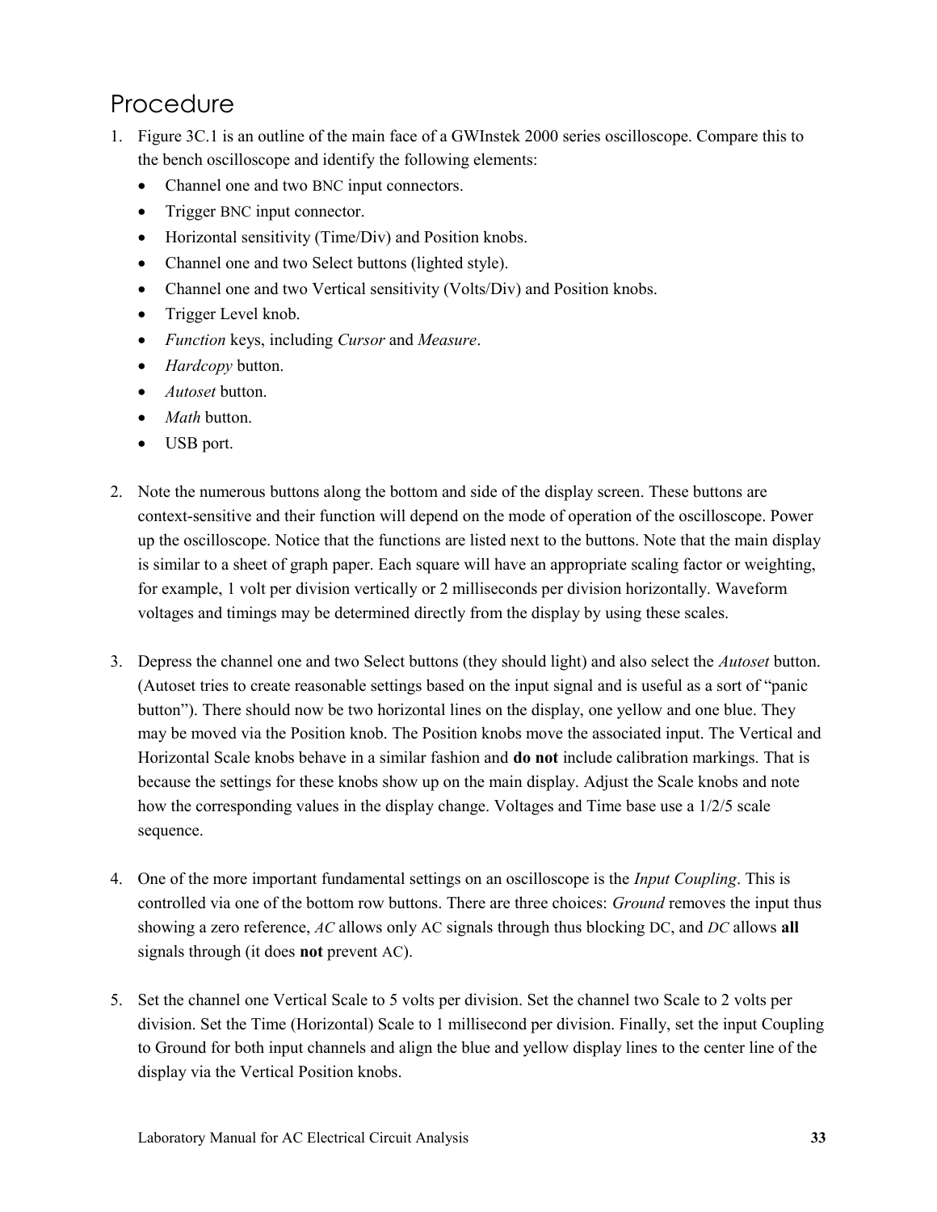## Procedure

1. Figure 3C.1 is an outline of the main face of a GWInstek 2000 series oscilloscope. Compare this to the bench oscilloscope and identify the following elements:
   - Channel one and two BNC input connectors.
   - Trigger BNC input connector.
   - Horizontal sensitivity (Time/Div) and Position knobs.
   - Channel one and two Select buttons (lighted style).
   - Channel one and two Vertical sensitivity (Volts/Div) and Position knobs.
   - Trigger Level knob.
   - *Function* keys, including *Cursor* and *Measure*.
   - *Hardcopy* button.
   - *Autoset* button.
   - *Math* button.
   - USB port.

2. Note the numerous buttons along the bottom and side of the display screen. These buttons are context-sensitive and their function will depend on the mode of operation of the oscilloscope. Power up the oscilloscope. Notice that the functions are listed next to the buttons. Note that the main display is similar to a sheet of graph paper. Each square will have an appropriate scaling factor or weighting, for example, 1 volt per division vertically or 2 milliseconds per division horizontally. Waveform voltages and timings may be determined directly from the display by using these scales.

3. Depress the channel one and two Select buttons (they should light) and also select the *Autoset* button. (Autoset tries to create reasonable settings based on the input signal and is useful as a sort of "panic button"). There should now be two horizontal lines on the display, one yellow and one blue. They may be moved via the Position knob. The Position knobs move the associated input. The Vertical and Horizontal Scale knobs behave in a similar fashion and **do not** include calibration markings. That is because the settings for these knobs show up on the main display. Adjust the Scale knobs and note how the corresponding values in the display change. Voltages and Time base use a 1/2/5 scale sequence.

4. One of the more important fundamental settings on an oscilloscope is the *Input Coupling*. This is controlled via one of the bottom row buttons. There are three choices: *Ground* removes the input thus showing a zero reference, *AC* allows only AC signals through thus blocking DC, and *DC* allows **all** signals through (it does **not** prevent AC).

5. Set the channel one Vertical Scale to 5 volts per division. Set the channel two Scale to 2 volts per division. Set the Time (Horizontal) Scale to 1 millisecond per division. Finally, set the input Coupling to Ground for both input channels and align the blue and yellow display lines to the center line of the display via the Vertical Position knobs.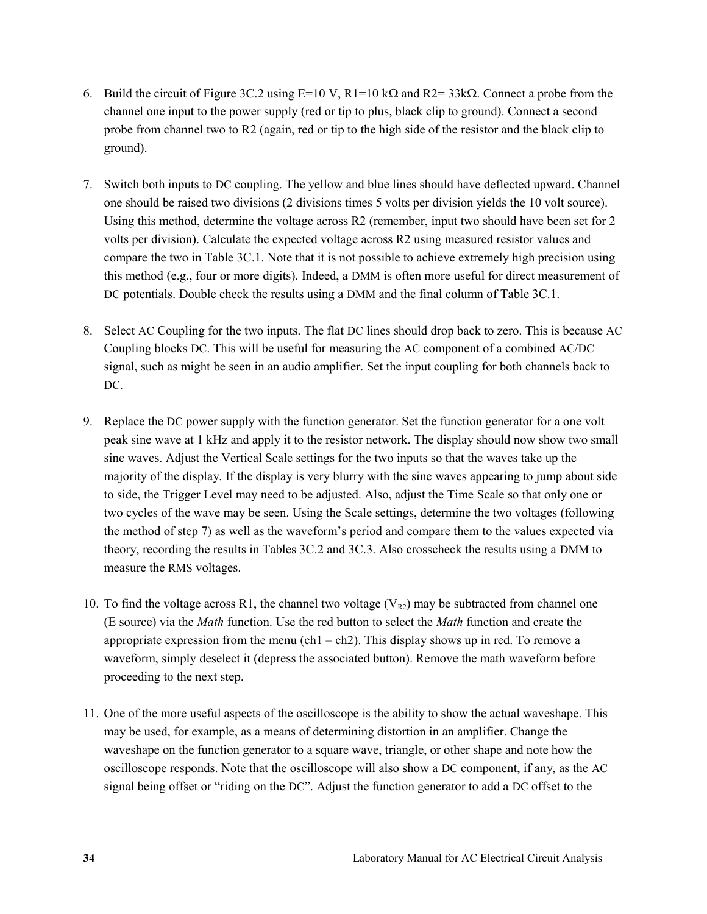6. Build the circuit of Figure 3C.2 using E=10 V, R1=10 kΩ and R2= 33kΩ. Connect a probe from the channel one input to the power supply (red or tip to plus, black clip to ground). Connect a second probe from channel two to R2 (again, red or tip to the high side of the resistor and the black clip to ground).

7. Switch both inputs to DC coupling. The yellow and blue lines should have deflected upward. Channel one should be raised two divisions (2 divisions times 5 volts per division yields the 10 volt source). Using this method, determine the voltage across R2 (remember, input two should have been set for 2 volts per division). Calculate the expected voltage across R2 using measured resistor values and compare the two in Table 3C.1. Note that it is not possible to achieve extremely high precision using this method (e.g., four or more digits). Indeed, a DMM is often more useful for direct measurement of DC potentials. Double check the results using a DMM and the final column of Table 3C.1.

8. Select AC Coupling for the two inputs. The flat DC lines should drop back to zero. This is because AC Coupling blocks DC. This will be useful for measuring the AC component of a combined AC/DC signal, such as might be seen in an audio amplifier. Set the input coupling for both channels back to DC.

9. Replace the DC power supply with the function generator. Set the function generator for a one volt peak sine wave at 1 kHz and apply it to the resistor network. The display should now show two small sine waves. Adjust the Vertical Scale settings for the two inputs so that the waves take up the majority of the display. If the display is very blurry with the sine waves appearing to jump about side to side, the Trigger Level may need to be adjusted. Also, adjust the Time Scale so that only one or two cycles of the wave may be seen. Using the Scale settings, determine the two voltages (following the method of step 7) as well as the waveform's period and compare them to the values expected via theory, recording the results in Tables 3C.2 and 3C.3. Also crosscheck the results using a DMM to measure the RMS voltages.

10. To find the voltage across R1, the channel two voltage ($V_{R2}$) may be subtracted from channel one (E source) via the *Math* function. Use the red button to select the *Math* function and create the appropriate expression from the menu (ch1 – ch2). This display shows up in red. To remove a waveform, simply deselect it (depress the associated button). Remove the math waveform before proceeding to the next step.

11. One of the more useful aspects of the oscilloscope is the ability to show the actual waveshape. This may be used, for example, as a means of determining distortion in an amplifier. Change the waveshape on the function generator to a square wave, triangle, or other shape and note how the oscilloscope responds. Note that the oscilloscope will also show a DC component, if any, as the AC signal being offset or "riding on the DC". Adjust the function generator to add a DC offset to the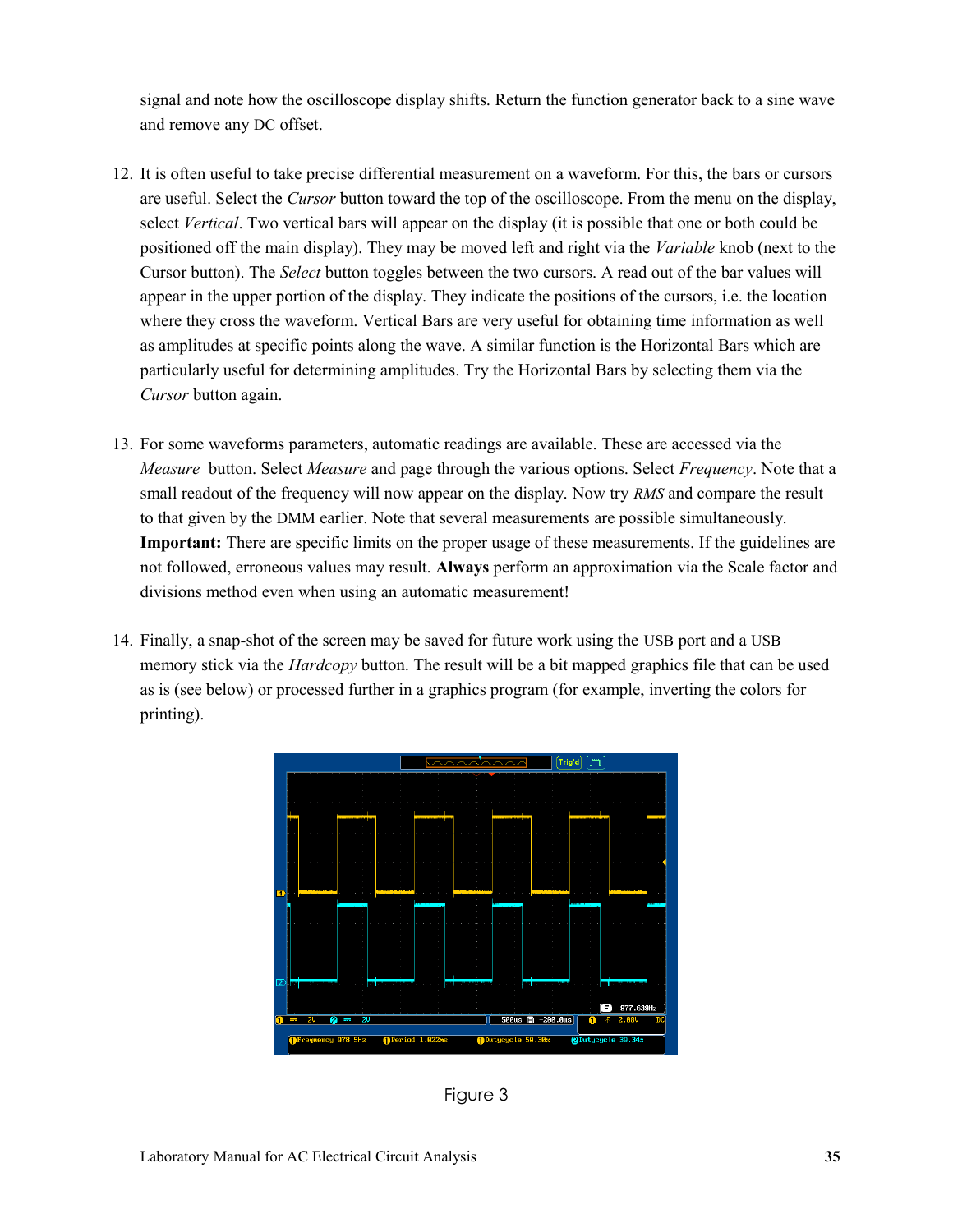signal and note how the oscilloscope display shifts. Return the function generator back to a sine wave and remove any DC offset.

12. It is often useful to take precise differential measurement on a waveform. For this, the bars or cursors are useful. Select the *Cursor* button toward the top of the oscilloscope. From the menu on the display, select *Vertical*. Two vertical bars will appear on the display (it is possible that one or both could be positioned off the main display). They may be moved left and right via the *Variable* knob (next to the Cursor button). The *Select* button toggles between the two cursors. A read out of the bar values will appear in the upper portion of the display. They indicate the positions of the cursors, i.e. the location where they cross the waveform. Vertical Bars are very useful for obtaining time information as well as amplitudes at specific points along the wave. A similar function is the Horizontal Bars which are particularly useful for determining amplitudes. Try the Horizontal Bars by selecting them via the *Cursor* button again.

13. For some waveforms parameters, automatic readings are available. These are accessed via the *Measure* button. Select *Measure* and page through the various options. Select *Frequency*. Note that a small readout of the frequency will now appear on the display. Now try *RMS* and compare the result to that given by the DMM earlier. Note that several measurements are possible simultaneously. **Important:** There are specific limits on the proper usage of these measurements. If the guidelines are not followed, erroneous values may result. **Always** perform an approximation via the Scale factor and divisions method even when using an automatic measurement!

14. Finally, a snap-shot of the screen may be saved for future work using the USB port and a USB memory stick via the *Hardcopy* button. The result will be a bit mapped graphics file that can be used as is (see below) or processed further in a graphics program (for example, inverting the colors for printing).

Figure 3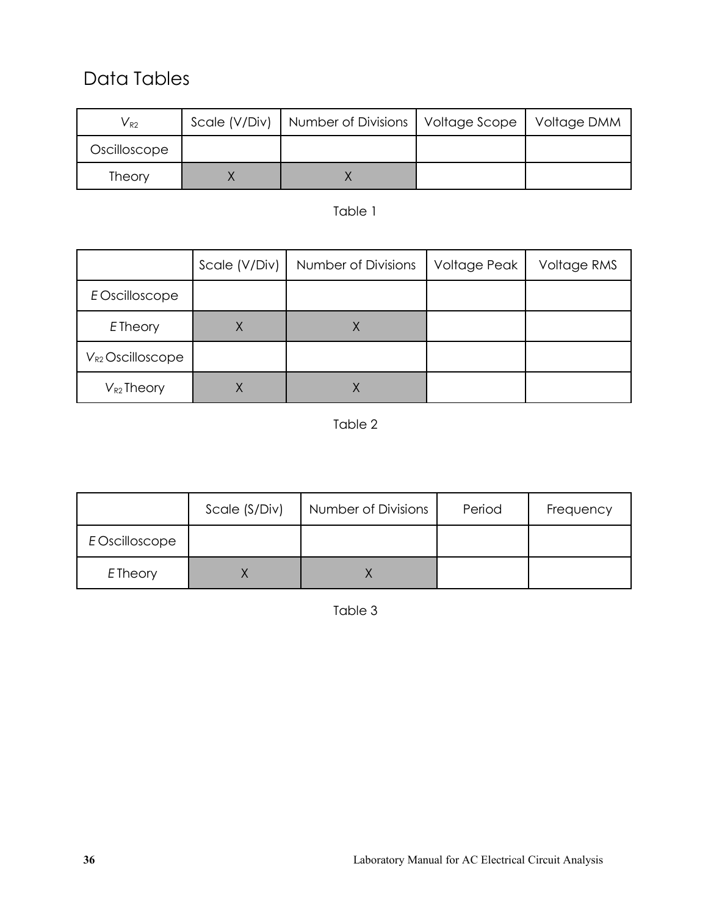## Data Tables

| $V_{R2}$ | Scale (V/Div) | Number of Divisions | Voltage Scope | Voltage DMM |
|---|---|---|---|---|
| Oscilloscope | | | | |
| Theory | X | X | | |

Table 1

| | Scale (V/Div) | Number of Divisions | Voltage Peak | Voltage RMS |
|---|---|---|---|---|
| *E* Oscilloscope | | | | |
| *E* Theory | X | X | | |
| $V_{R2}$ Oscilloscope | | | | |
| $V_{R2}$ Theory | X | X | | |

Table 2

| | Scale (S/Div) | Number of Divisions | Period | Frequency |
|---|---|---|---|---|
| *E* Oscilloscope | | | | |
| *E* Theory | X | X | | |

Table 3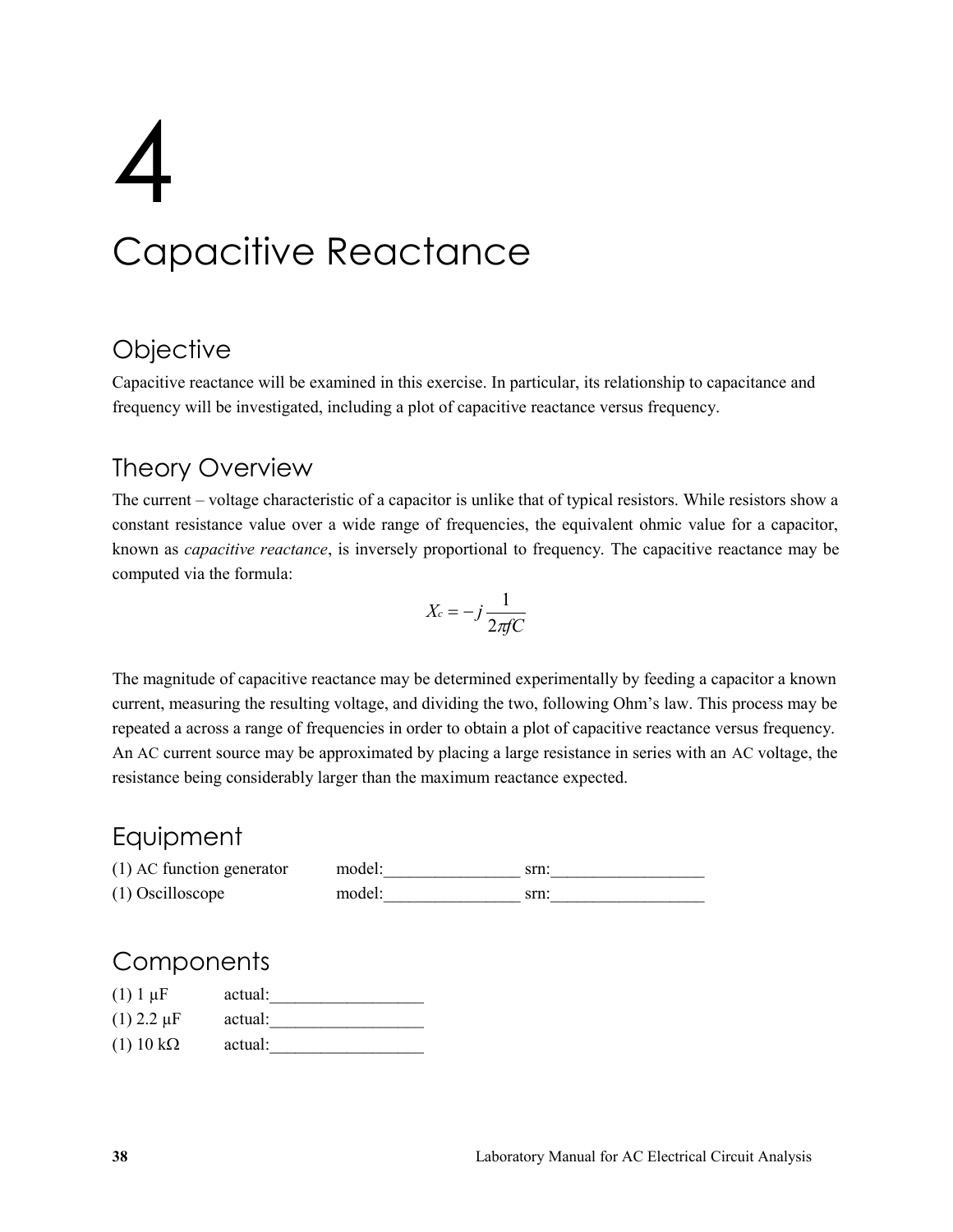# 4

# Capacitive Reactance

## Objective

Capacitive reactance will be examined in this exercise. In particular, its relationship to capacitance and frequency will be investigated, including a plot of capacitive reactance versus frequency.

## Theory Overview

The current – voltage characteristic of a capacitor is unlike that of typical resistors. While resistors show a constant resistance value over a wide range of frequencies, the equivalent ohmic value for a capacitor, known as *capacitive reactance*, is inversely proportional to frequency. The capacitive reactance may be computed via the formula:

$$X_c = -j\frac{1}{2\pi fC}$$

The magnitude of capacitive reactance may be determined experimentally by feeding a capacitor a known current, measuring the resulting voltage, and dividing the two, following Ohm's law. This process may be repeated a across a range of frequencies in order to obtain a plot of capacitive reactance versus frequency. An AC current source may be approximated by placing a large resistance in series with an AC voltage, the resistance being considerably larger than the maximum reactance expected.

## Equipment

(1) AC function generator  model:________________ srn:__________________

(1) Oscilloscope  model:________________ srn:__________________

## Components

(1) 1 μF  actual:__________________

(1) 2.2 μF  actual:__________________

(1) 10 kΩ  actual:__________________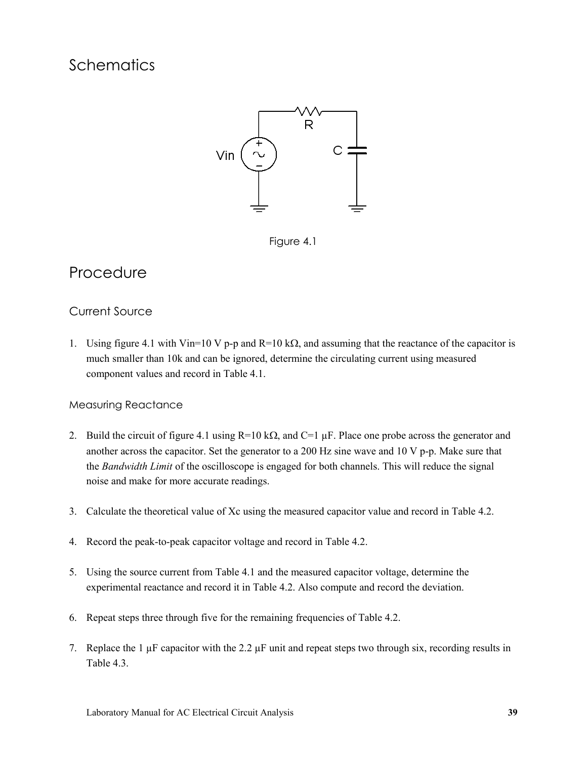# Schematics

Figure 4.1

# Procedure

## Current Source

1. Using figure 4.1 with Vin=10 V p-p and R=10 kΩ, and assuming that the reactance of the capacitor is much smaller than 10k and can be ignored, determine the circulating current using measured component values and record in Table 4.1.

### Measuring Reactance

2. Build the circuit of figure 4.1 using R=10 kΩ, and C=1 μF. Place one probe across the generator and another across the capacitor. Set the generator to a 200 Hz sine wave and 10 V p-p. Make sure that the *Bandwidth Limit* of the oscilloscope is engaged for both channels. This will reduce the signal noise and make for more accurate readings.

3. Calculate the theoretical value of Xc using the measured capacitor value and record in Table 4.2.

4. Record the peak-to-peak capacitor voltage and record in Table 4.2.

5. Using the source current from Table 4.1 and the measured capacitor voltage, determine the experimental reactance and record it in Table 4.2. Also compute and record the deviation.

6. Repeat steps three through five for the remaining frequencies of Table 4.2.

7. Replace the 1 μF capacitor with the 2.2 μF unit and repeat steps two through six, recording results in Table 4.3.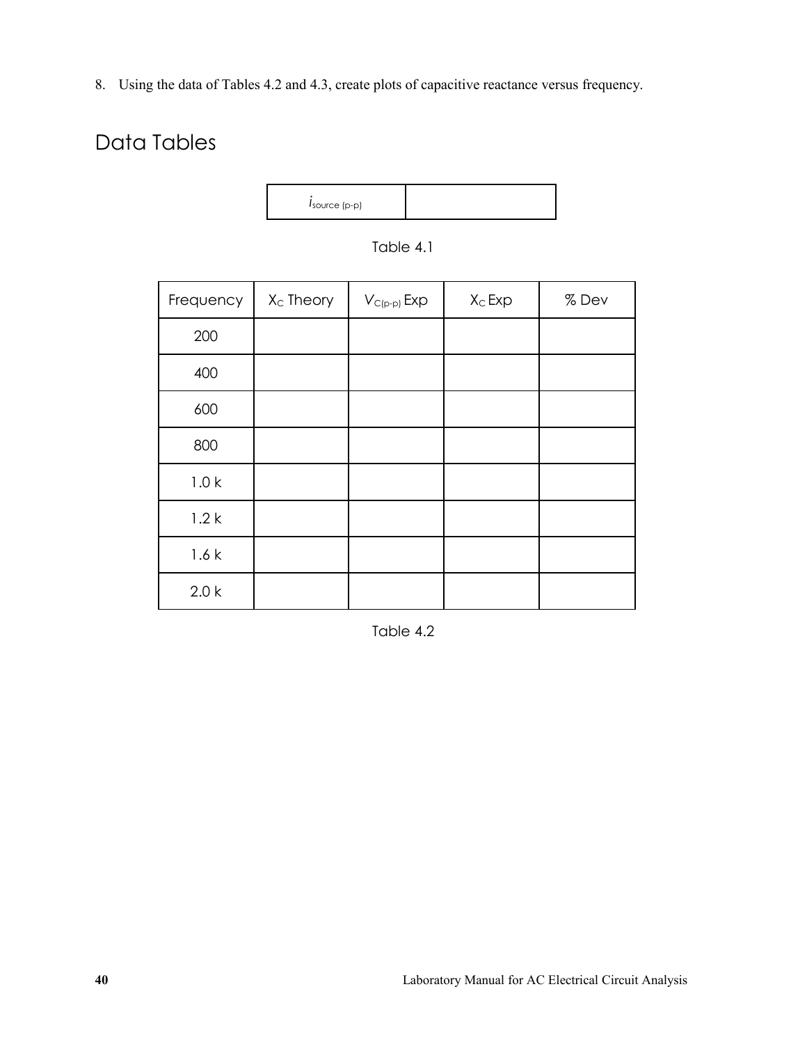8. Using the data of Tables 4.2 and 4.3, create plots of capacitive reactance versus frequency.

## Data Tables

| $i_{source\ (p\text{-}p)}$ | |
|---|---|

Table 4.1

| Frequency | $X_C$ Theory | $V_{C(p\text{-}p)}$ Exp | $X_C$ Exp | % Dev |
|---|---|---|---|---|
| 200 | | | | |
| 400 | | | | |
| 600 | | | | |
| 800 | | | | |
| 1.0 k | | | | |
| 1.2 k | | | | |
| 1.6 k | | | | |
| 2.0 k | | | | |

Table 4.2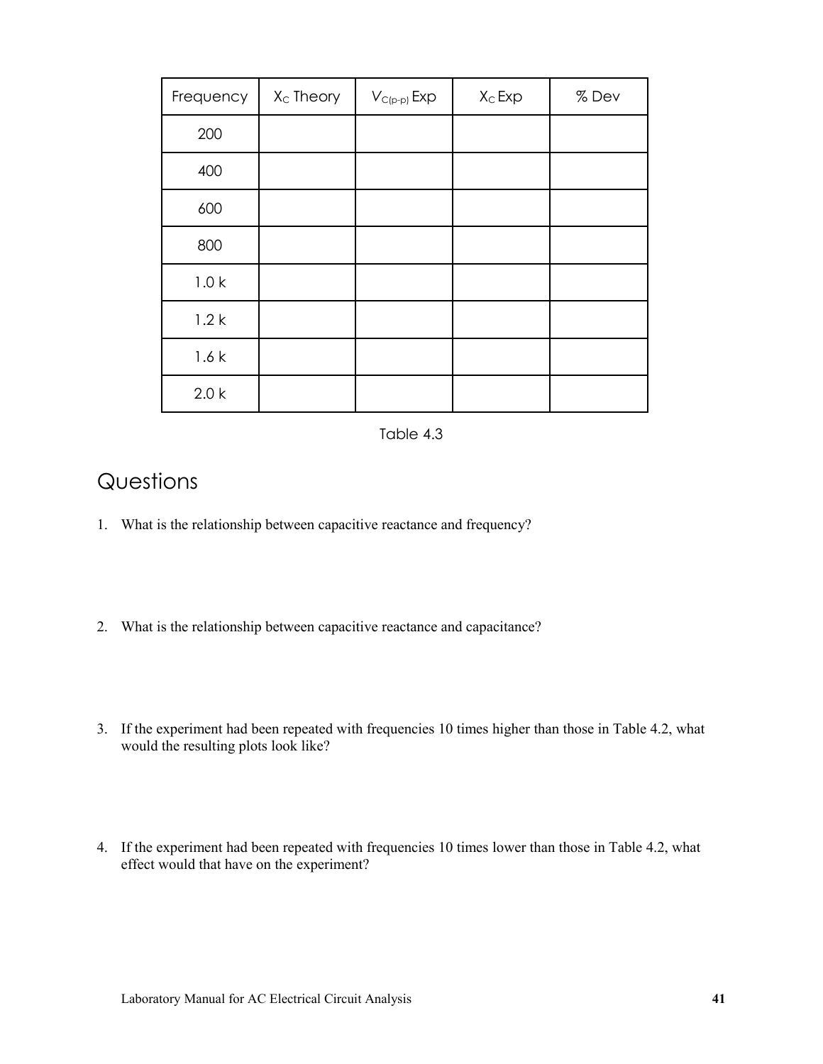| Frequency | $X_C$ Theory | $V_{C(p\text{-}p)}$ Exp | $X_C$ Exp | % Dev |
|---|---|---|---|---|
| 200 | | | | |
| 400 | | | | |
| 600 | | | | |
| 800 | | | | |
| 1.0 k | | | | |
| 1.2 k | | | | |
| 1.6 k | | | | |
| 2.0 k | | | | |

Table 4.3

# Questions

1. What is the relationship between capacitive reactance and frequency?

2. What is the relationship between capacitive reactance and capacitance?

3. If the experiment had been repeated with frequencies 10 times higher than those in Table 4.2, what would the resulting plots look like?

4. If the experiment had been repeated with frequencies 10 times lower than those in Table 4.2, what effect would that have on the experiment?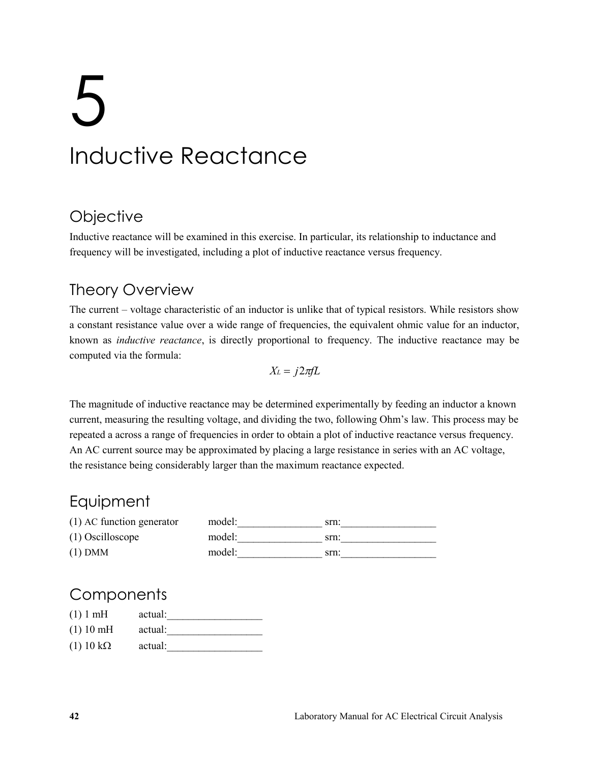# 5

# Inductive Reactance

## Objective

Inductive reactance will be examined in this exercise. In particular, its relationship to inductance and frequency will be investigated, including a plot of inductive reactance versus frequency.

## Theory Overview

The current – voltage characteristic of an inductor is unlike that of typical resistors. While resistors show a constant resistance value over a wide range of frequencies, the equivalent ohmic value for an inductor, known as *inductive reactance*, is directly proportional to frequency. The inductive reactance may be computed via the formula:

$$X_L = j2\pi fL$$

The magnitude of inductive reactance may be determined experimentally by feeding an inductor a known current, measuring the resulting voltage, and dividing the two, following Ohm's law. This process may be repeated a across a range of frequencies in order to obtain a plot of inductive reactance versus frequency. An AC current source may be approximated by placing a large resistance in series with an AC voltage, the resistance being considerably larger than the maximum reactance expected.

## Equipment

(1) AC function generator model:________________ srn:__________________

(1) Oscilloscope model:________________ srn:__________________

(1) DMM model:________________ srn:__________________

## Components

(1) 1 mH actual:__________________

(1) 10 mH actual:__________________

(1) 10 kΩ actual:__________________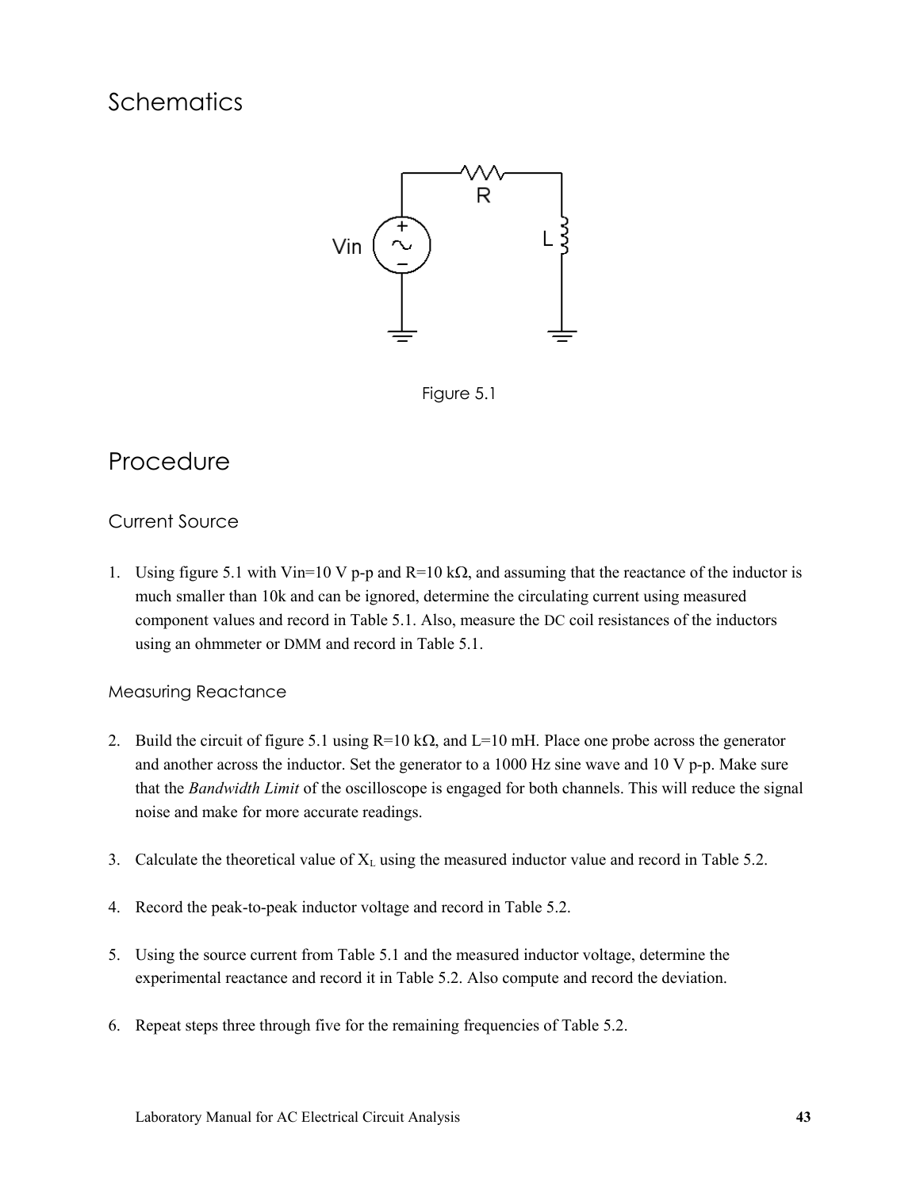## Schematics

Figure 5.1

## Procedure

### Current Source

1. Using figure 5.1 with Vin=10 V p-p and R=10 kΩ, and assuming that the reactance of the inductor is much smaller than 10k and can be ignored, determine the circulating current using measured component values and record in Table 5.1. Also, measure the DC coil resistances of the inductors using an ohmmeter or DMM and record in Table 5.1.

#### Measuring Reactance

2. Build the circuit of figure 5.1 using R=10 kΩ, and L=10 mH. Place one probe across the generator and another across the inductor. Set the generator to a 1000 Hz sine wave and 10 V p-p. Make sure that the *Bandwidth Limit* of the oscilloscope is engaged for both channels. This will reduce the signal noise and make for more accurate readings.

3. Calculate the theoretical value of $X_L$ using the measured inductor value and record in Table 5.2.

4. Record the peak-to-peak inductor voltage and record in Table 5.2.

5. Using the source current from Table 5.1 and the measured inductor voltage, determine the experimental reactance and record it in Table 5.2. Also compute and record the deviation.

6. Repeat steps three through five for the remaining frequencies of Table 5.2.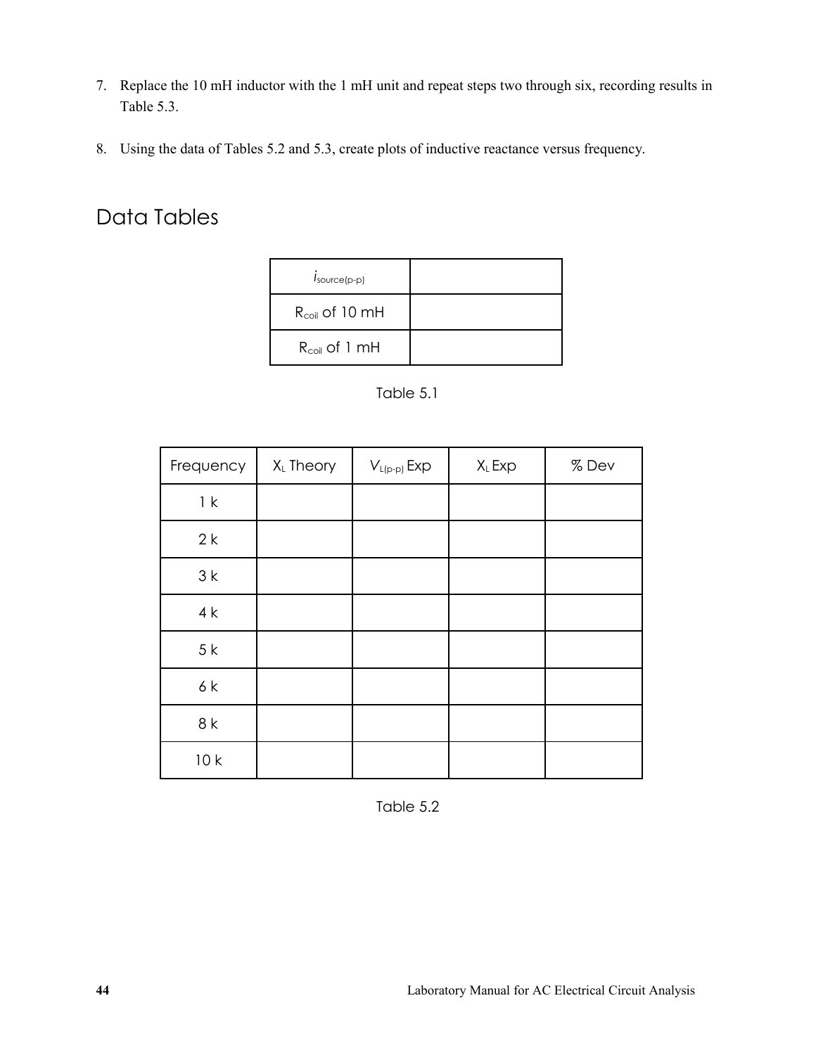7. Replace the 10 mH inductor with the 1 mH unit and repeat steps two through six, recording results in Table 5.3.

8. Using the data of Tables 5.2 and 5.3, create plots of inductive reactance versus frequency.

## Data Tables

| | |
|---|---|
| $i_{source(p-p)}$ | |
| $R_{coil}$ of 10 mH | |
| $R_{coil}$ of 1 mH | |

Table 5.1

| Frequency | $X_L$ Theory | $V_{L(p-p)}$ Exp | $X_L$ Exp | % Dev |
|---|---|---|---|---|
| 1 k | | | | |
| 2 k | | | | |
| 3 k | | | | |
| 4 k | | | | |
| 5 k | | | | |
| 6 k | | | | |
| 8 k | | | | |
| 10 k | | | | |

Table 5.2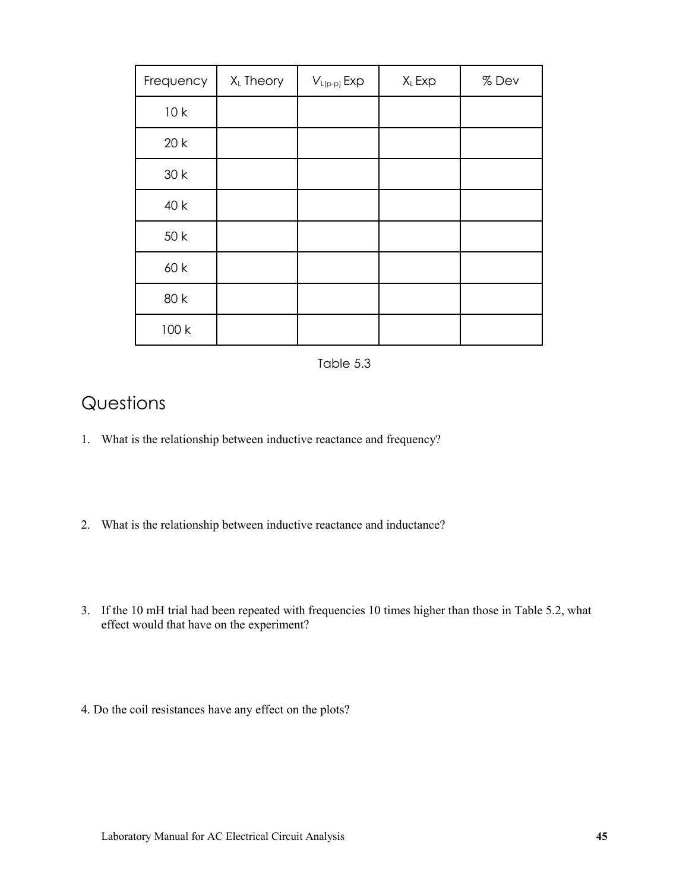| Frequency | $X_L$ Theory | $V_{L(p-p)}$ Exp | $X_L$ Exp | % Dev |
|---|---|---|---|---|
| 10 k | | | | |
| 20 k | | | | |
| 30 k | | | | |
| 40 k | | | | |
| 50 k | | | | |
| 60 k | | | | |
| 80 k | | | | |
| 100 k | | | | |

Table 5.3

# Questions

1. What is the relationship between inductive reactance and frequency?

2. What is the relationship between inductive reactance and inductance?

3. If the 10 mH trial had been repeated with frequencies 10 times higher than those in Table 5.2, what effect would that have on the experiment?

4. Do the coil resistances have any effect on the plots?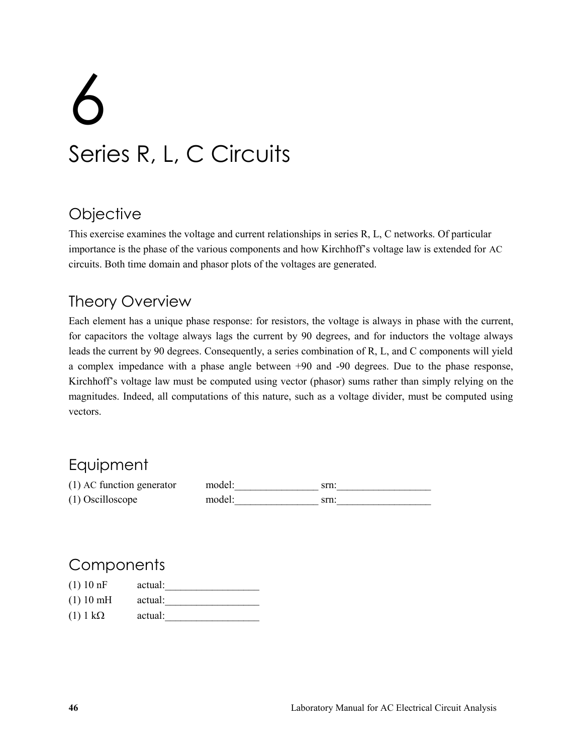# 6

# Series R, L, C Circuits

## Objective

This exercise examines the voltage and current relationships in series R, L, C networks. Of particular importance is the phase of the various components and how Kirchhoff's voltage law is extended for AC circuits. Both time domain and phasor plots of the voltages are generated.

## Theory Overview

Each element has a unique phase response: for resistors, the voltage is always in phase with the current, for capacitors the voltage always lags the current by 90 degrees, and for inductors the voltage always leads the current by 90 degrees. Consequently, a series combination of R, L, and C components will yield a complex impedance with a phase angle between +90 and -90 degrees. Due to the phase response, Kirchhoff's voltage law must be computed using vector (phasor) sums rather than simply relying on the magnitudes. Indeed, all computations of this nature, such as a voltage divider, must be computed using vectors.

## Equipment

(1) AC function generator model:________________ srn:__________________

(1) Oscilloscope model:________________ srn:__________________

## Components

(1) 10 nF actual:__________________

(1) 10 mH actual:__________________

(1) 1 kΩ actual:__________________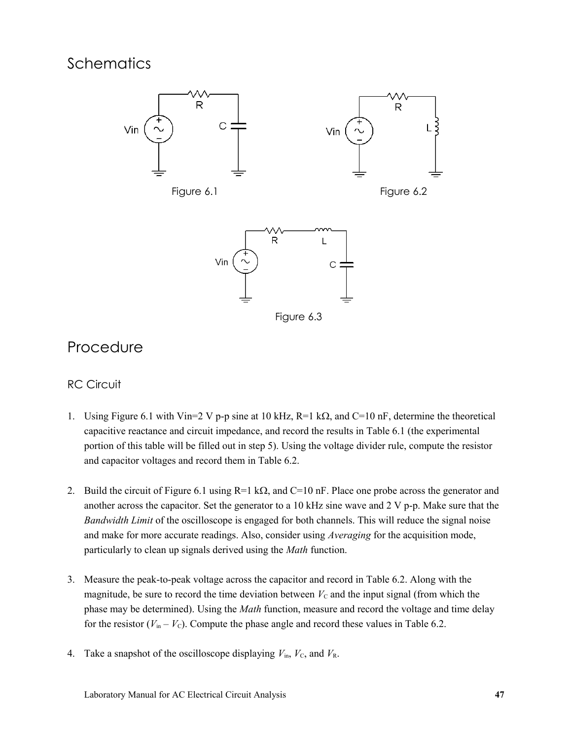## Schematics

Figure 6.1

Figure 6.2

Figure 6.3

## Procedure

### RC Circuit

1. Using Figure 6.1 with Vin=2 V p-p sine at 10 kHz, R=1 kΩ, and C=10 nF, determine the theoretical capacitive reactance and circuit impedance, and record the results in Table 6.1 (the experimental portion of this table will be filled out in step 5). Using the voltage divider rule, compute the resistor and capacitor voltages and record them in Table 6.2.

2. Build the circuit of Figure 6.1 using R=1 kΩ, and C=10 nF. Place one probe across the generator and another across the capacitor. Set the generator to a 10 kHz sine wave and 2 V p-p. Make sure that the *Bandwidth Limit* of the oscilloscope is engaged for both channels. This will reduce the signal noise and make for more accurate readings. Also, consider using *Averaging* for the acquisition mode, particularly to clean up signals derived using the *Math* function.

3. Measure the peak-to-peak voltage across the capacitor and record in Table 6.2. Along with the magnitude, be sure to record the time deviation between $V_C$ and the input signal (from which the phase may be determined). Using the *Math* function, measure and record the voltage and time delay for the resistor ($V_{in} – V_C$). Compute the phase angle and record these values in Table 6.2.

4. Take a snapshot of the oscilloscope displaying $V_{in}$, $V_C$, and $V_R$.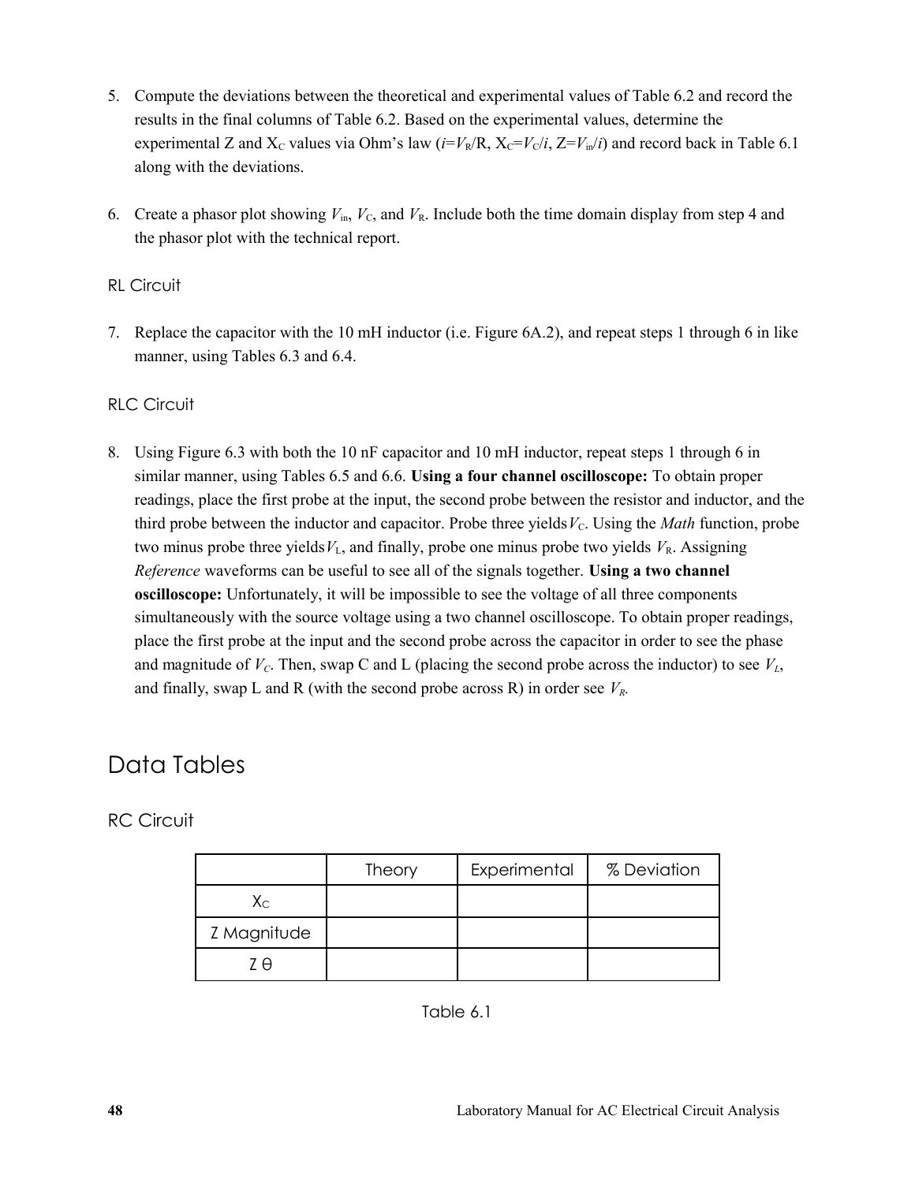5. Compute the deviations between the theoretical and experimental values of Table 6.2 and record the results in the final columns of Table 6.2. Based on the experimental values, determine the experimental Z and $X_C$ values via Ohm's law ($i=V_R/R$, $X_C=V_C/i$, $Z=V_{in}/i$) and record back in Table 6.1 along with the deviations.

6. Create a phasor plot showing $V_{in}$, $V_C$, and $V_R$. Include both the time domain display from step 4 and the phasor plot with the technical report.

### RL Circuit

7. Replace the capacitor with the 10 mH inductor (i.e. Figure 6A.2), and repeat steps 1 through 6 in like manner, using Tables 6.3 and 6.4.

### RLC Circuit

8. Using Figure 6.3 with both the 10 nF capacitor and 10 mH inductor, repeat steps 1 through 6 in similar manner, using Tables 6.5 and 6.6. **Using a four channel oscilloscope:** To obtain proper readings, place the first probe at the input, the second probe between the resistor and inductor, and the third probe between the inductor and capacitor. Probe three yields $V_C$. Using the *Math* function, probe two minus probe three yields $V_L$, and finally, probe one minus probe two yields $V_R$. Assigning *Reference* waveforms can be useful to see all of the signals together. **Using a two channel oscilloscope:** Unfortunately, it will be impossible to see the voltage of all three components simultaneously with the source voltage using a two channel oscilloscope. To obtain proper readings, place the first probe at the input and the second probe across the capacitor in order to see the phase and magnitude of $V_C$. Then, swap C and L (placing the second probe across the inductor) to see $V_L$, and finally, swap L and R (with the second probe across R) in order see $V_R$.

## Data Tables

### RC Circuit

| | Theory | Experimental | % Deviation |
|---|---|---|---|
| $X_C$ | | | |
| Z Magnitude | | | |
| Z θ | | | |

Table 6.1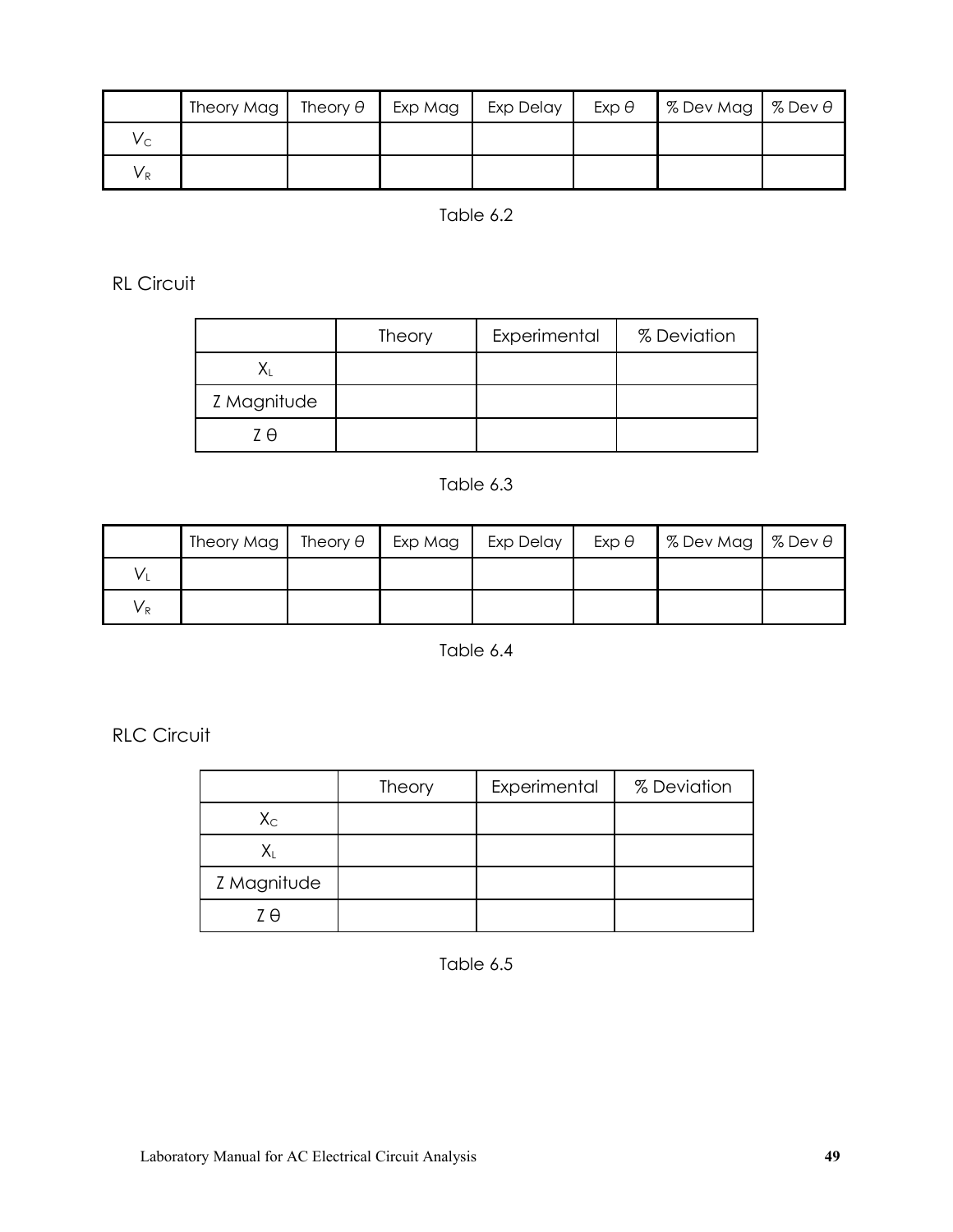| | Theory Mag | Theory $\theta$ | Exp Mag | Exp Delay | Exp $\theta$ | % Dev Mag | % Dev $\theta$ |
|---|---|---|---|---|---|---|---|
| $V_C$ | | | | | | | |
| $V_R$ | | | | | | | |

Table 6.2

RL Circuit

| | Theory | Experimental | % Deviation |
|---|---|---|---|
| $X_L$ | | | |
| Z Magnitude | | | |
| Z θ | | | |

Table 6.3

| | Theory Mag | Theory $\theta$ | Exp Mag | Exp Delay | Exp $\theta$ | % Dev Mag | % Dev $\theta$ |
|---|---|---|---|---|---|---|---|
| $V_L$ | | | | | | | |
| $V_R$ | | | | | | | |

Table 6.4

RLC Circuit

| | Theory | Experimental | % Deviation |
|---|---|---|---|
| $X_C$ | | | |
| $X_L$ | | | |
| Z Magnitude | | | |
| Z θ | | | |

Table 6.5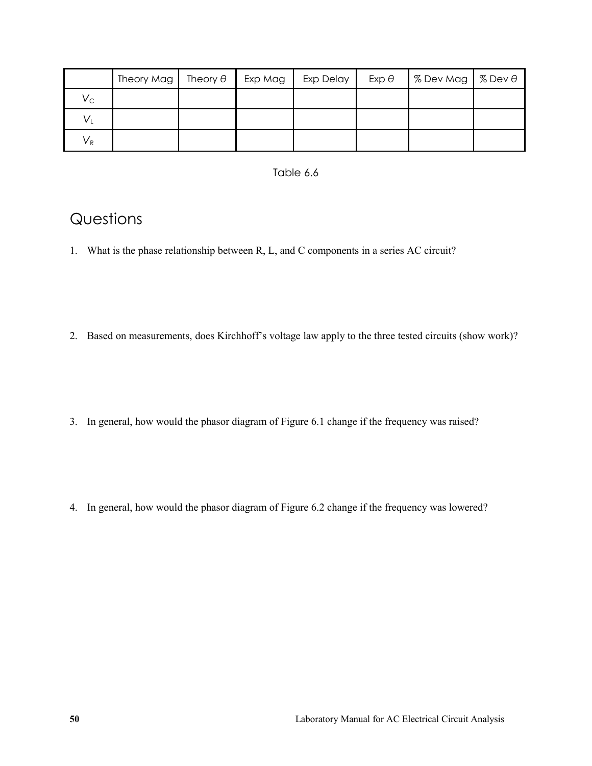| | Theory Mag | Theory $\theta$ | Exp Mag | Exp Delay | Exp $\theta$ | % Dev Mag | % Dev $\theta$ |
|---|---|---|---|---|---|---|---|
| $V_C$ | | | | | | | |
| $V_L$ | | | | | | | |
| $V_R$ | | | | | | | |

Table 6.6

# Questions

1. What is the phase relationship between R, L, and C components in a series AC circuit?

2. Based on measurements, does Kirchhoff's voltage law apply to the three tested circuits (show work)?

3. In general, how would the phasor diagram of Figure 6.1 change if the frequency was raised?

4. In general, how would the phasor diagram of Figure 6.2 change if the frequency was lowered?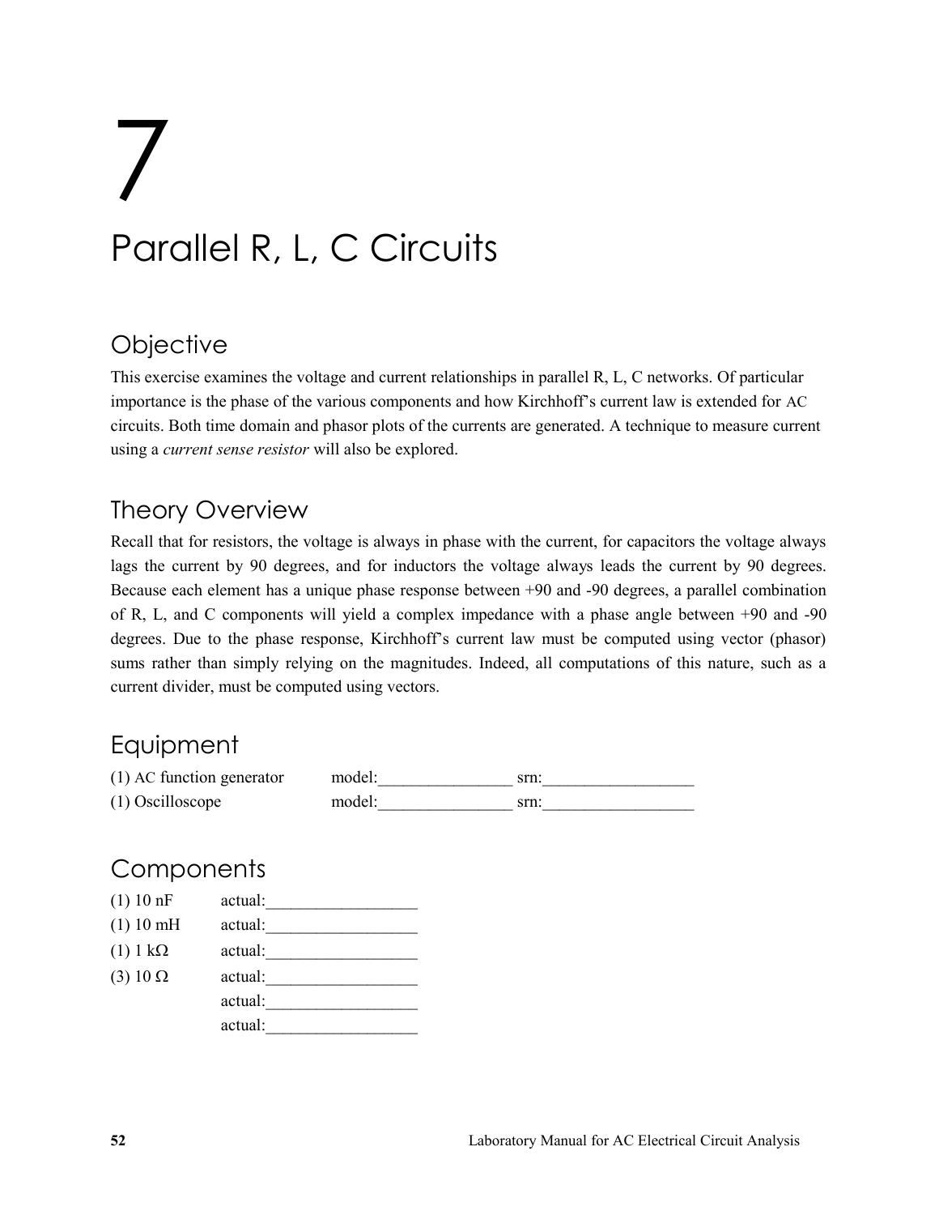# 7

# Parallel R, L, C Circuits

## Objective

This exercise examines the voltage and current relationships in parallel R, L, C networks. Of particular importance is the phase of the various components and how Kirchhoff's current law is extended for AC circuits. Both time domain and phasor plots of the currents are generated. A technique to measure current using a *current sense resistor* will also be explored.

## Theory Overview

Recall that for resistors, the voltage is always in phase with the current, for capacitors the voltage always lags the current by 90 degrees, and for inductors the voltage always leads the current by 90 degrees. Because each element has a unique phase response between +90 and -90 degrees, a parallel combination of R, L, and C components will yield a complex impedance with a phase angle between +90 and -90 degrees. Due to the phase response, Kirchhoff's current law must be computed using vector (phasor) sums rather than simply relying on the magnitudes. Indeed, all computations of this nature, such as a current divider, must be computed using vectors.

## Equipment

(1) AC function generator model:________________ srn:__________________

(1) Oscilloscope model:________________ srn:__________________

## Components

(1) 10 nF actual:__________________

(1) 10 mH actual:__________________

(1) 1 kΩ actual:__________________

(3) 10 Ω actual:__________________

actual:__________________

actual:__________________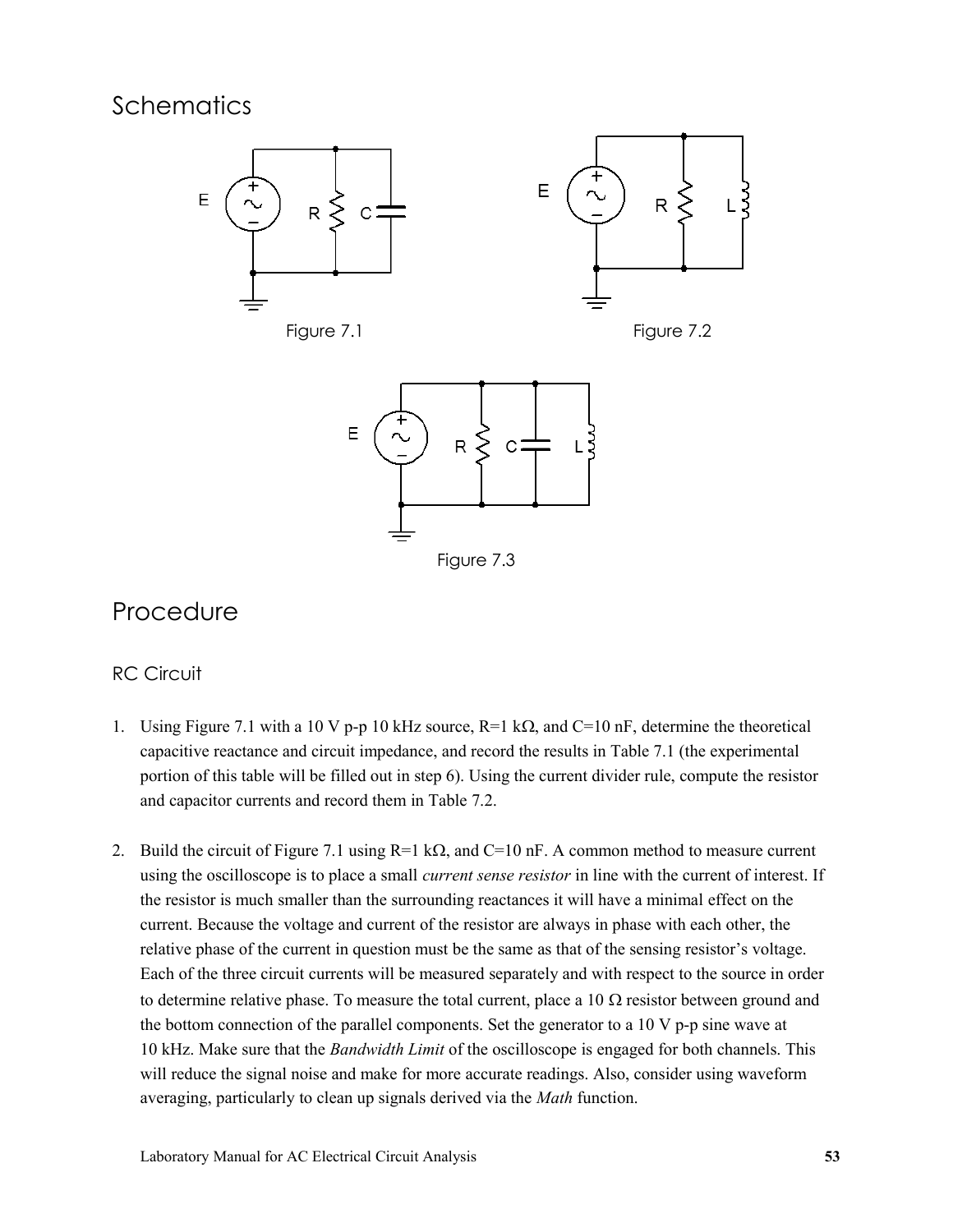# Schematics

Figure 7.1

Figure 7.2

Figure 7.3

# Procedure

## RC Circuit

1. Using Figure 7.1 with a 10 V p-p 10 kHz source, R=1 kΩ, and C=10 nF, determine the theoretical capacitive reactance and circuit impedance, and record the results in Table 7.1 (the experimental portion of this table will be filled out in step 6). Using the current divider rule, compute the resistor and capacitor currents and record them in Table 7.2.

2. Build the circuit of Figure 7.1 using R=1 kΩ, and C=10 nF. A common method to measure current using the oscilloscope is to place a small *current sense resistor* in line with the current of interest. If the resistor is much smaller than the surrounding reactances it will have a minimal effect on the current. Because the voltage and current of the resistor are always in phase with each other, the relative phase of the current in question must be the same as that of the sensing resistor's voltage. Each of the three circuit currents will be measured separately and with respect to the source in order to determine relative phase. To measure the total current, place a 10 Ω resistor between ground and the bottom connection of the parallel components. Set the generator to a 10 V p-p sine wave at 10 kHz. Make sure that the *Bandwidth Limit* of the oscilloscope is engaged for both channels. This will reduce the signal noise and make for more accurate readings. Also, consider using waveform averaging, particularly to clean up signals derived via the *Math* function.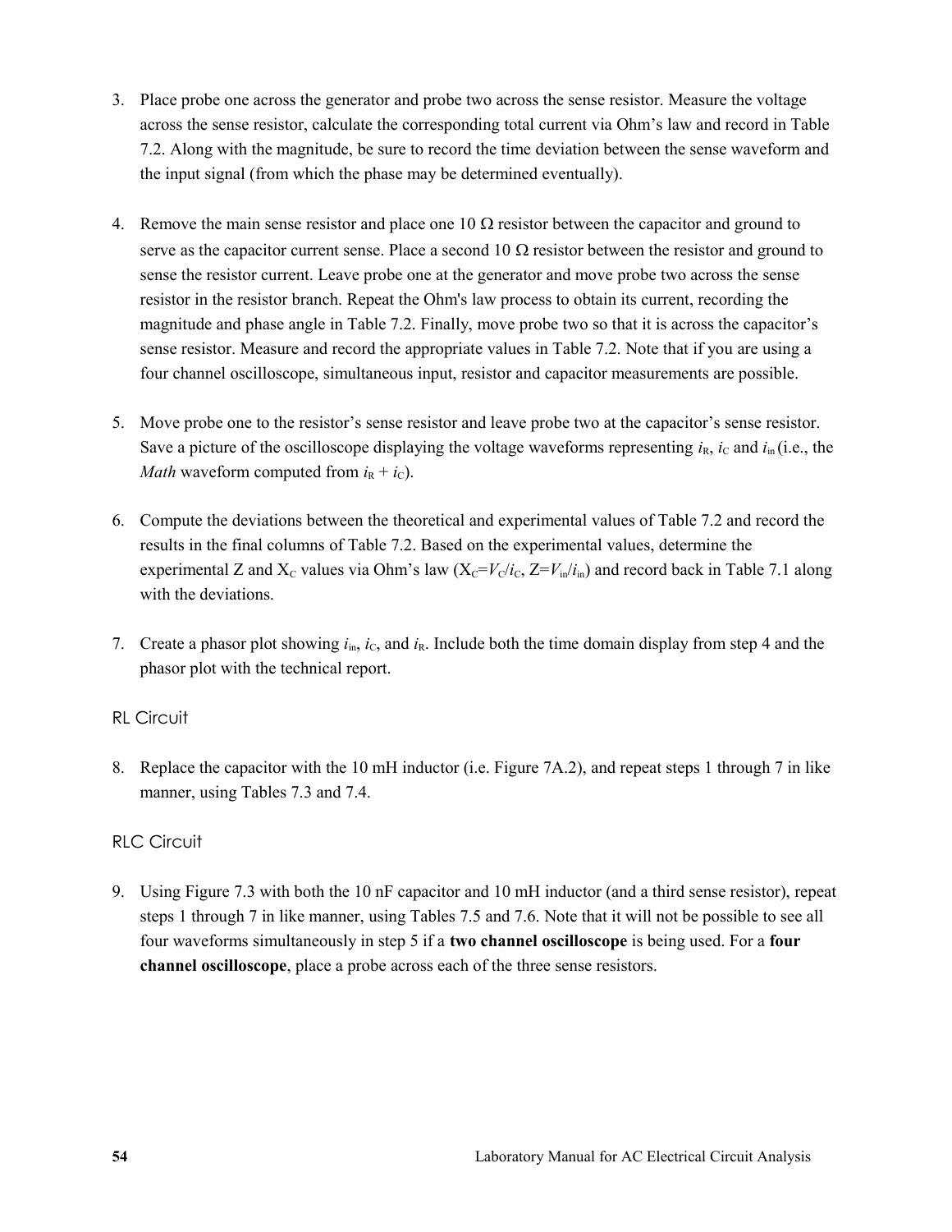3. Place probe one across the generator and probe two across the sense resistor. Measure the voltage across the sense resistor, calculate the corresponding total current via Ohm's law and record in Table 7.2. Along with the magnitude, be sure to record the time deviation between the sense waveform and the input signal (from which the phase may be determined eventually).

4. Remove the main sense resistor and place one 10 Ω resistor between the capacitor and ground to serve as the capacitor current sense. Place a second 10 Ω resistor between the resistor and ground to sense the resistor current. Leave probe one at the generator and move probe two across the sense resistor in the resistor branch. Repeat the Ohm's law process to obtain its current, recording the magnitude and phase angle in Table 7.2. Finally, move probe two so that it is across the capacitor's sense resistor. Measure and record the appropriate values in Table 7.2. Note that if you are using a four channel oscilloscope, simultaneous input, resistor and capacitor measurements are possible.

5. Move probe one to the resistor's sense resistor and leave probe two at the capacitor's sense resistor. Save a picture of the oscilloscope displaying the voltage waveforms representing $i_R$, $i_C$ and $i_{in}$ (i.e., the *Math* waveform computed from $i_R + i_C$).

6. Compute the deviations between the theoretical and experimental values of Table 7.2 and record the results in the final columns of Table 7.2. Based on the experimental values, determine the experimental Z and $X_C$ values via Ohm's law ($X_C=V_C/i_C$, $Z=V_{in}/i_{in}$) and record back in Table 7.1 along with the deviations.

7. Create a phasor plot showing $i_{in}$, $i_C$, and $i_R$. Include both the time domain display from step 4 and the phasor plot with the technical report.

## RL Circuit

8. Replace the capacitor with the 10 mH inductor (i.e. Figure 7A.2), and repeat steps 1 through 7 in like manner, using Tables 7.3 and 7.4.

## RLC Circuit

9. Using Figure 7.3 with both the 10 nF capacitor and 10 mH inductor (and a third sense resistor), repeat steps 1 through 7 in like manner, using Tables 7.5 and 7.6. Note that it will not be possible to see all four waveforms simultaneously in step 5 if a **two channel oscilloscope** is being used. For a **four channel oscilloscope**, place a probe across each of the three sense resistors.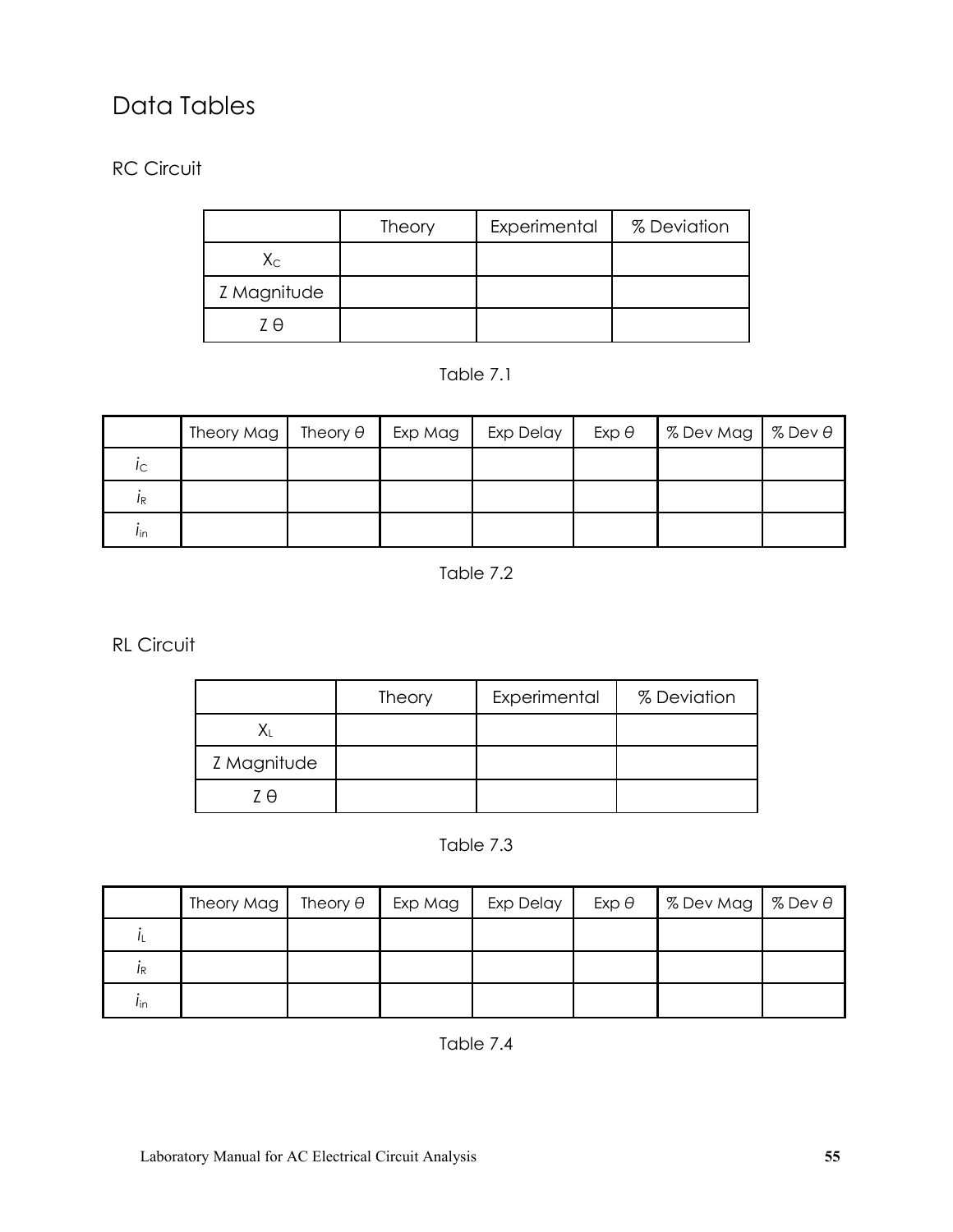# Data Tables

## RC Circuit

| | Theory | Experimental | % Deviation |
|---|---|---|---|
| $X_C$ | | | |
| Z Magnitude | | | |
| Z θ | | | |

Table 7.1

| | Theory Mag | Theory $\theta$ | Exp Mag | Exp Delay | Exp $\theta$ | % Dev Mag | % Dev $\theta$ |
|---|---|---|---|---|---|---|---|
| $i_C$ | | | | | | | |
| $i_R$ | | | | | | | |
| $i_{in}$ | | | | | | | |

Table 7.2

## RL Circuit

| | Theory | Experimental | % Deviation |
|---|---|---|---|
| $X_L$ | | | |
| Z Magnitude | | | |
| Z θ | | | |

Table 7.3

| | Theory Mag | Theory $\theta$ | Exp Mag | Exp Delay | Exp $\theta$ | % Dev Mag | % Dev $\theta$ |
|---|---|---|---|---|---|---|---|
| $i_L$ | | | | | | | |
| $i_R$ | | | | | | | |
| $i_{in}$ | | | | | | | |

Table 7.4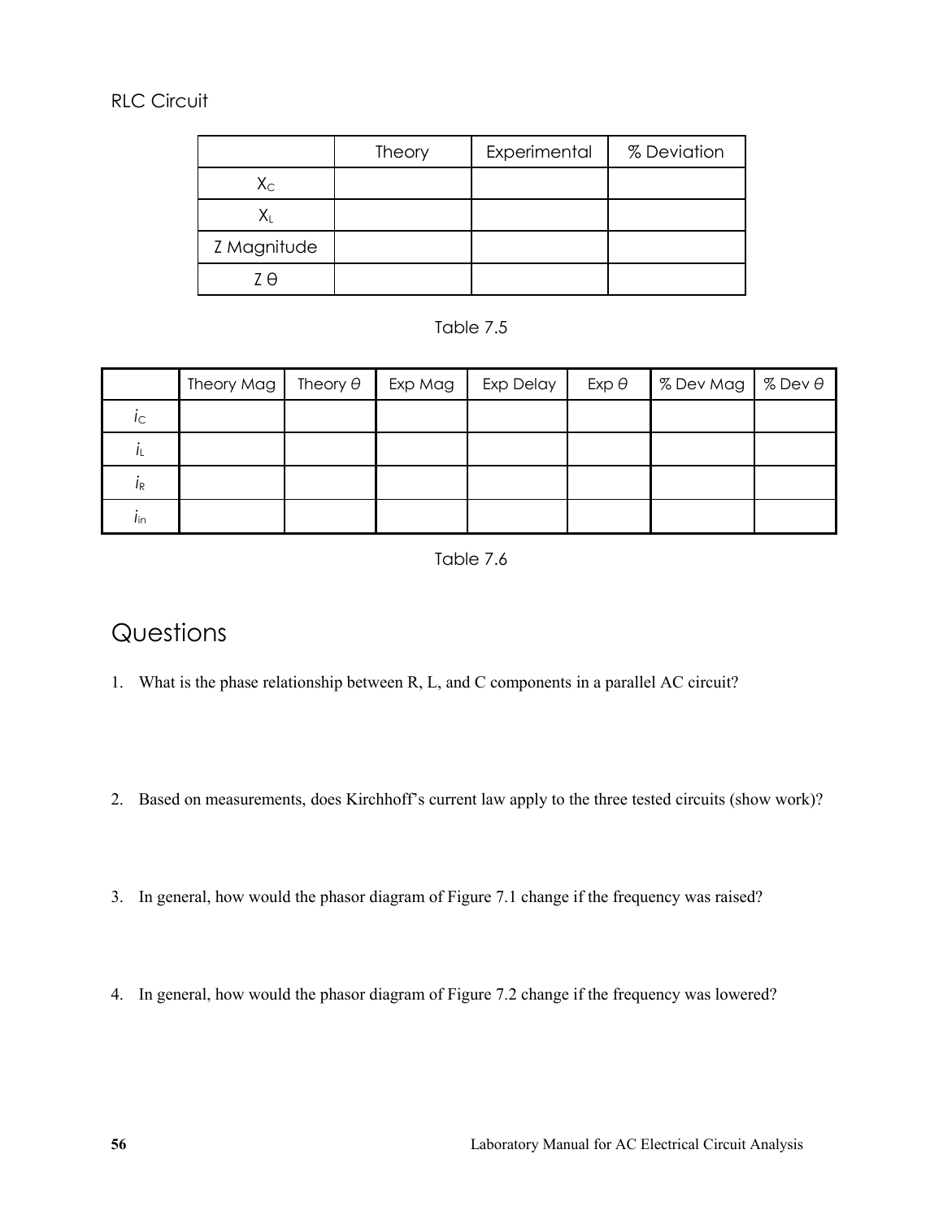RLC Circuit

| | Theory | Experimental | % Deviation |
|---|---|---|---|
| $X_C$ | | | |
| $X_L$ | | | |
| Z Magnitude | | | |
| Z θ | | | |

Table 7.5

| | Theory Mag | Theory $\theta$ | Exp Mag | Exp Delay | Exp $\theta$ | % Dev Mag | % Dev $\theta$ |
|---|---|---|---|---|---|---|---|
| $i_C$ | | | | | | | |
| $i_L$ | | | | | | | |
| $i_R$ | | | | | | | |
| $i_{in}$ | | | | | | | |

Table 7.6

# Questions

1. What is the phase relationship between R, L, and C components in a parallel AC circuit?

2. Based on measurements, does Kirchhoff's current law apply to the three tested circuits (show work)?

3. In general, how would the phasor diagram of Figure 7.1 change if the frequency was raised?

4. In general, how would the phasor diagram of Figure 7.2 change if the frequency was lowered?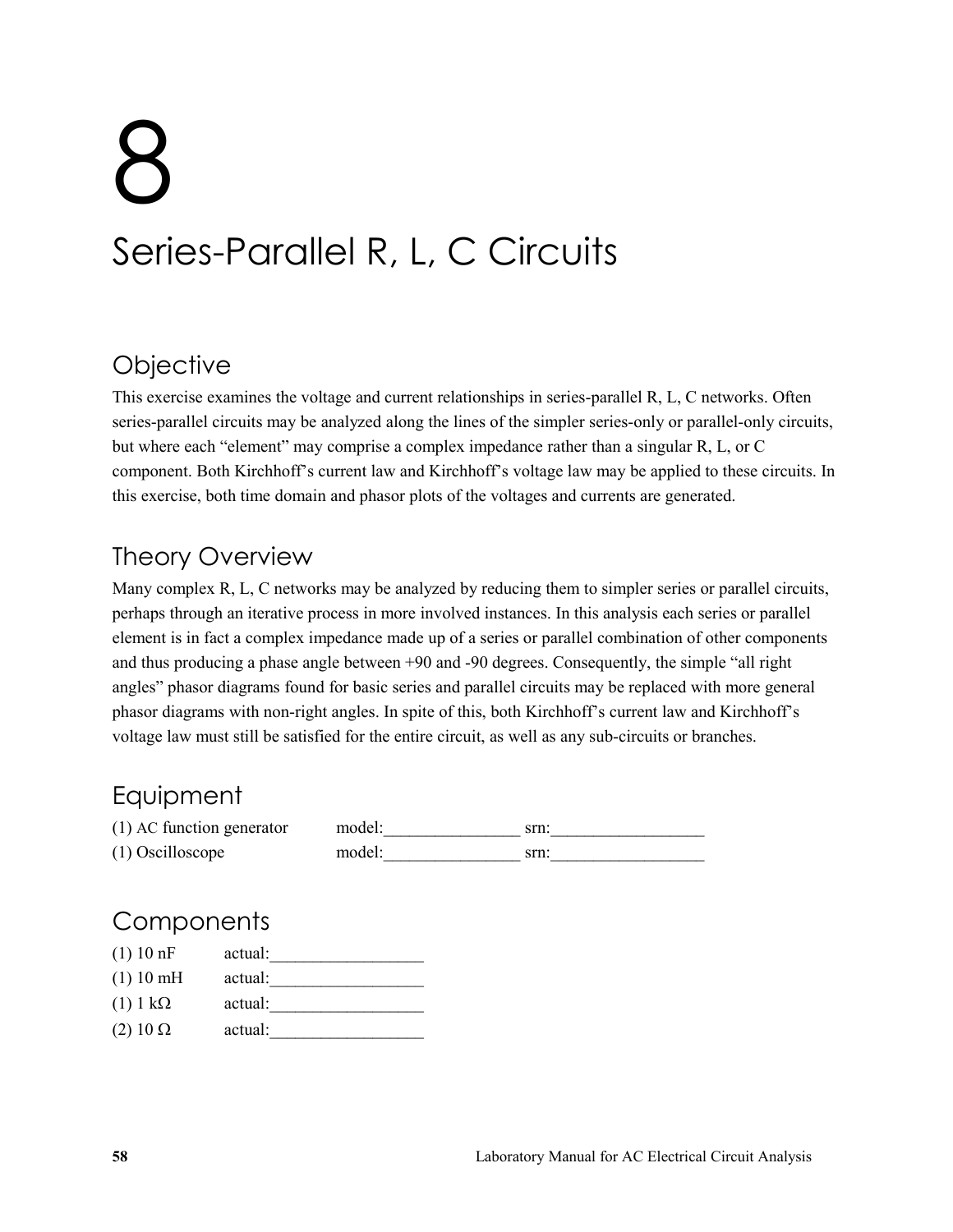# 8

# Series-Parallel R, L, C Circuits

## Objective

This exercise examines the voltage and current relationships in series-parallel R, L, C networks. Often series-parallel circuits may be analyzed along the lines of the simpler series-only or parallel-only circuits, but where each "element" may comprise a complex impedance rather than a singular R, L, or C component. Both Kirchhoff's current law and Kirchhoff's voltage law may be applied to these circuits. In this exercise, both time domain and phasor plots of the voltages and currents are generated.

## Theory Overview

Many complex R, L, C networks may be analyzed by reducing them to simpler series or parallel circuits, perhaps through an iterative process in more involved instances. In this analysis each series or parallel element is in fact a complex impedance made up of a series or parallel combination of other components and thus producing a phase angle between +90 and -90 degrees. Consequently, the simple "all right angles" phasor diagrams found for basic series and parallel circuits may be replaced with more general phasor diagrams with non-right angles. In spite of this, both Kirchhoff's current law and Kirchhoff's voltage law must still be satisfied for the entire circuit, as well as any sub-circuits or branches.

## Equipment

| | | |
|---|---|---|
| (1) AC function generator | model:________________ | srn:__________________ |
| (1) Oscilloscope | model:________________ | srn:__________________ |

## Components

| | |
|---|---|
| (1) 10 nF | actual:__________________ |
| (1) 10 mH | actual:__________________ |
| (1) 1 kΩ | actual:__________________ |
| (2) 10 Ω | actual:__________________ |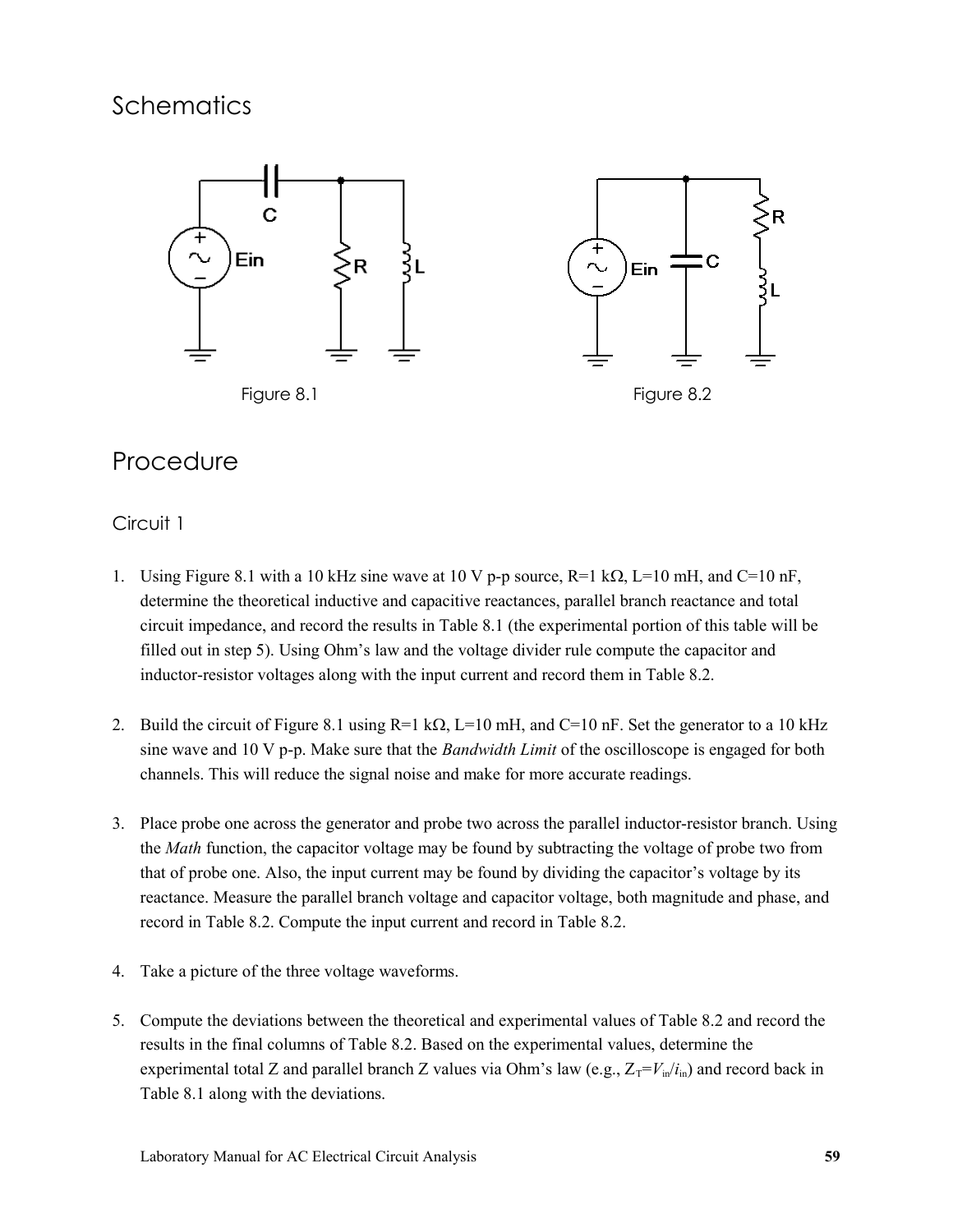# Schematics

Figure 8.1

Figure 8.2

# Procedure

## Circuit 1

1. Using Figure 8.1 with a 10 kHz sine wave at 10 V p-p source, R=1 kΩ, L=10 mH, and C=10 nF, determine the theoretical inductive and capacitive reactances, parallel branch reactance and total circuit impedance, and record the results in Table 8.1 (the experimental portion of this table will be filled out in step 5). Using Ohm's law and the voltage divider rule compute the capacitor and inductor-resistor voltages along with the input current and record them in Table 8.2.

2. Build the circuit of Figure 8.1 using R=1 kΩ, L=10 mH, and C=10 nF. Set the generator to a 10 kHz sine wave and 10 V p-p. Make sure that the *Bandwidth Limit* of the oscilloscope is engaged for both channels. This will reduce the signal noise and make for more accurate readings.

3. Place probe one across the generator and probe two across the parallel inductor-resistor branch. Using the *Math* function, the capacitor voltage may be found by subtracting the voltage of probe two from that of probe one. Also, the input current may be found by dividing the capacitor's voltage by its reactance. Measure the parallel branch voltage and capacitor voltage, both magnitude and phase, and record in Table 8.2. Compute the input current and record in Table 8.2.

4. Take a picture of the three voltage waveforms.

5. Compute the deviations between the theoretical and experimental values of Table 8.2 and record the results in the final columns of Table 8.2. Based on the experimental values, determine the experimental total Z and parallel branch Z values via Ohm's law (e.g., $Z_T=V_{in}/i_{in}$) and record back in Table 8.1 along with the deviations.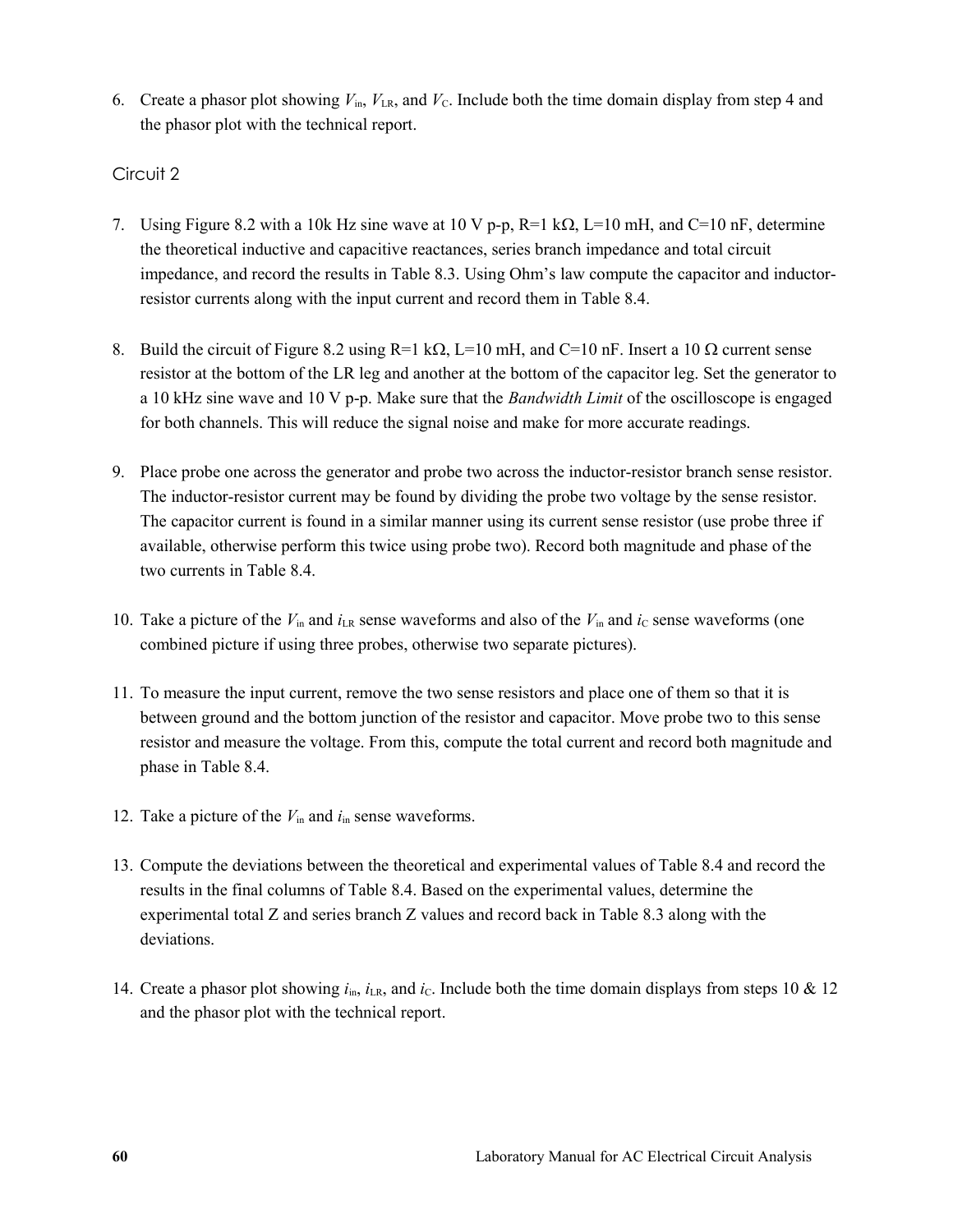6. Create a phasor plot showing $V_{in}$, $V_{LR}$, and $V_C$. Include both the time domain display from step 4 and the phasor plot with the technical report.

## Circuit 2

7. Using Figure 8.2 with a 10k Hz sine wave at 10 V p-p, R=1 kΩ, L=10 mH, and C=10 nF, determine the theoretical inductive and capacitive reactances, series branch impedance and total circuit impedance, and record the results in Table 8.3. Using Ohm's law compute the capacitor and inductor-resistor currents along with the input current and record them in Table 8.4.

8. Build the circuit of Figure 8.2 using R=1 kΩ, L=10 mH, and C=10 nF. Insert a 10 Ω current sense resistor at the bottom of the LR leg and another at the bottom of the capacitor leg. Set the generator to a 10 kHz sine wave and 10 V p-p. Make sure that the *Bandwidth Limit* of the oscilloscope is engaged for both channels. This will reduce the signal noise and make for more accurate readings.

9. Place probe one across the generator and probe two across the inductor-resistor branch sense resistor. The inductor-resistor current may be found by dividing the probe two voltage by the sense resistor. The capacitor current is found in a similar manner using its current sense resistor (use probe three if available, otherwise perform this twice using probe two). Record both magnitude and phase of the two currents in Table 8.4.

10. Take a picture of the $V_{in}$ and $i_{LR}$ sense waveforms and also of the $V_{in}$ and $i_C$ sense waveforms (one combined picture if using three probes, otherwise two separate pictures).

11. To measure the input current, remove the two sense resistors and place one of them so that it is between ground and the bottom junction of the resistor and capacitor. Move probe two to this sense resistor and measure the voltage. From this, compute the total current and record both magnitude and phase in Table 8.4.

12. Take a picture of the $V_{in}$ and $i_{in}$ sense waveforms.

13. Compute the deviations between the theoretical and experimental values of Table 8.4 and record the results in the final columns of Table 8.4. Based on the experimental values, determine the experimental total Z and series branch Z values and record back in Table 8.3 along with the deviations.

14. Create a phasor plot showing $i_{in}$, $i_{LR}$, and $i_C$. Include both the time domain displays from steps 10 & 12 and the phasor plot with the technical report.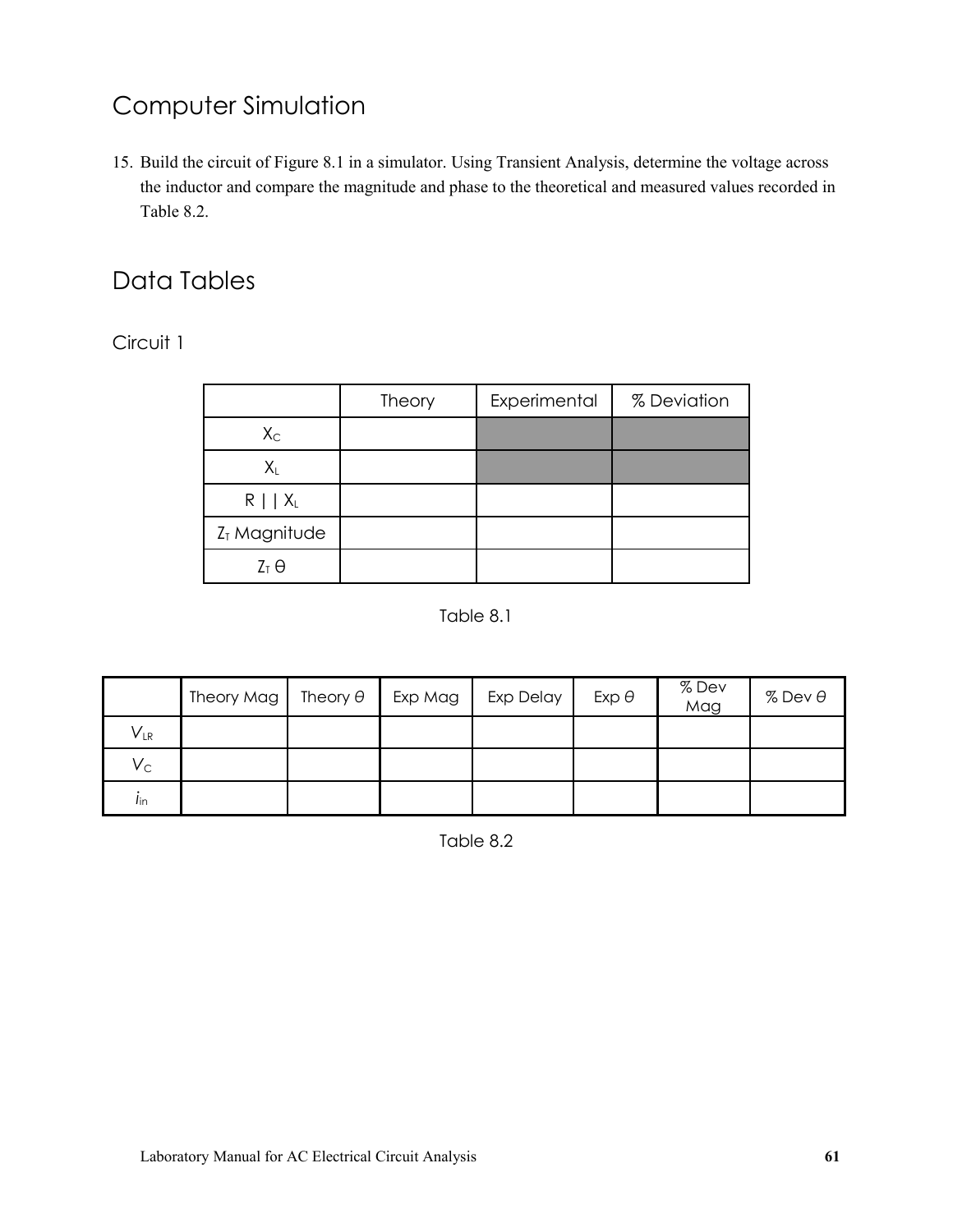# Computer Simulation

15. Build the circuit of Figure 8.1 in a simulator. Using Transient Analysis, determine the voltage across the inductor and compare the magnitude and phase to the theoretical and measured values recorded in Table 8.2.

# Data Tables

## Circuit 1

| | Theory | Experimental | % Deviation |
|---|---|---|---|
| $X_C$ | | | |
| $X_L$ | | | |
| $R \mid\mid X_L$ | | | |
| $Z_T$ Magnitude | | | |
| $Z_T$ θ | | | |

Table 8.1

| | Theory Mag | Theory θ | Exp Mag | Exp Delay | Exp θ | % Dev Mag | % Dev θ |
|---|---|---|---|---|---|---|---|
| $V_{LR}$ | | | | | | | |
| $V_C$ | | | | | | | |
| $i_{in}$ | | | | | | | |

Table 8.2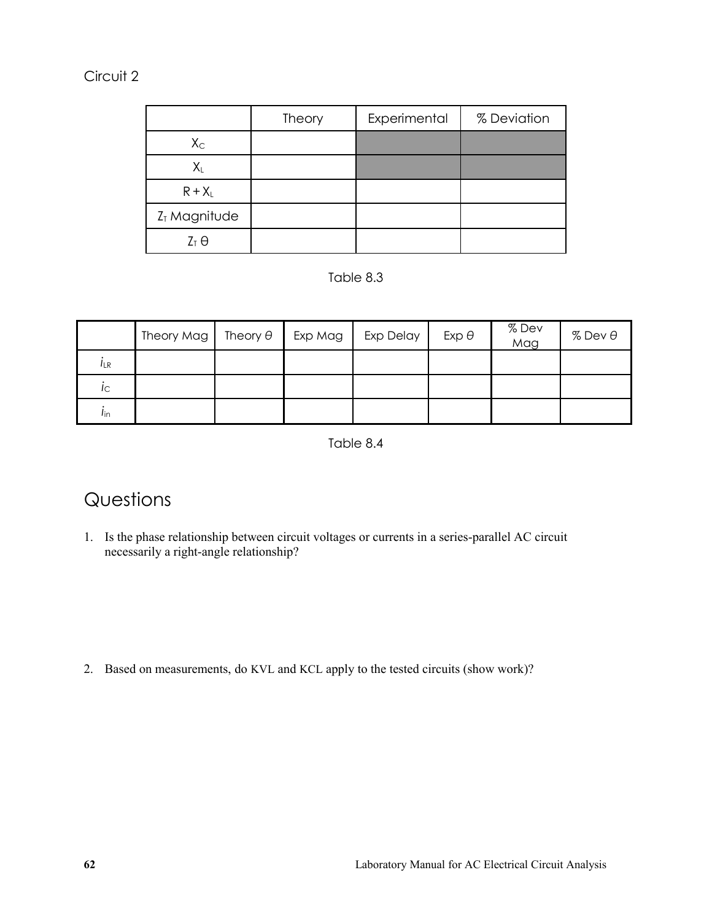Circuit 2

| | Theory | Experimental | % Deviation |
|---|---|---|---|
| $X_C$ | | | |
| $X_L$ | | | |
| $R + X_L$ | | | |
| $Z_T$ Magnitude | | | |
| $Z_T$ θ | | | |

Table 8.3

| | Theory Mag | Theory $\theta$ | Exp Mag | Exp Delay | Exp $\theta$ | % Dev Mag | % Dev $\theta$ |
|---|---|---|---|---|---|---|---|
| $i_{LR}$ | | | | | | | |
| $i_C$ | | | | | | | |
| $i_{in}$ | | | | | | | |

Table 8.4

# Questions

1. Is the phase relationship between circuit voltages or currents in a series-parallel AC circuit necessarily a right-angle relationship?

2. Based on measurements, do KVL and KCL apply to the tested circuits (show work)?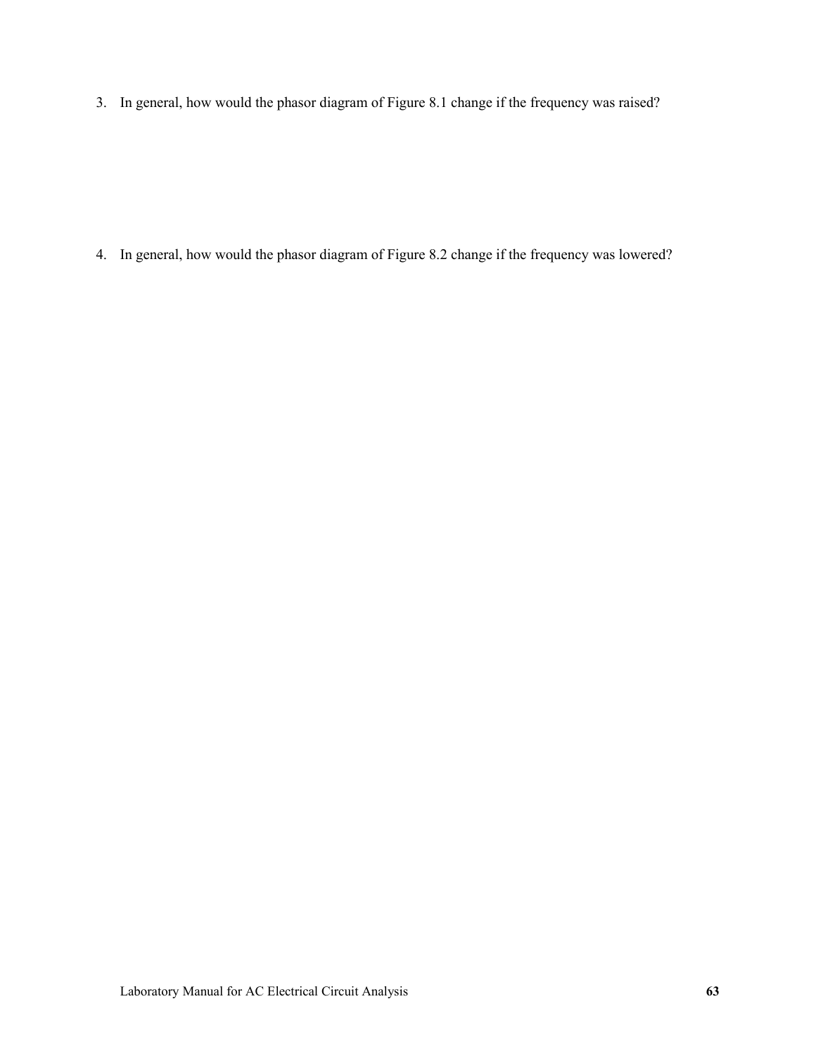3. In general, how would the phasor diagram of Figure 8.1 change if the frequency was raised?

4. In general, how would the phasor diagram of Figure 8.2 change if the frequency was lowered?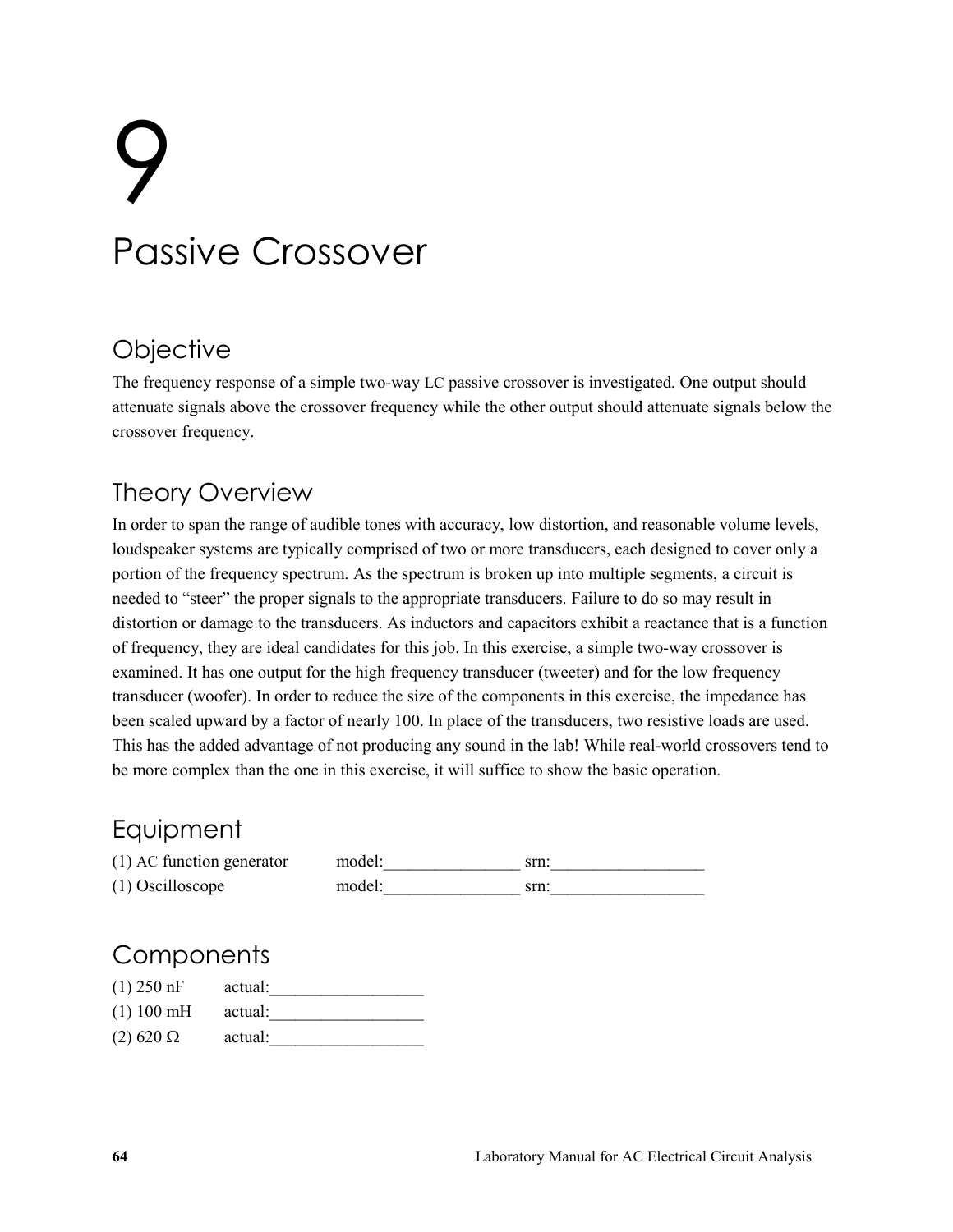# 9

# Passive Crossover

## Objective

The frequency response of a simple two-way LC passive crossover is investigated. One output should attenuate signals above the crossover frequency while the other output should attenuate signals below the crossover frequency.

## Theory Overview

In order to span the range of audible tones with accuracy, low distortion, and reasonable volume levels, loudspeaker systems are typically comprised of two or more transducers, each designed to cover only a portion of the frequency spectrum. As the spectrum is broken up into multiple segments, a circuit is needed to "steer" the proper signals to the appropriate transducers. Failure to do so may result in distortion or damage to the transducers. As inductors and capacitors exhibit a reactance that is a function of frequency, they are ideal candidates for this job. In this exercise, a simple two-way crossover is examined. It has one output for the high frequency transducer (tweeter) and for the low frequency transducer (woofer). In order to reduce the size of the components in this exercise, the impedance has been scaled upward by a factor of nearly 100. In place of the transducers, two resistive loads are used. This has the added advantage of not producing any sound in the lab! While real-world crossovers tend to be more complex than the one in this exercise, it will suffice to show the basic operation.

## Equipment

(1) AC function generator model:________________ srn:__________________

(1) Oscilloscope model:________________ srn:__________________

## Components

(1) 250 nF actual:__________________

(1) 100 mH actual:__________________

(2) 620 Ω actual:__________________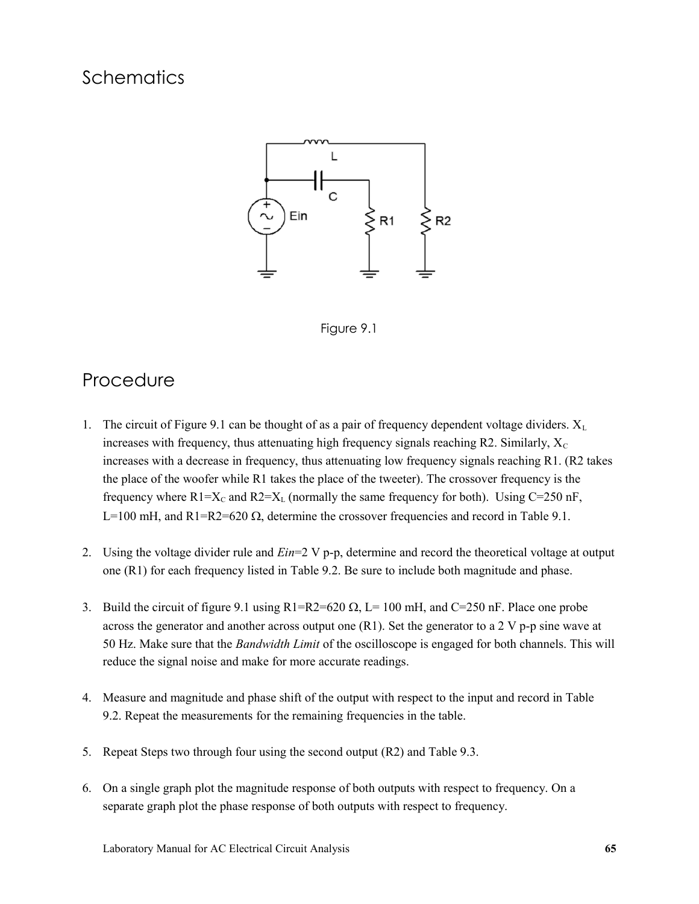# Schematics

Figure 9.1

# Procedure

1. The circuit of Figure 9.1 can be thought of as a pair of frequency dependent voltage dividers. $X_L$ increases with frequency, thus attenuating high frequency signals reaching R2. Similarly, $X_C$ increases with a decrease in frequency, thus attenuating low frequency signals reaching R1. (R2 takes the place of the woofer while R1 takes the place of the tweeter). The crossover frequency is the frequency where $R1=X_C$ and $R2=X_L$ (normally the same frequency for both). Using C=250 nF, L=100 mH, and R1=R2=620 Ω, determine the crossover frequencies and record in Table 9.1.

2. Using the voltage divider rule and *Ein*=2 V p-p, determine and record the theoretical voltage at output one (R1) for each frequency listed in Table 9.2. Be sure to include both magnitude and phase.

3. Build the circuit of figure 9.1 using R1=R2=620 Ω, L= 100 mH, and C=250 nF. Place one probe across the generator and another across output one (R1). Set the generator to a 2 V p-p sine wave at 50 Hz. Make sure that the *Bandwidth Limit* of the oscilloscope is engaged for both channels. This will reduce the signal noise and make for more accurate readings.

4. Measure and magnitude and phase shift of the output with respect to the input and record in Table 9.2. Repeat the measurements for the remaining frequencies in the table.

5. Repeat Steps two through four using the second output (R2) and Table 9.3.

6. On a single graph plot the magnitude response of both outputs with respect to frequency. On a separate graph plot the phase response of both outputs with respect to frequency.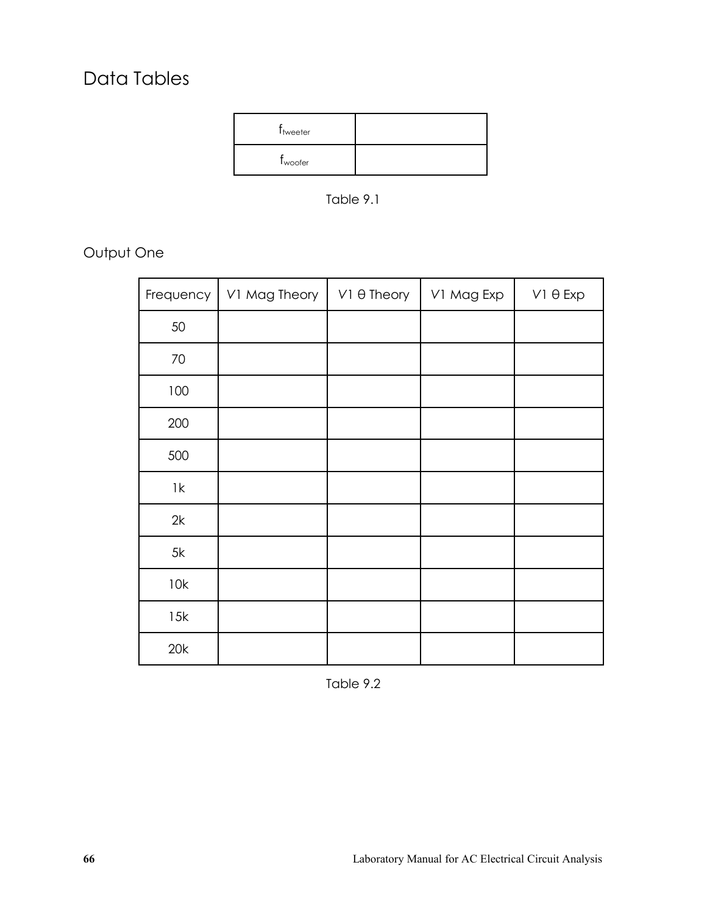## Data Tables

| $f_{tweeter}$ | |
|---|---|
| $f_{woofer}$ | |

Table 9.1

### Output One

| Frequency | V1 Mag Theory | V1 θ Theory | V1 Mag Exp | V1 θ Exp |
|---|---|---|---|---|
| 50 | | | | |
| 70 | | | | |
| 100 | | | | |
| 200 | | | | |
| 500 | | | | |
| 1k | | | | |
| 2k | | | | |
| 5k | | | | |
| 10k | | | | |
| 15k | | | | |
| 20k | | | | |

Table 9.2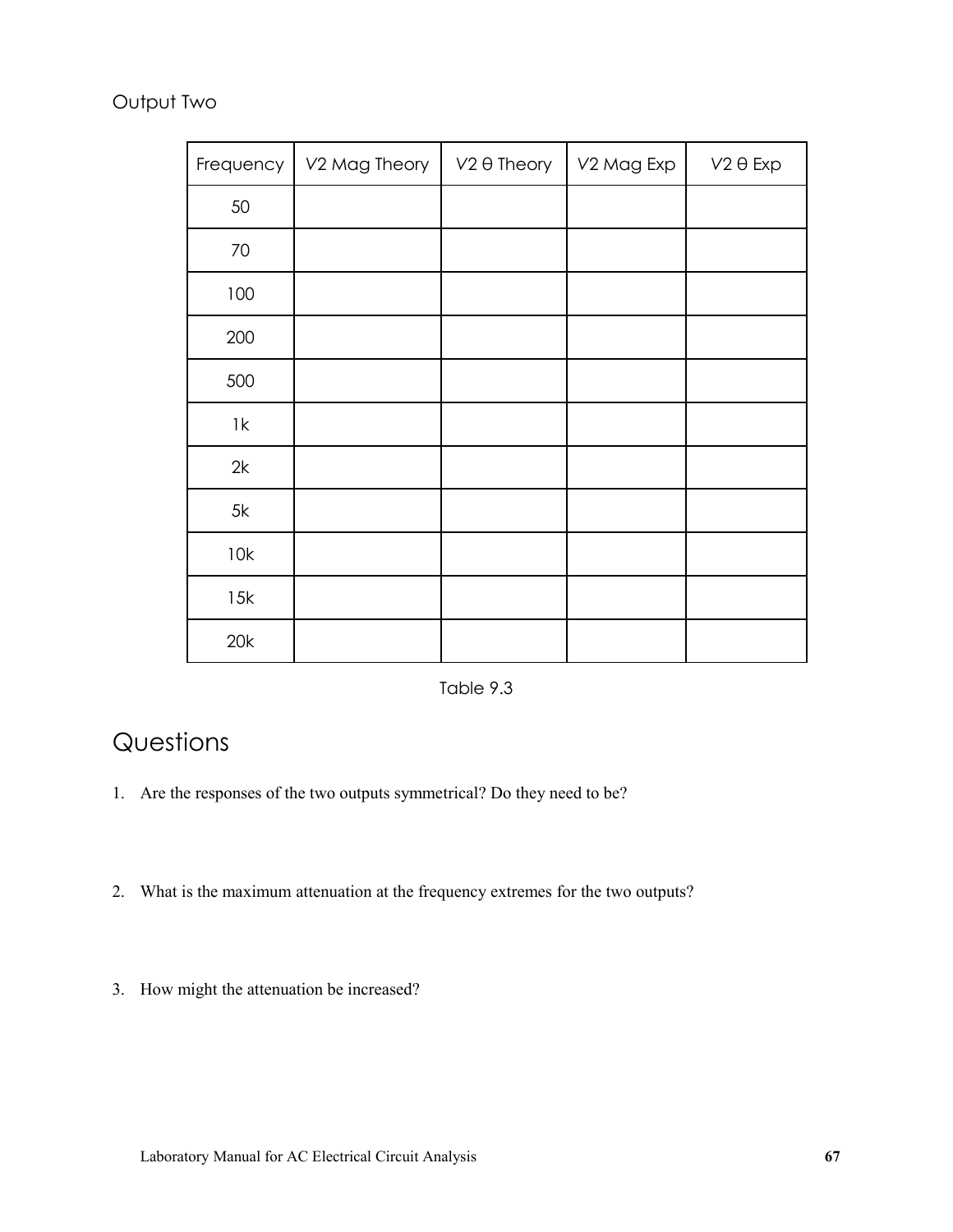Output Two

| Frequency | V2 Mag Theory | V2 θ Theory | V2 Mag Exp | V2 θ Exp |
|---|---|---|---|---|
| 50 | | | | |
| 70 | | | | |
| 100 | | | | |
| 200 | | | | |
| 500 | | | | |
| 1k | | | | |
| 2k | | | | |
| 5k | | | | |
| 10k | | | | |
| 15k | | | | |
| 20k | | | | |

Table 9.3

# Questions

1. Are the responses of the two outputs symmetrical? Do they need to be?

2. What is the maximum attenuation at the frequency extremes for the two outputs?

3. How might the attenuation be increased?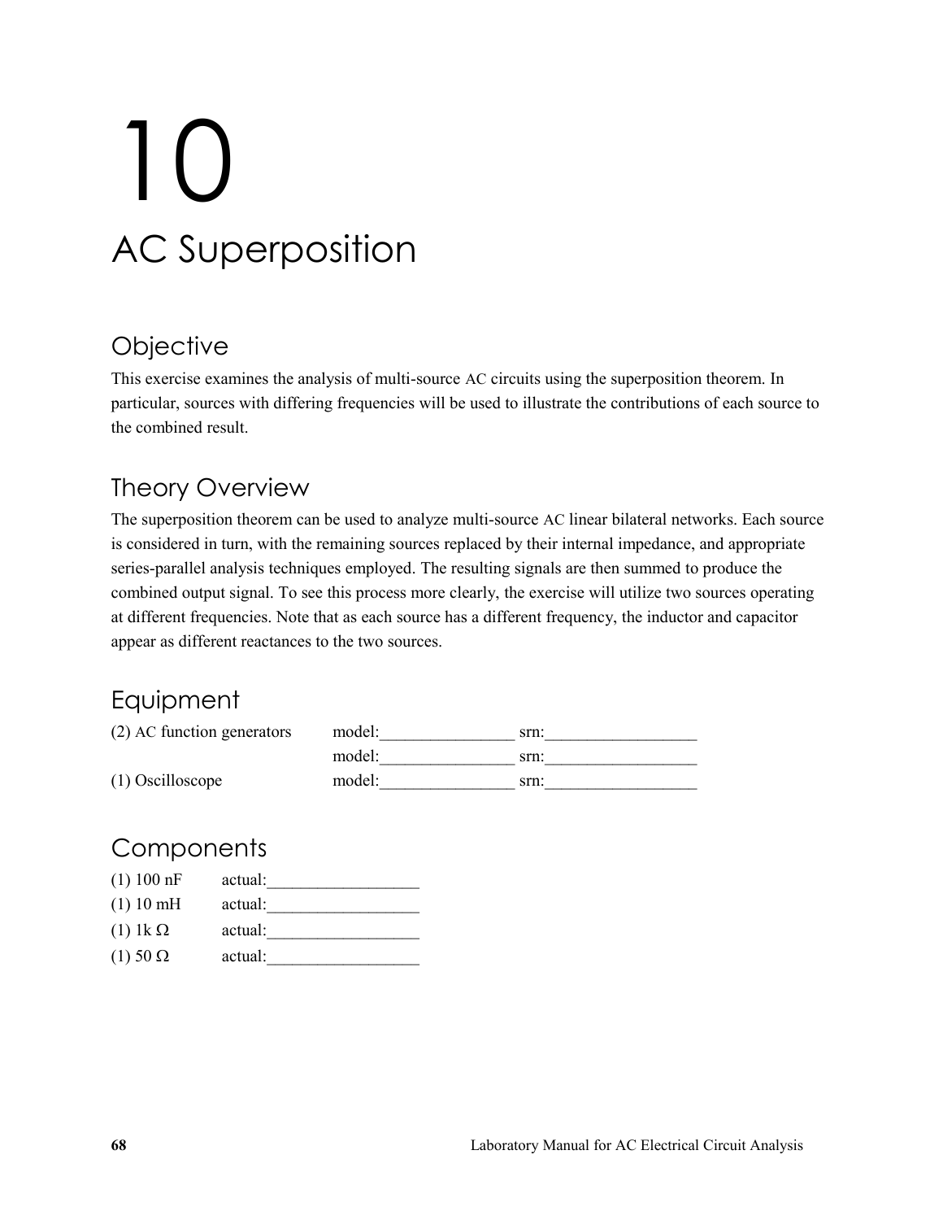# 10

# AC Superposition

## Objective

This exercise examines the analysis of multi-source AC circuits using the superposition theorem. In particular, sources with differing frequencies will be used to illustrate the contributions of each source to the combined result.

## Theory Overview

The superposition theorem can be used to analyze multi-source AC linear bilateral networks. Each source is considered in turn, with the remaining sources replaced by their internal impedance, and appropriate series-parallel analysis techniques employed. The resulting signals are then summed to produce the combined output signal. To see this process more clearly, the exercise will utilize two sources operating at different frequencies. Note that as each source has a different frequency, the inductor and capacitor appear as different reactances to the two sources.

## Equipment

| | | |
|---|---|---|
| (2) AC function generators | model:________________ | srn:__________________ |
| | model:________________ | srn:__________________ |
| (1) Oscilloscope | model:________________ | srn:__________________ |

## Components

| | |
|---|---|
| (1) 100 nF | actual:__________________ |
| (1) 10 mH | actual:__________________ |
| (1) 1k Ω | actual:__________________ |
| (1) 50 Ω | actual:__________________ |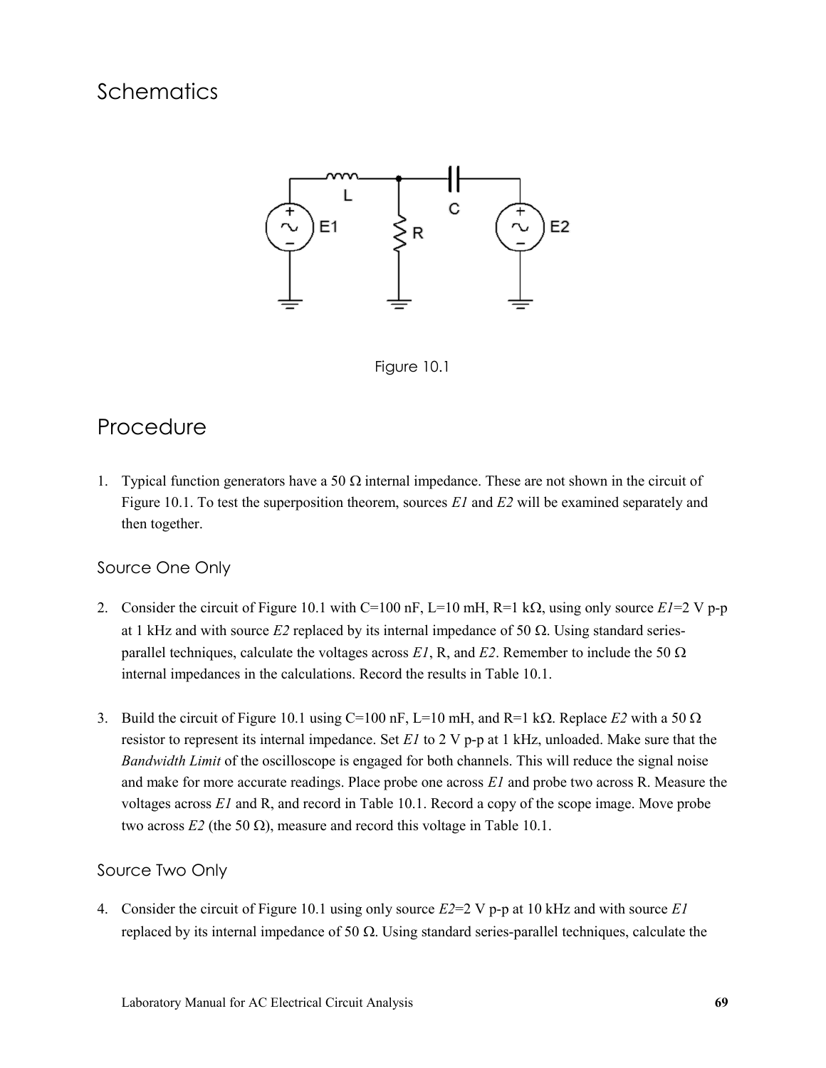# Schematics

Figure 10.1

# Procedure

1. Typical function generators have a 50 Ω internal impedance. These are not shown in the circuit of Figure 10.1. To test the superposition theorem, sources *E1* and *E2* will be examined separately and then together.

## Source One Only

2. Consider the circuit of Figure 10.1 with C=100 nF, L=10 mH, R=1 kΩ, using only source *E1*=2 V p-p at 1 kHz and with source *E2* replaced by its internal impedance of 50 Ω. Using standard series-parallel techniques, calculate the voltages across *E1*, R, and *E2*. Remember to include the 50 Ω internal impedances in the calculations. Record the results in Table 10.1.

3. Build the circuit of Figure 10.1 using C=100 nF, L=10 mH, and R=1 kΩ. Replace *E2* with a 50 Ω resistor to represent its internal impedance. Set *E1* to 2 V p-p at 1 kHz, unloaded. Make sure that the *Bandwidth Limit* of the oscilloscope is engaged for both channels. This will reduce the signal noise and make for more accurate readings. Place probe one across *E1* and probe two across R. Measure the voltages across *E1* and R, and record in Table 10.1. Record a copy of the scope image. Move probe two across *E2* (the 50 Ω), measure and record this voltage in Table 10.1.

## Source Two Only

4. Consider the circuit of Figure 10.1 using only source *E2*=2 V p-p at 10 kHz and with source *E1* replaced by its internal impedance of 50 Ω. Using standard series-parallel techniques, calculate the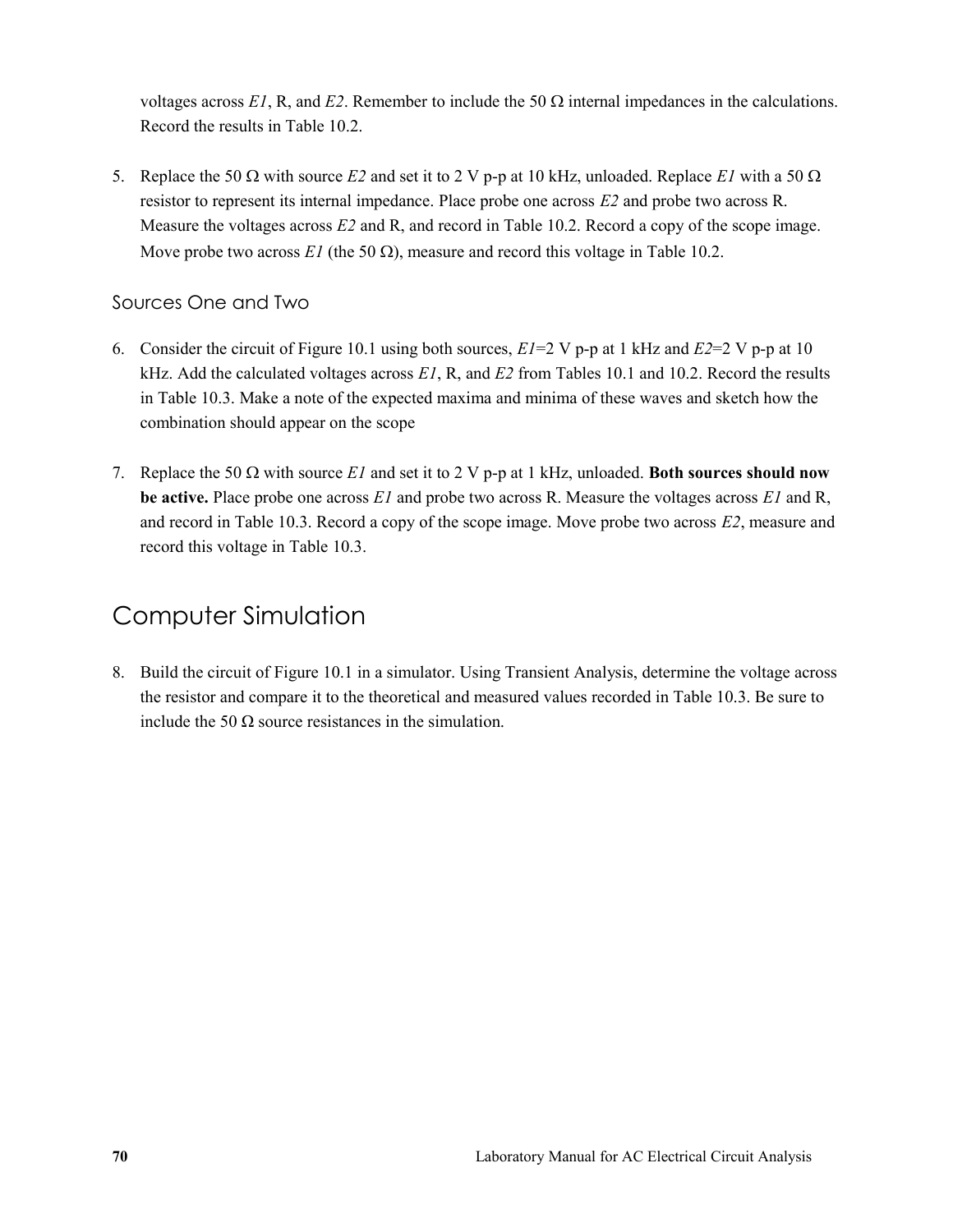voltages across *E1*, R, and *E2*. Remember to include the 50 Ω internal impedances in the calculations. Record the results in Table 10.2.

5. Replace the 50 Ω with source *E2* and set it to 2 V p-p at 10 kHz, unloaded. Replace *E1* with a 50 Ω resistor to represent its internal impedance. Place probe one across *E2* and probe two across R. Measure the voltages across *E2* and R, and record in Table 10.2. Record a copy of the scope image. Move probe two across *E1* (the 50 Ω), measure and record this voltage in Table 10.2.

### Sources One and Two

6. Consider the circuit of Figure 10.1 using both sources, *E1*=2 V p-p at 1 kHz and *E2*=2 V p-p at 10 kHz. Add the calculated voltages across *E1*, R, and *E2* from Tables 10.1 and 10.2. Record the results in Table 10.3. Make a note of the expected maxima and minima of these waves and sketch how the combination should appear on the scope

7. Replace the 50 Ω with source *E1* and set it to 2 V p-p at 1 kHz, unloaded. **Both sources should now be active.** Place probe one across *E1* and probe two across R. Measure the voltages across *E1* and R, and record in Table 10.3. Record a copy of the scope image. Move probe two across *E2*, measure and record this voltage in Table 10.3.

## Computer Simulation

8. Build the circuit of Figure 10.1 in a simulator. Using Transient Analysis, determine the voltage across the resistor and compare it to the theoretical and measured values recorded in Table 10.3. Be sure to include the 50 Ω source resistances in the simulation.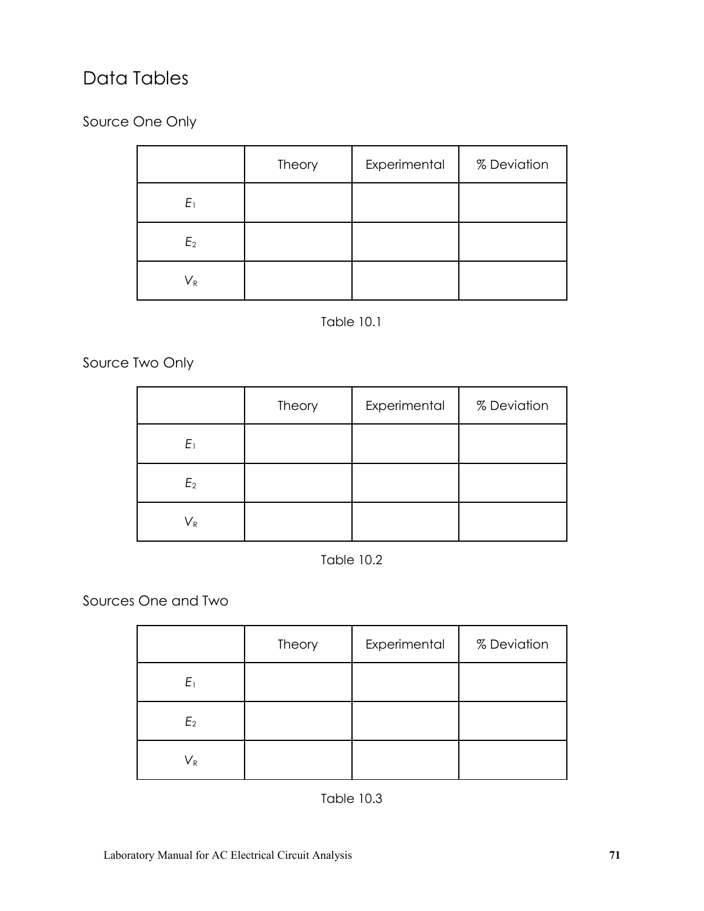## Data Tables

### Source One Only

| | Theory | Experimental | % Deviation |
|---|---|---|---|
| $E_1$ | | | |
| $E_2$ | | | |
| $V_R$ | | | |

Table 10.1

### Source Two Only

| | Theory | Experimental | % Deviation |
|---|---|---|---|
| $E_1$ | | | |
| $E_2$ | | | |
| $V_R$ | | | |

Table 10.2

### Sources One and Two

| | Theory | Experimental | % Deviation |
|---|---|---|---|
| $E_1$ | | | |
| $E_2$ | | | |
| $V_R$ | | | |

Table 10.3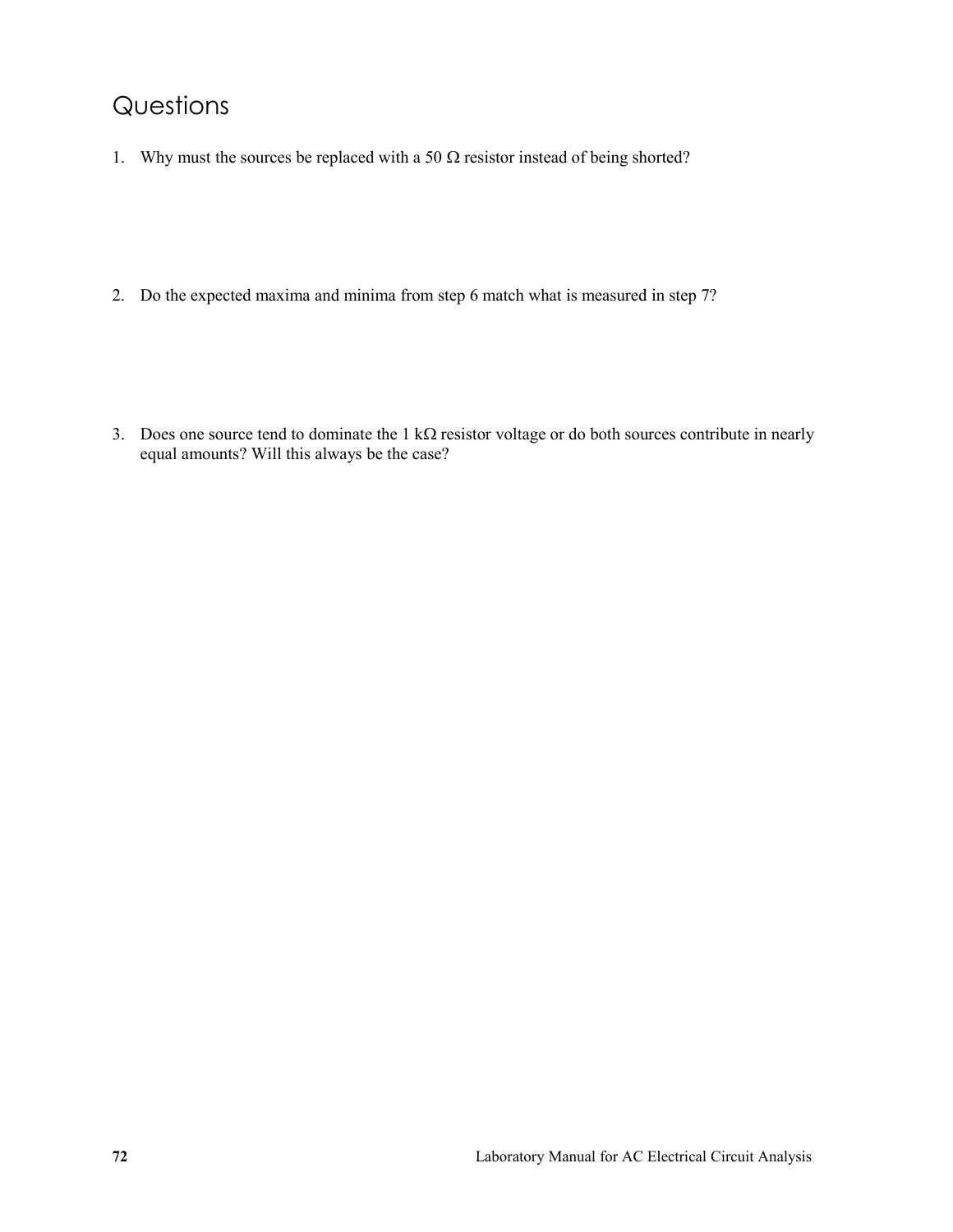# Questions

1. Why must the sources be replaced with a 50 Ω resistor instead of being shorted?

2. Do the expected maxima and minima from step 6 match what is measured in step 7?

3. Does one source tend to dominate the 1 kΩ resistor voltage or do both sources contribute in nearly equal amounts? Will this always be the case?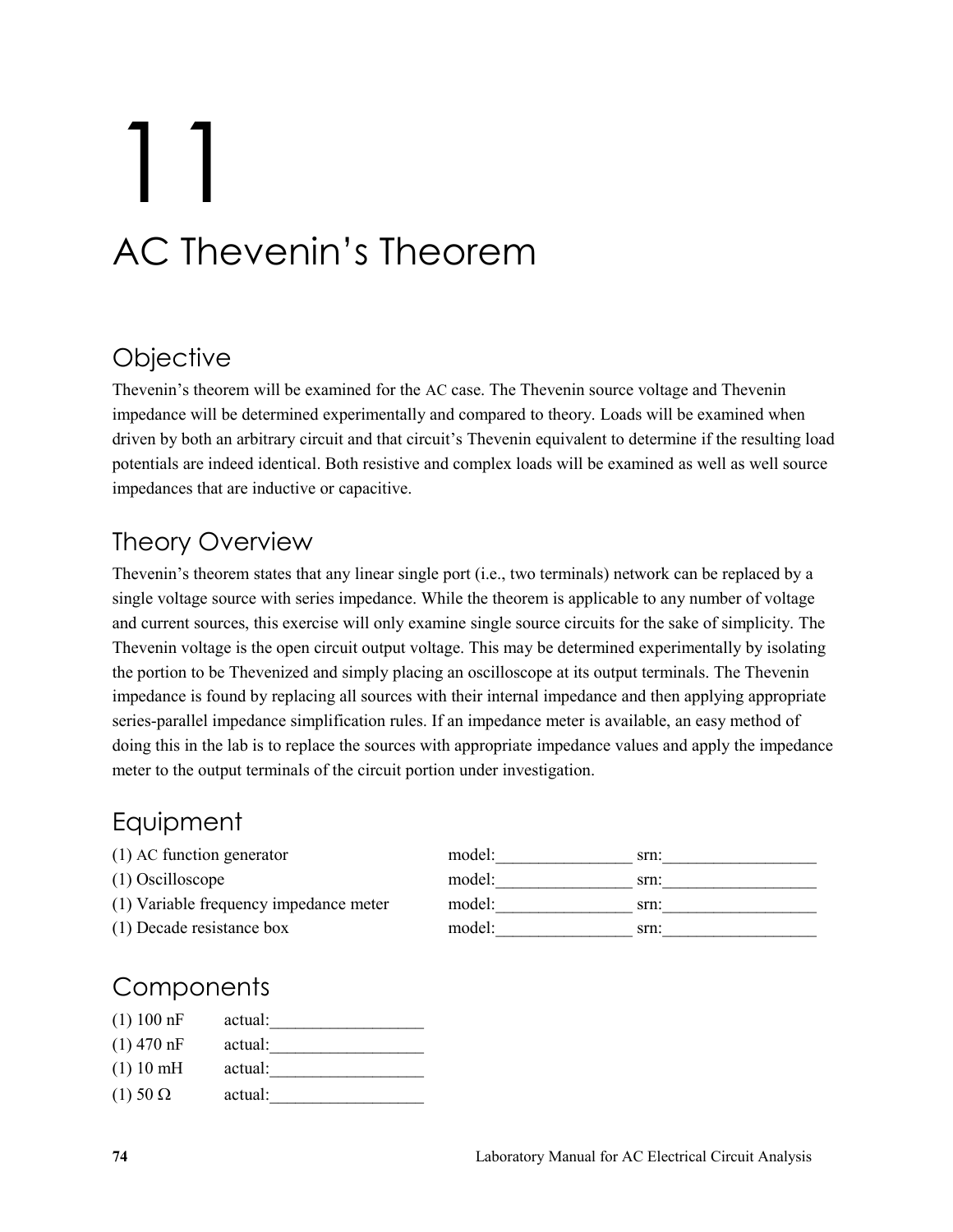# 11

# AC Thevenin's Theorem

## Objective

Thevenin's theorem will be examined for the AC case. The Thevenin source voltage and Thevenin impedance will be determined experimentally and compared to theory. Loads will be examined when driven by both an arbitrary circuit and that circuit's Thevenin equivalent to determine if the resulting load potentials are indeed identical. Both resistive and complex loads will be examined as well as well source impedances that are inductive or capacitive.

## Theory Overview

Thevenin's theorem states that any linear single port (i.e., two terminals) network can be replaced by a single voltage source with series impedance. While the theorem is applicable to any number of voltage and current sources, this exercise will only examine single source circuits for the sake of simplicity. The Thevenin voltage is the open circuit output voltage. This may be determined experimentally by isolating the portion to be Thevenized and simply placing an oscilloscope at its output terminals. The Thevenin impedance is found by replacing all sources with their internal impedance and then applying appropriate series-parallel impedance simplification rules. If an impedance meter is available, an easy method of doing this in the lab is to replace the sources with appropriate impedance values and apply the impedance meter to the output terminals of the circuit portion under investigation.

## Equipment

| | | |
|---|---|---|
| (1) AC function generator | model:________________ | srn:__________________ |
| (1) Oscilloscope | model:________________ | srn:__________________ |
| (1) Variable frequency impedance meter | model:________________ | srn:__________________ |
| (1) Decade resistance box | model:________________ | srn:__________________ |

## Components

| | |
|---|---|
| (1) 100 nF | actual:__________________ |
| (1) 470 nF | actual:__________________ |
| (1) 10 mH | actual:__________________ |
| (1) 50 Ω | actual:__________________ |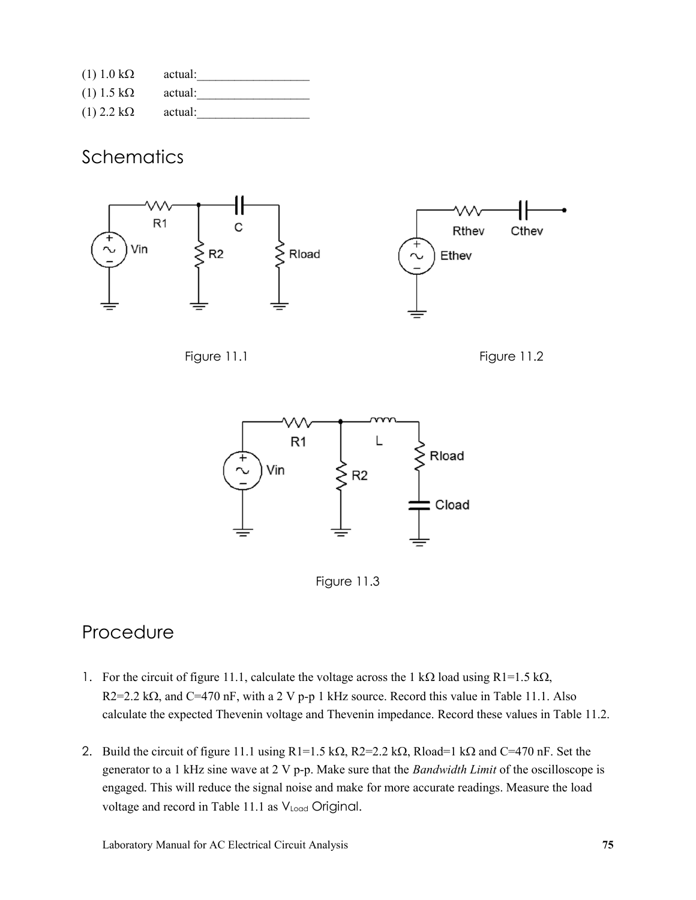(1) 1.0 kΩ actual:__________________

(1) 1.5 kΩ actual:__________________

(1) 2.2 kΩ actual:__________________

## Schematics

Figure 11.1

Figure 11.2

Figure 11.3

## Procedure

1. For the circuit of figure 11.1, calculate the voltage across the 1 kΩ load using R1=1.5 kΩ, R2=2.2 kΩ, and C=470 nF, with a 2 V p-p 1 kHz source. Record this value in Table 11.1. Also calculate the expected Thevenin voltage and Thevenin impedance. Record these values in Table 11.2.

2. Build the circuit of figure 11.1 using R1=1.5 kΩ, R2=2.2 kΩ, Rload=1 kΩ and C=470 nF. Set the generator to a 1 kHz sine wave at 2 V p-p. Make sure that the *Bandwidth Limit* of the oscilloscope is engaged. This will reduce the signal noise and make for more accurate readings. Measure the load voltage and record in Table 11.1 as $V_{Load}$ Original.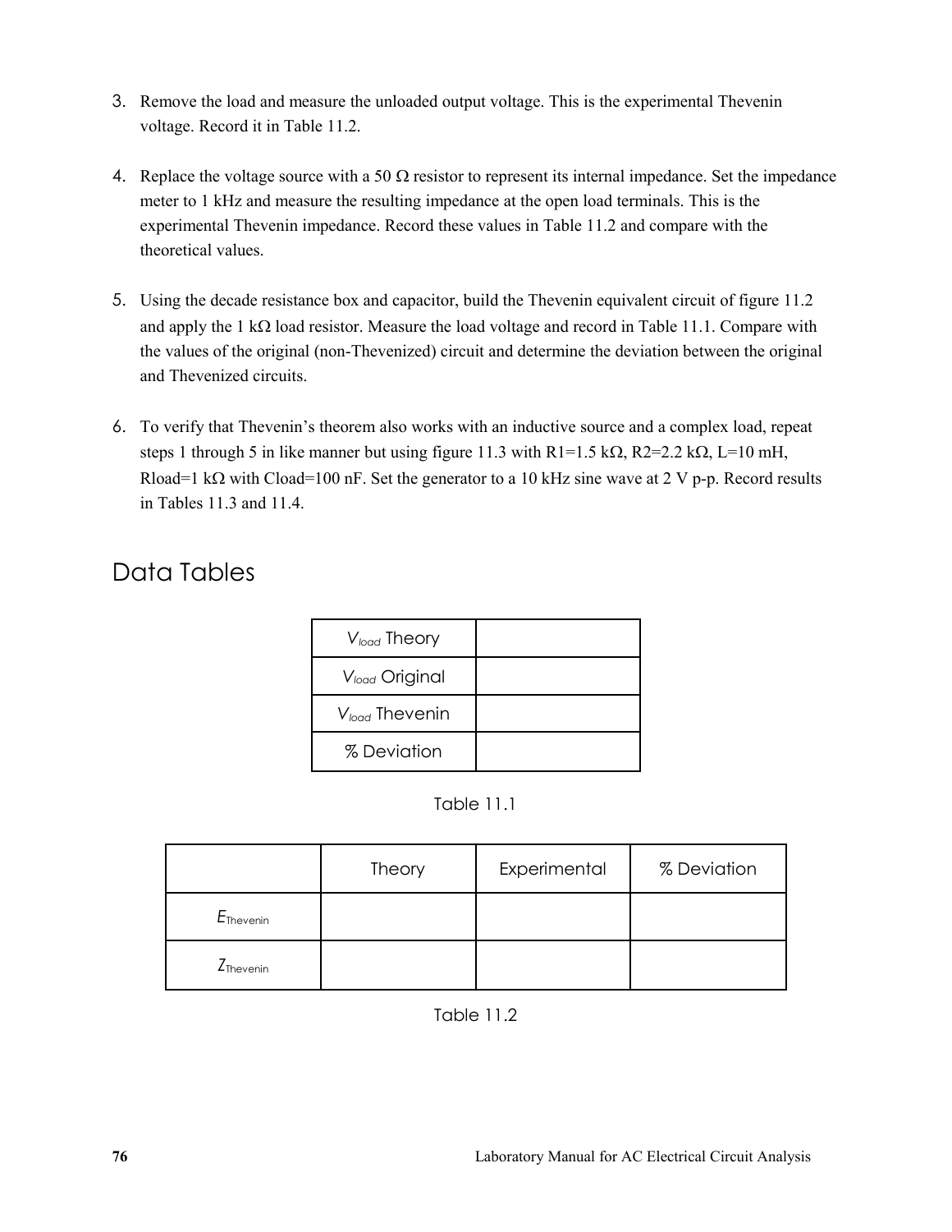3. Remove the load and measure the unloaded output voltage. This is the experimental Thevenin voltage. Record it in Table 11.2.

4. Replace the voltage source with a 50 Ω resistor to represent its internal impedance. Set the impedance meter to 1 kHz and measure the resulting impedance at the open load terminals. This is the experimental Thevenin impedance. Record these values in Table 11.2 and compare with the theoretical values.

5. Using the decade resistance box and capacitor, build the Thevenin equivalent circuit of figure 11.2 and apply the 1 kΩ load resistor. Measure the load voltage and record in Table 11.1. Compare with the values of the original (non-Thevenized) circuit and determine the deviation between the original and Thevenized circuits.

6. To verify that Thevenin's theorem also works with an inductive source and a complex load, repeat steps 1 through 5 in like manner but using figure 11.3 with R1=1.5 kΩ, R2=2.2 kΩ, L=10 mH, Rload=1 kΩ with Cload=100 nF. Set the generator to a 10 kHz sine wave at 2 V p-p. Record results in Tables 11.3 and 11.4.

## Data Tables

| | |
|---|---|
| $V_{load}$ Theory | |
| $V_{load}$ Original | |
| $V_{load}$ Thevenin | |
| % Deviation | |

Table 11.1

| | Theory | Experimental | % Deviation |
|---|---|---|---|
| $E_{Thevenin}$ | | | |
| $Z_{Thevenin}$ | | | |

Table 11.2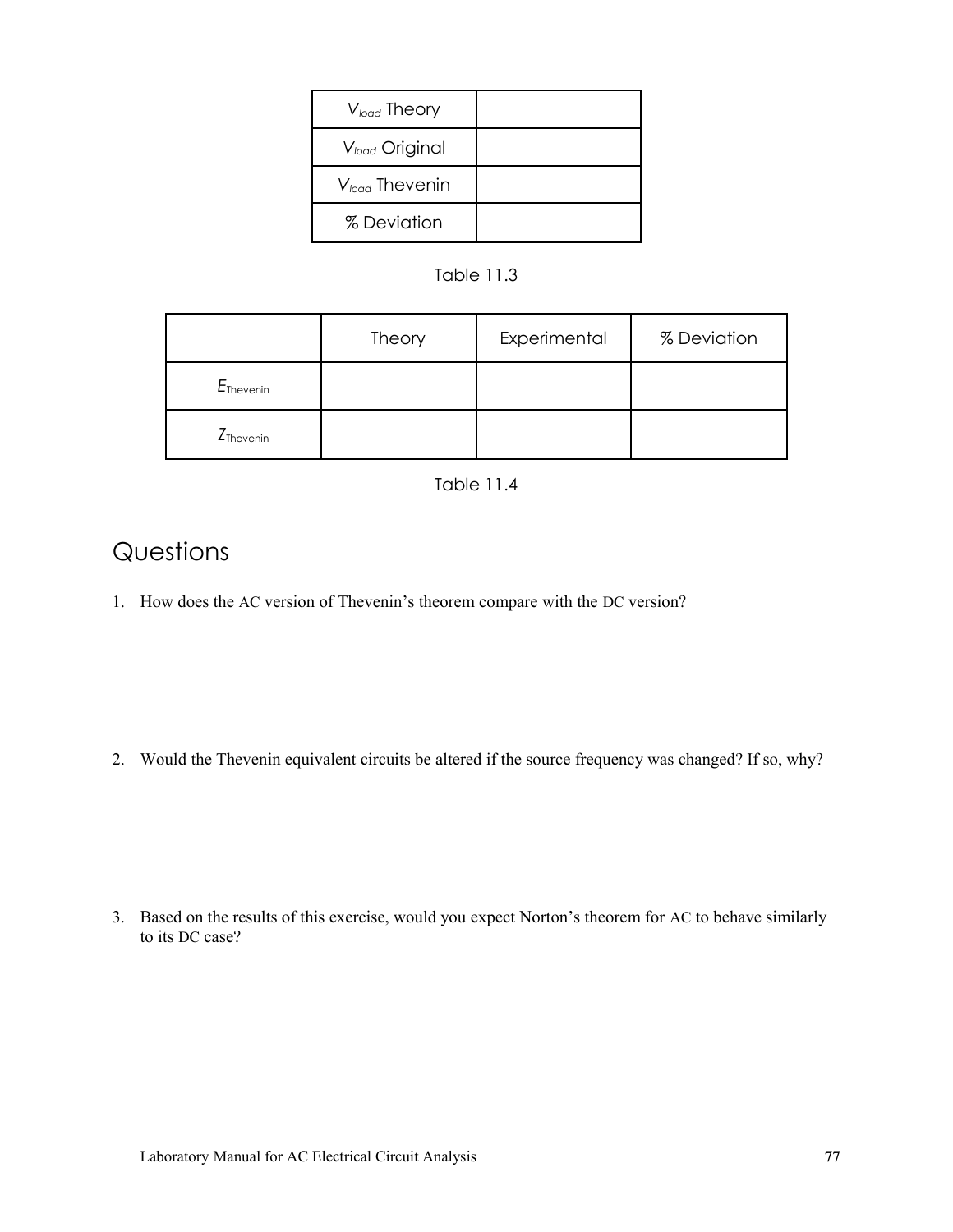| | |
|---|---|
| $V_{load}$ Theory | |
| $V_{load}$ Original | |
| $V_{load}$ Thevenin | |
| % Deviation | |

Table 11.3

| | Theory | Experimental | % Deviation |
|---|---|---|---|
| $E_{Thevenin}$ | | | |
| $Z_{Thevenin}$ | | | |

Table 11.4

# Questions

1. How does the AC version of Thevenin's theorem compare with the DC version?

2. Would the Thevenin equivalent circuits be altered if the source frequency was changed? If so, why?

3. Based on the results of this exercise, would you expect Norton's theorem for AC to behave similarly to its DC case?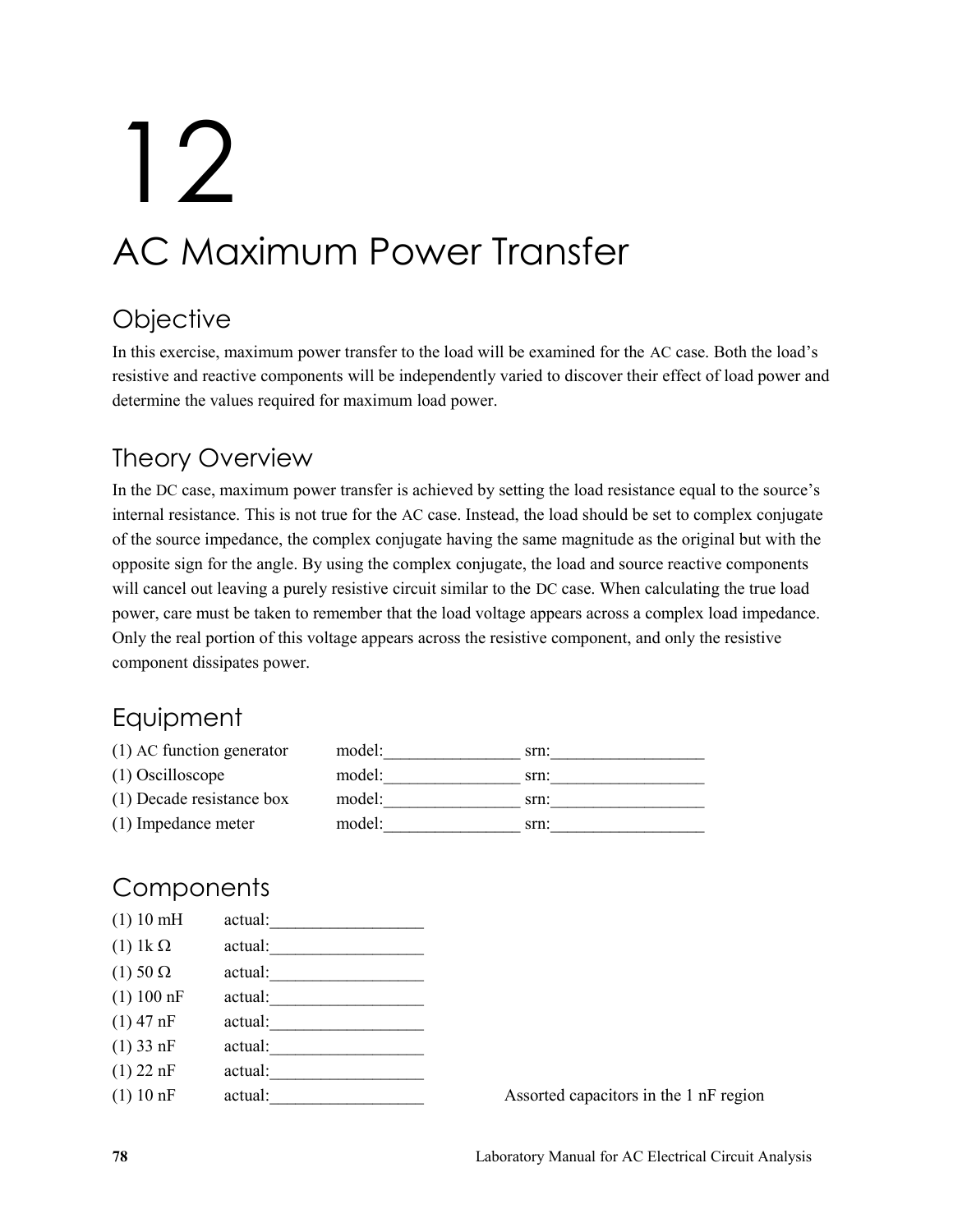# 12

# AC Maximum Power Transfer

## Objective

In this exercise, maximum power transfer to the load will be examined for the AC case. Both the load's resistive and reactive components will be independently varied to discover their effect of load power and determine the values required for maximum load power.

## Theory Overview

In the DC case, maximum power transfer is achieved by setting the load resistance equal to the source's internal resistance. This is not true for the AC case. Instead, the load should be set to complex conjugate of the source impedance, the complex conjugate having the same magnitude as the original but with the opposite sign for the angle. By using the complex conjugate, the load and source reactive components will cancel out leaving a purely resistive circuit similar to the DC case. When calculating the true load power, care must be taken to remember that the load voltage appears across a complex load impedance. Only the real portion of this voltage appears across the resistive component, and only the resistive component dissipates power.

## Equipment

| | | |
|---|---|---|
| (1) AC function generator | model:________________ | srn:__________________ |
| (1) Oscilloscope | model:________________ | srn:__________________ |
| (1) Decade resistance box | model:________________ | srn:__________________ |
| (1) Impedance meter | model:________________ | srn:__________________ |

## Components

| | |
|---|---|
| (1) 10 mH | actual:__________________ |
| (1) 1k Ω | actual:__________________ |
| (1) 50 Ω | actual:__________________ |
| (1) 100 nF | actual:__________________ |
| (1) 47 nF | actual:__________________ |
| (1) 33 nF | actual:__________________ |
| (1) 22 nF | actual:__________________ |
| (1) 10 nF | actual:__________________ |

Assorted capacitors in the 1 nF region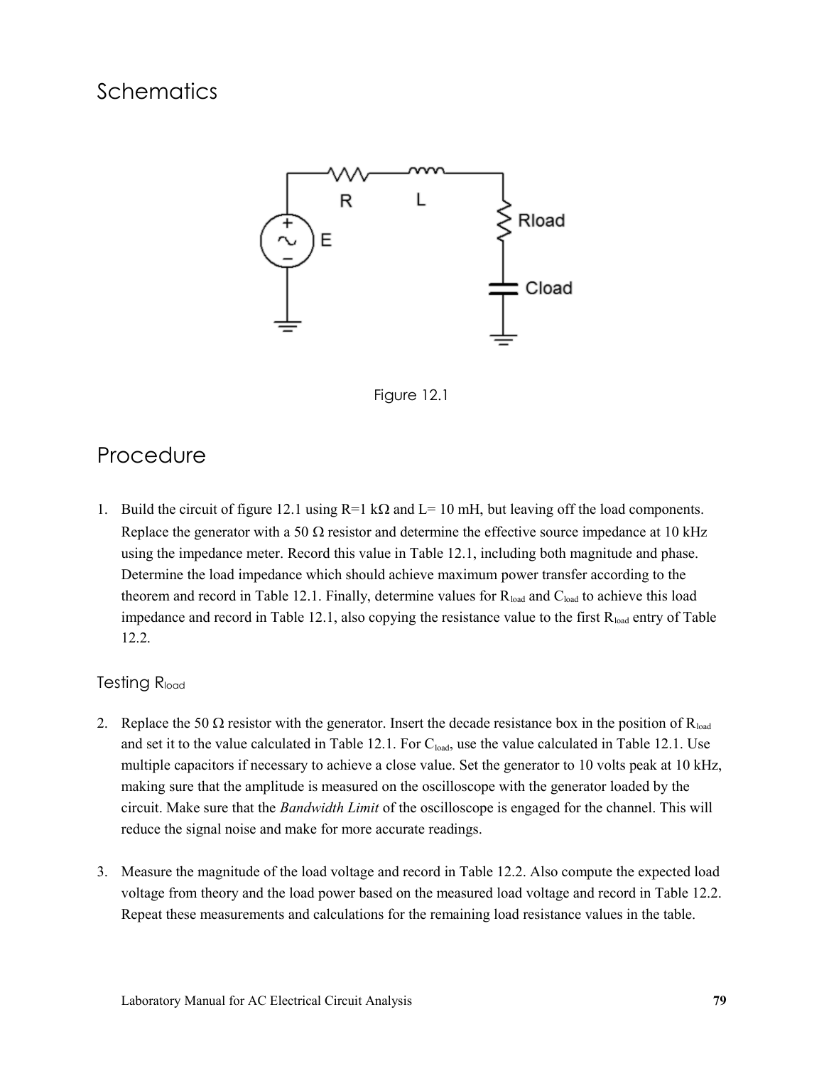# Schematics

Figure 12.1

# Procedure

1. Build the circuit of figure 12.1 using R=1 kΩ and L= 10 mH, but leaving off the load components. Replace the generator with a 50 Ω resistor and determine the effective source impedance at 10 kHz using the impedance meter. Record this value in Table 12.1, including both magnitude and phase. Determine the load impedance which should achieve maximum power transfer according to the theorem and record in Table 12.1. Finally, determine values for $R_{load}$ and $C_{load}$ to achieve this load impedance and record in Table 12.1, also copying the resistance value to the first $R_{load}$ entry of Table 12.2.

## Testing $R_{load}$

2. Replace the 50 Ω resistor with the generator. Insert the decade resistance box in the position of $R_{load}$ and set it to the value calculated in Table 12.1. For $C_{load}$, use the value calculated in Table 12.1. Use multiple capacitors if necessary to achieve a close value. Set the generator to 10 volts peak at 10 kHz, making sure that the amplitude is measured on the oscilloscope with the generator loaded by the circuit. Make sure that the *Bandwidth Limit* of the oscilloscope is engaged for the channel. This will reduce the signal noise and make for more accurate readings.

3. Measure the magnitude of the load voltage and record in Table 12.2. Also compute the expected load voltage from theory and the load power based on the measured load voltage and record in Table 12.2. Repeat these measurements and calculations for the remaining load resistance values in the table.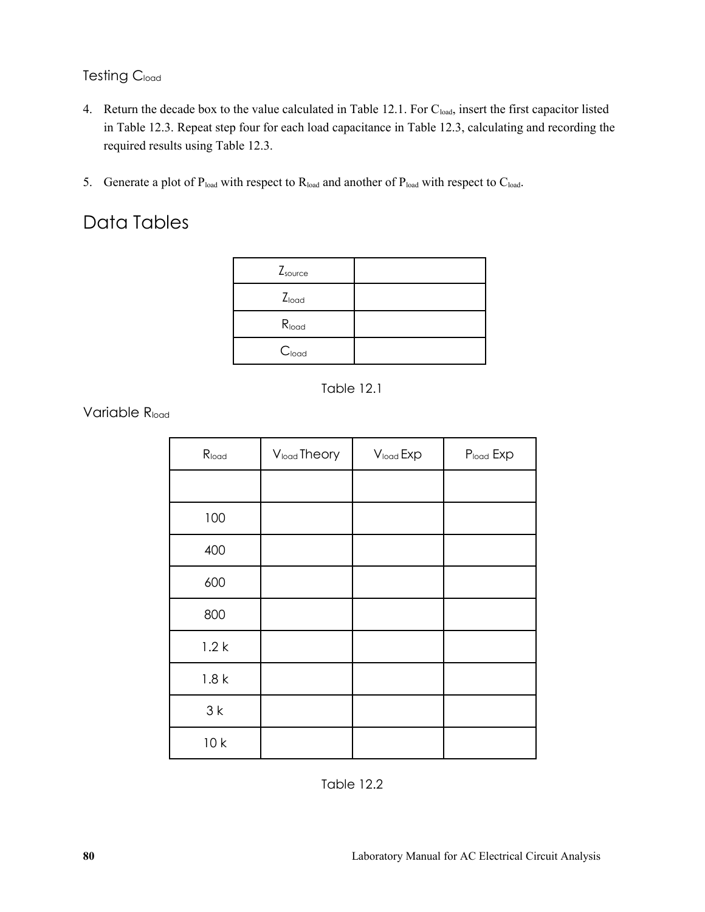### Testing $C_{load}$

4. Return the decade box to the value calculated in Table 12.1. For $C_{load}$, insert the first capacitor listed in Table 12.3. Repeat step four for each load capacitance in Table 12.3, calculating and recording the required results using Table 12.3.

5. Generate a plot of $P_{load}$ with respect to $R_{load}$ and another of $P_{load}$ with respect to $C_{load}$.

## Data Tables

| | |
|---|---|
| $Z_{source}$ | |
| $Z_{load}$ | |
| $R_{load}$ | |
| $C_{load}$ | |

Table 12.1

### Variable $R_{load}$

| $R_{load}$ | $V_{load}$ Theory | $V_{load}$ Exp | $P_{load}$ Exp |
|---|---|---|---|
| | | | |
| 100 | | | |
| 400 | | | |
| 600 | | | |
| 800 | | | |
| 1.2 k | | | |
| 1.8 k | | | |
| 3 k | | | |
| 10 k | | | |

Table 12.2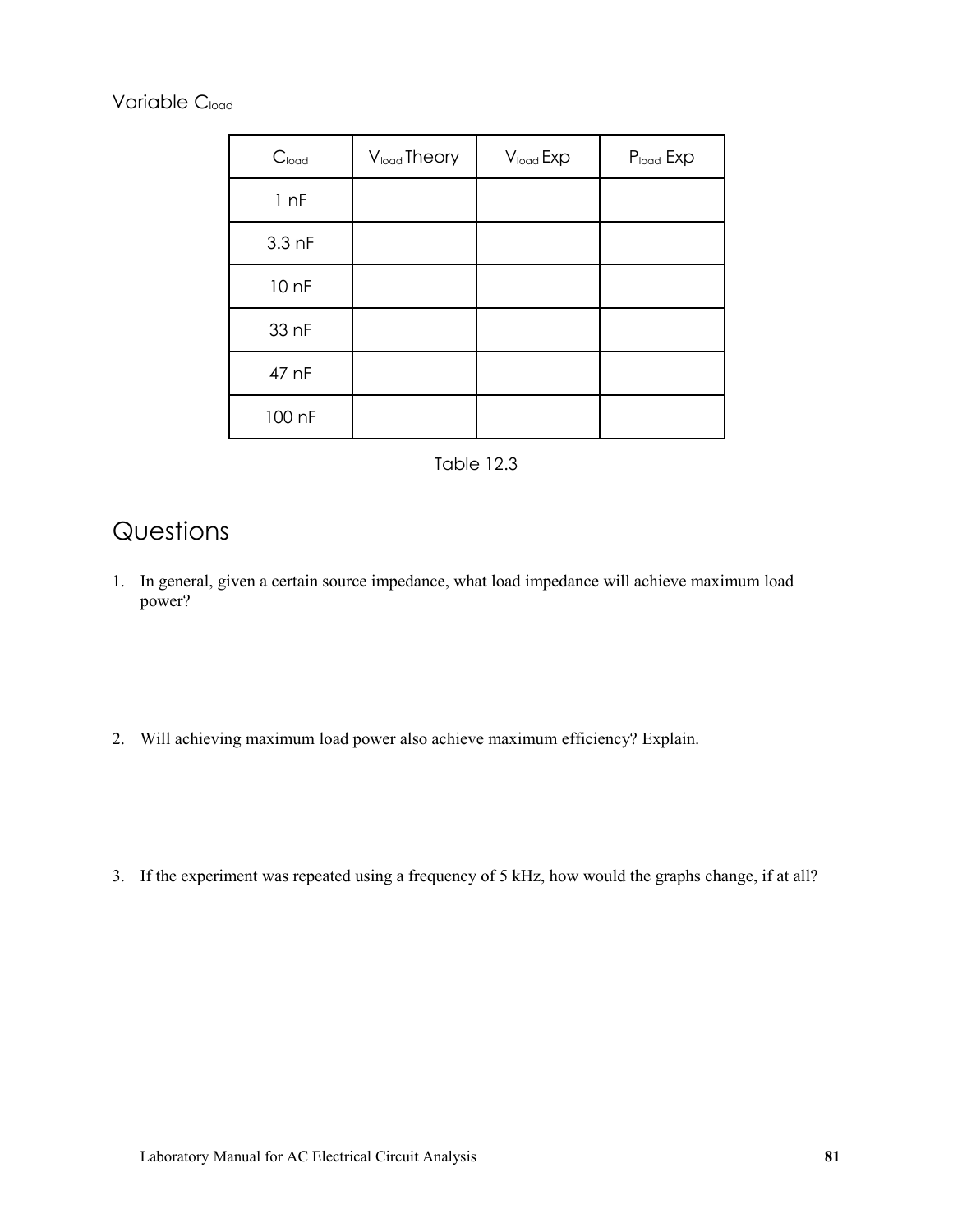Variable $C_{load}$

| $C_{load}$ | $V_{load}$ Theory | $V_{load}$ Exp | $P_{load}$ Exp |
| --- | --- | --- | --- |
| 1 nF | | | |
| 3.3 nF | | | |
| 10 nF | | | |
| 33 nF | | | |
| 47 nF | | | |
| 100 nF | | | |

Table 12.3

# Questions

1. In general, given a certain source impedance, what load impedance will achieve maximum load power?

2. Will achieving maximum load power also achieve maximum efficiency? Explain.

3. If the experiment was repeated using a frequency of 5 kHz, how would the graphs change, if at all?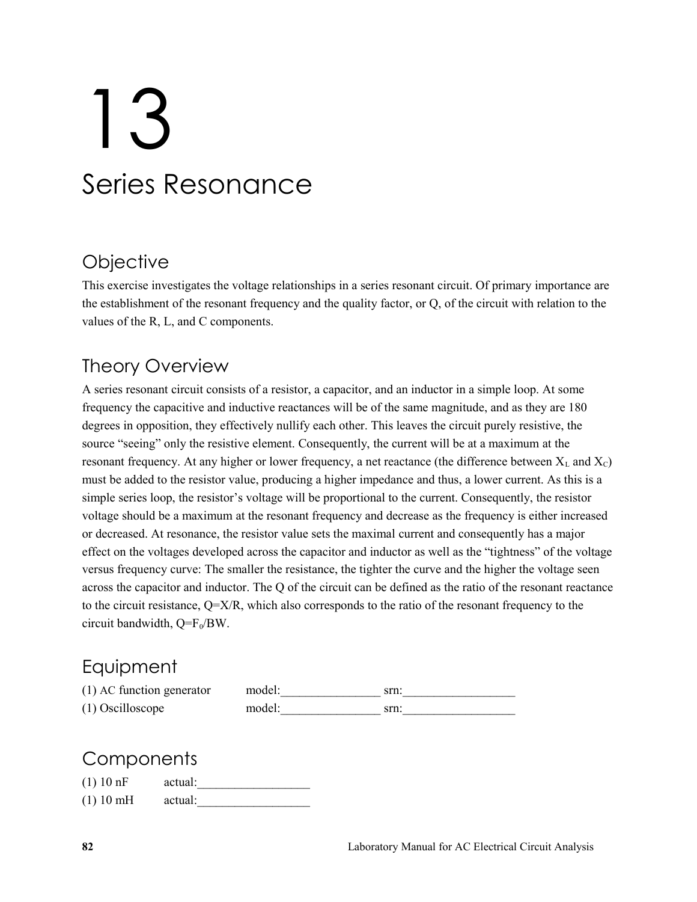# 13

# Series Resonance

## Objective

This exercise investigates the voltage relationships in a series resonant circuit. Of primary importance are the establishment of the resonant frequency and the quality factor, or Q, of the circuit with relation to the values of the R, L, and C components.

## Theory Overview

A series resonant circuit consists of a resistor, a capacitor, and an inductor in a simple loop. At some frequency the capacitive and inductive reactances will be of the same magnitude, and as they are 180 degrees in opposition, they effectively nullify each other. This leaves the circuit purely resistive, the source "seeing" only the resistive element. Consequently, the current will be at a maximum at the resonant frequency. At any higher or lower frequency, a net reactance (the difference between $X_L$ and $X_C$) must be added to the resistor value, producing a higher impedance and thus, a lower current. As this is a simple series loop, the resistor's voltage will be proportional to the current. Consequently, the resistor voltage should be a maximum at the resonant frequency and decrease as the frequency is either increased or decreased. At resonance, the resistor value sets the maximal current and consequently has a major effect on the voltages developed across the capacitor and inductor as well as the "tightness" of the voltage versus frequency curve: The smaller the resistance, the tighter the curve and the higher the voltage seen across the capacitor and inductor. The Q of the circuit can be defined as the ratio of the resonant reactance to the circuit resistance, $Q=X/R$, which also corresponds to the ratio of the resonant frequency to the circuit bandwidth, $Q=F_0/BW$.

## Equipment

(1) AC function generator model:________________ srn:__________________

(1) Oscilloscope model:________________ srn:__________________

## Components

(1) 10 nF actual:__________________

(1) 10 mH actual:__________________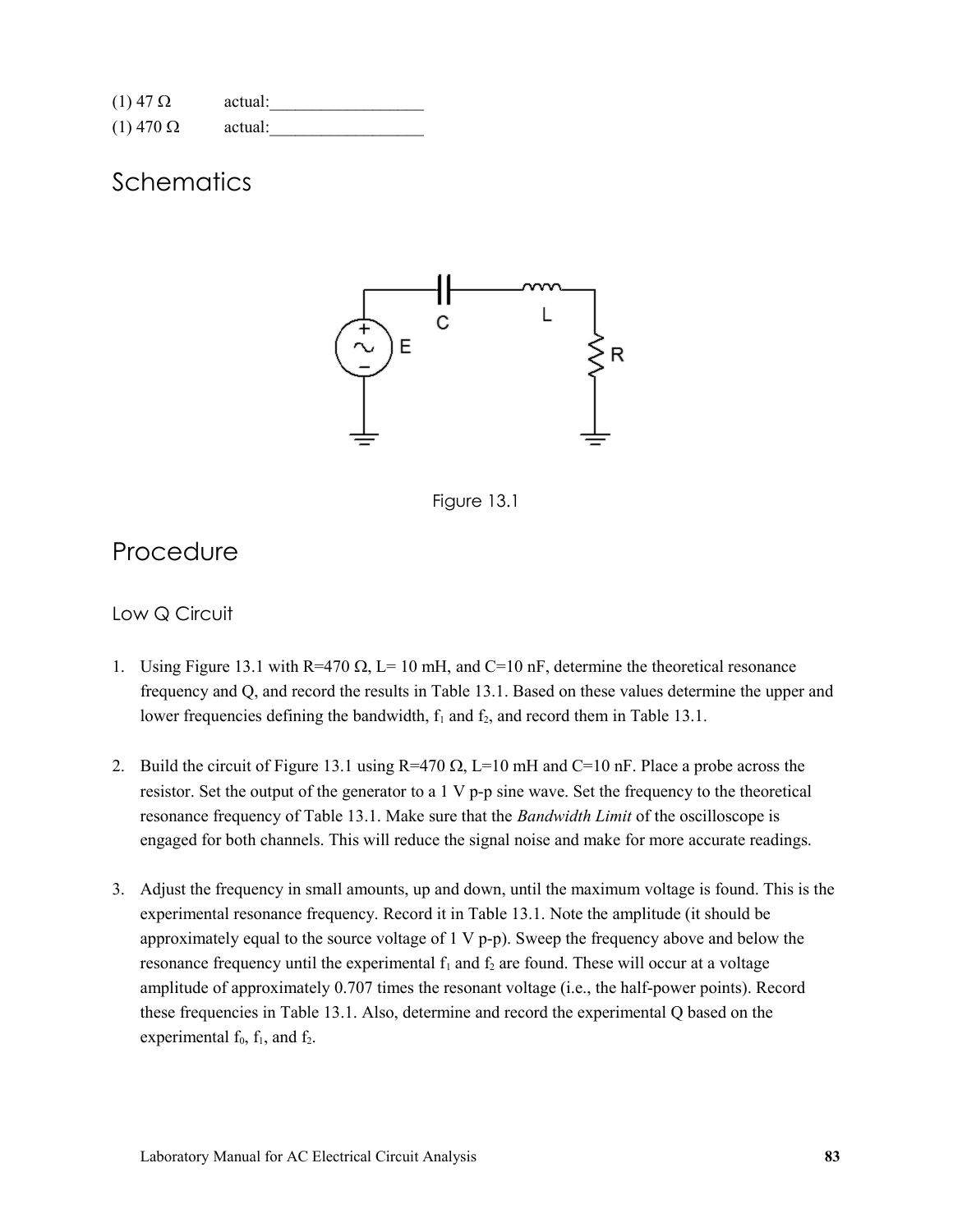(1) 47 Ω actual:__________________

(1) 470 Ω actual:__________________

# Schematics

Figure 13.1

# Procedure

## Low Q Circuit

1. Using Figure 13.1 with R=470 Ω, L= 10 mH, and C=10 nF, determine the theoretical resonance frequency and Q, and record the results in Table 13.1. Based on these values determine the upper and lower frequencies defining the bandwidth, $f_1$ and $f_2$, and record them in Table 13.1.

2. Build the circuit of Figure 13.1 using R=470 Ω, L=10 mH and C=10 nF. Place a probe across the resistor. Set the output of the generator to a 1 V p-p sine wave. Set the frequency to the theoretical resonance frequency of Table 13.1. Make sure that the *Bandwidth Limit* of the oscilloscope is engaged for both channels. This will reduce the signal noise and make for more accurate readings.

3. Adjust the frequency in small amounts, up and down, until the maximum voltage is found. This is the experimental resonance frequency. Record it in Table 13.1. Note the amplitude (it should be approximately equal to the source voltage of 1 V p-p). Sweep the frequency above and below the resonance frequency until the experimental $f_1$ and $f_2$ are found. These will occur at a voltage amplitude of approximately 0.707 times the resonant voltage (i.e., the half-power points). Record these frequencies in Table 13.1. Also, determine and record the experimental Q based on the experimental $f_0$, $f_1$, and $f_2$.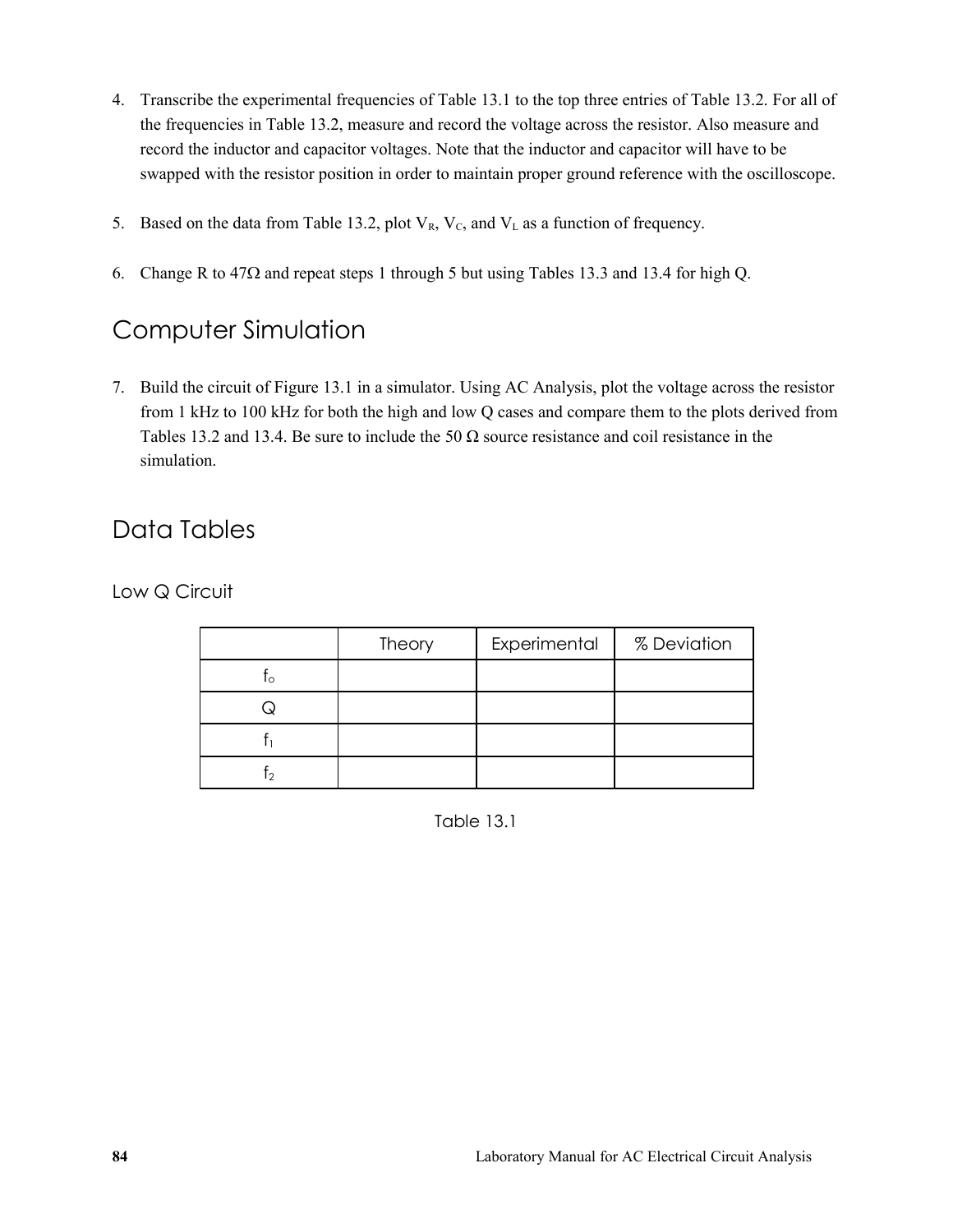4. Transcribe the experimental frequencies of Table 13.1 to the top three entries of Table 13.2. For all of the frequencies in Table 13.2, measure and record the voltage across the resistor. Also measure and record the inductor and capacitor voltages. Note that the inductor and capacitor will have to be swapped with the resistor position in order to maintain proper ground reference with the oscilloscope.

5. Based on the data from Table 13.2, plot $V_R$, $V_C$, and $V_L$ as a function of frequency.

6. Change R to 47Ω and repeat steps 1 through 5 but using Tables 13.3 and 13.4 for high Q.

## Computer Simulation

7. Build the circuit of Figure 13.1 in a simulator. Using AC Analysis, plot the voltage across the resistor from 1 kHz to 100 kHz for both the high and low Q cases and compare them to the plots derived from Tables 13.2 and 13.4. Be sure to include the 50 Ω source resistance and coil resistance in the simulation.

## Data Tables

### Low Q Circuit

| | Theory | Experimental | % Deviation |
|---|---|---|---|
| $f_o$ | | | |
| Q | | | |
| $f_1$ | | | |
| $f_2$ | | | |

Table 13.1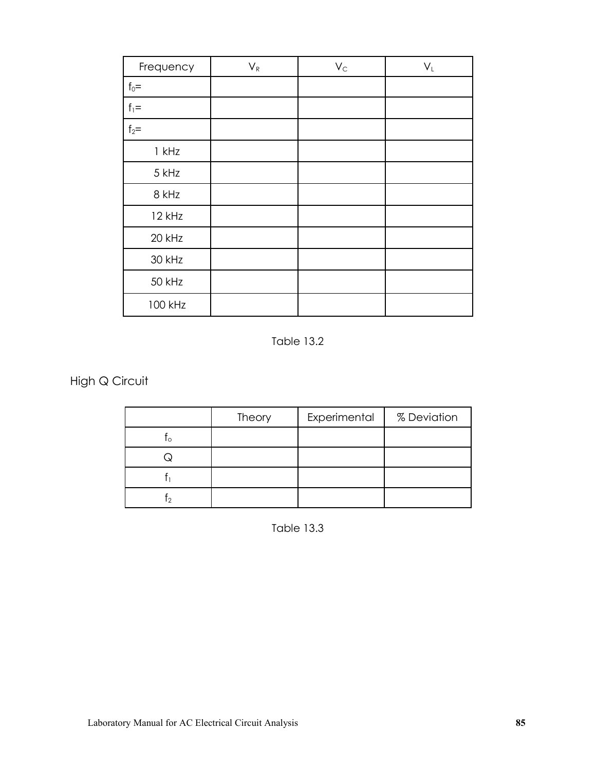| Frequency | $V_R$ | $V_C$ | $V_L$ |
| --- | --- | --- | --- |
| $f_0$= | | | |
| $f_1$= | | | |
| $f_2$= | | | |
| 1 kHz | | | |
| 5 kHz | | | |
| 8 kHz | | | |
| 12 kHz | | | |
| 20 kHz | | | |
| 30 kHz | | | |
| 50 kHz | | | |
| 100 kHz | | | |

Table 13.2

## High Q Circuit

| | Theory | Experimental | % Deviation |
| --- | --- | --- | --- |
| $f_o$ | | | |
| Q | | | |
| $f_1$ | | | |
| $f_2$ | | | |

Table 13.3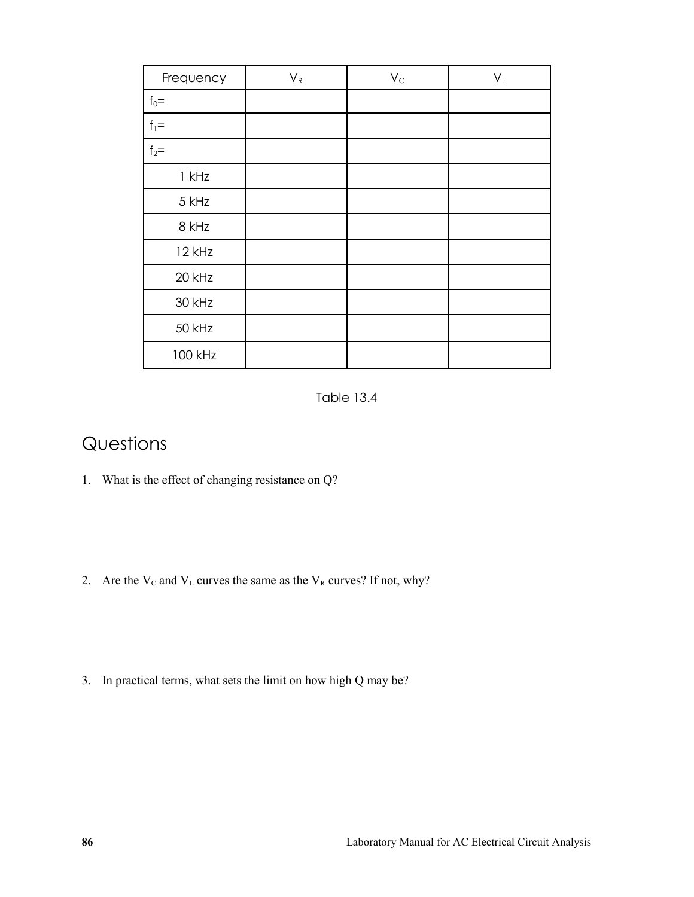| Frequency | $V_R$ | $V_C$ | $V_L$ |
|---|---|---|---|
| $f_0$= | | | |
| $f_1$= | | | |
| $f_2$= | | | |
| 1 kHz | | | |
| 5 kHz | | | |
| 8 kHz | | | |
| 12 kHz | | | |
| 20 kHz | | | |
| 30 kHz | | | |
| 50 kHz | | | |
| 100 kHz | | | |

Table 13.4

# Questions

1. What is the effect of changing resistance on Q?

2. Are the $V_C$ and $V_L$ curves the same as the $V_R$ curves? If not, why?

3. In practical terms, what sets the limit on how high Q may be?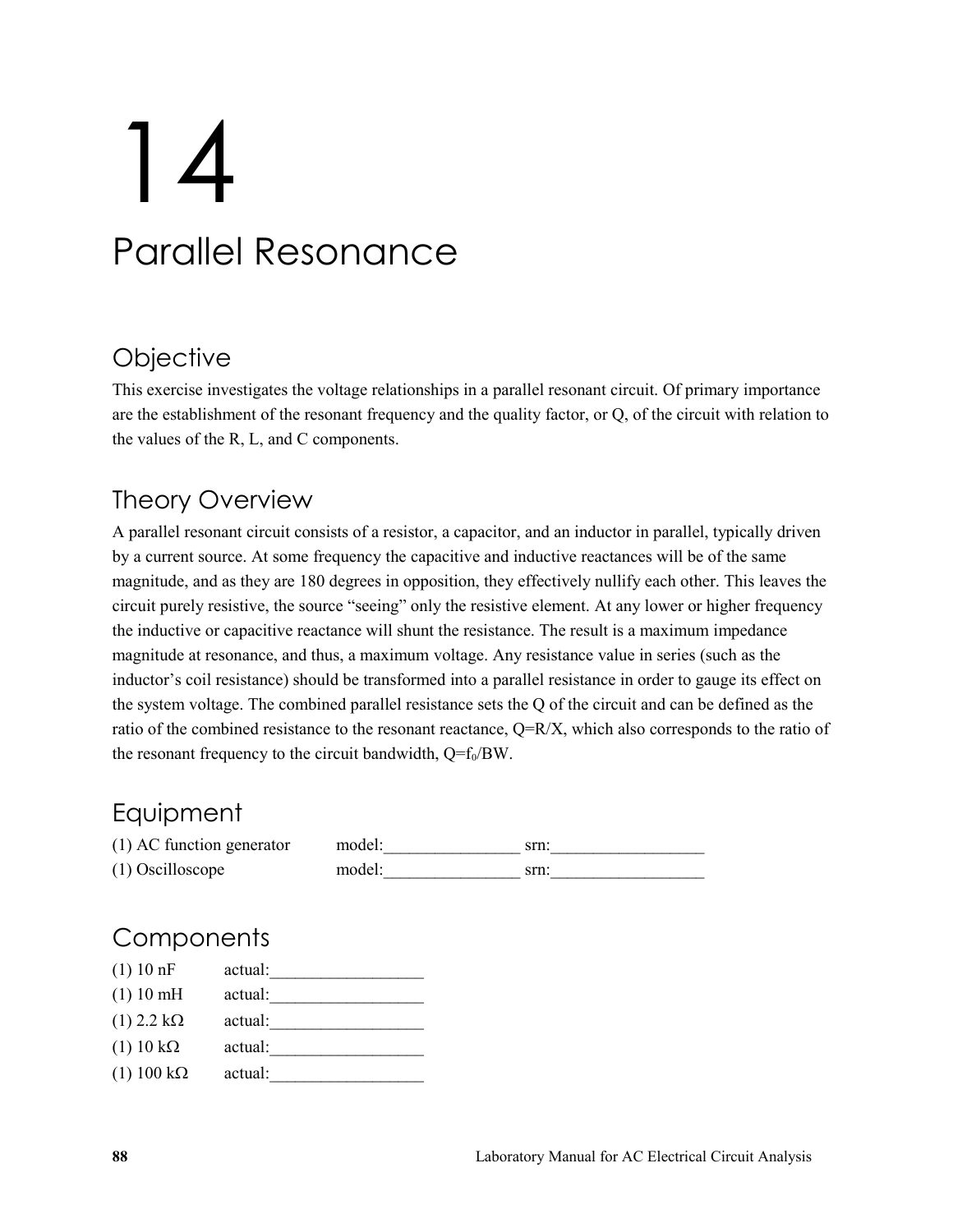# 14

# Parallel Resonance

## Objective

This exercise investigates the voltage relationships in a parallel resonant circuit. Of primary importance are the establishment of the resonant frequency and the quality factor, or Q, of the circuit with relation to the values of the R, L, and C components.

## Theory Overview

A parallel resonant circuit consists of a resistor, a capacitor, and an inductor in parallel, typically driven by a current source. At some frequency the capacitive and inductive reactances will be of the same magnitude, and as they are 180 degrees in opposition, they effectively nullify each other. This leaves the circuit purely resistive, the source "seeing" only the resistive element. At any lower or higher frequency the inductive or capacitive reactance will shunt the resistance. The result is a maximum impedance magnitude at resonance, and thus, a maximum voltage. Any resistance value in series (such as the inductor's coil resistance) should be transformed into a parallel resistance in order to gauge its effect on the system voltage. The combined parallel resistance sets the Q of the circuit and can be defined as the ratio of the combined resistance to the resonant reactance, $Q=R/X$, which also corresponds to the ratio of the resonant frequency to the circuit bandwidth, $Q=f_0/BW$.

## Equipment

| | | |
|---|---|---|
| (1) AC function generator | model:________________ | srn:__________________ |
| (1) Oscilloscope | model:________________ | srn:__________________ |

## Components

| | |
|---|---|
| (1) 10 nF | actual:__________________ |
| (1) 10 mH | actual:__________________ |
| (1) 2.2 kΩ | actual:__________________ |
| (1) 10 kΩ | actual:__________________ |
| (1) 100 kΩ | actual:__________________ |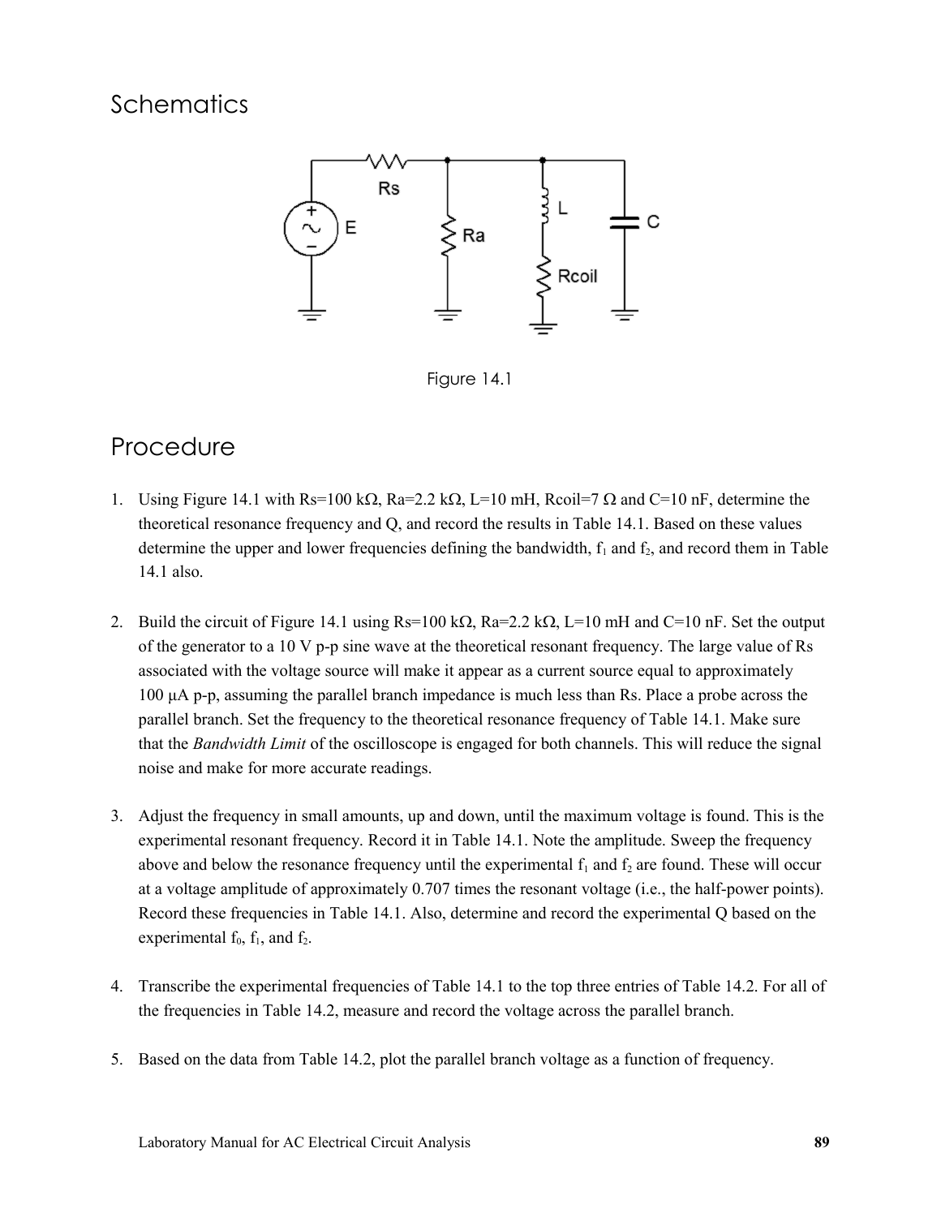# Schematics

Figure 14.1

# Procedure

1. Using Figure 14.1 with Rs=100 kΩ, Ra=2.2 kΩ, L=10 mH, Rcoil=7 Ω and C=10 nF, determine the theoretical resonance frequency and Q, and record the results in Table 14.1. Based on these values determine the upper and lower frequencies defining the bandwidth, $f_1$ and $f_2$, and record them in Table 14.1 also.

2. Build the circuit of Figure 14.1 using Rs=100 kΩ, Ra=2.2 kΩ, L=10 mH and C=10 nF. Set the output of the generator to a 10 V p-p sine wave at the theoretical resonant frequency. The large value of Rs associated with the voltage source will make it appear as a current source equal to approximately 100 μA p-p, assuming the parallel branch impedance is much less than Rs. Place a probe across the parallel branch. Set the frequency to the theoretical resonance frequency of Table 14.1. Make sure that the *Bandwidth Limit* of the oscilloscope is engaged for both channels. This will reduce the signal noise and make for more accurate readings.

3. Adjust the frequency in small amounts, up and down, until the maximum voltage is found. This is the experimental resonant frequency. Record it in Table 14.1. Note the amplitude. Sweep the frequency above and below the resonance frequency until the experimental $f_1$ and $f_2$ are found. These will occur at a voltage amplitude of approximately 0.707 times the resonant voltage (i.e., the half-power points). Record these frequencies in Table 14.1. Also, determine and record the experimental Q based on the experimental $f_0$, $f_1$, and $f_2$.

4. Transcribe the experimental frequencies of Table 14.1 to the top three entries of Table 14.2. For all of the frequencies in Table 14.2, measure and record the voltage across the parallel branch.

5. Based on the data from Table 14.2, plot the parallel branch voltage as a function of frequency.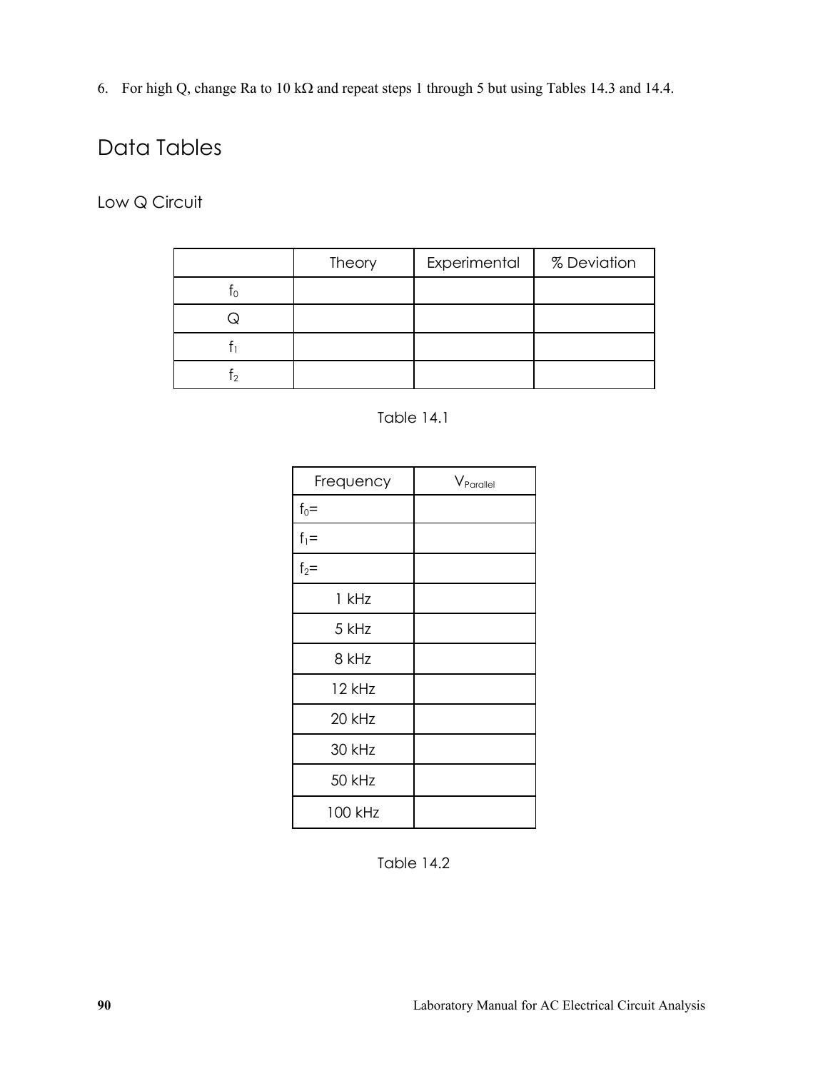6. For high Q, change Ra to 10 kΩ and repeat steps 1 through 5 but using Tables 14.3 and 14.4.

# Data Tables

## Low Q Circuit

| | Theory | Experimental | % Deviation |
|---|---|---|---|
| $f_0$ | | | |
| Q | | | |
| $f_1$ | | | |
| $f_2$ | | | |

Table 14.1

| Frequency | $V_{Parallel}$ |
|---|---|
| $f_0$= | |
| $f_1$= | |
| $f_2$= | |
| 1 kHz | |
| 5 kHz | |
| 8 kHz | |
| 12 kHz | |
| 20 kHz | |
| 30 kHz | |
| 50 kHz | |
| 100 kHz | |

Table 14.2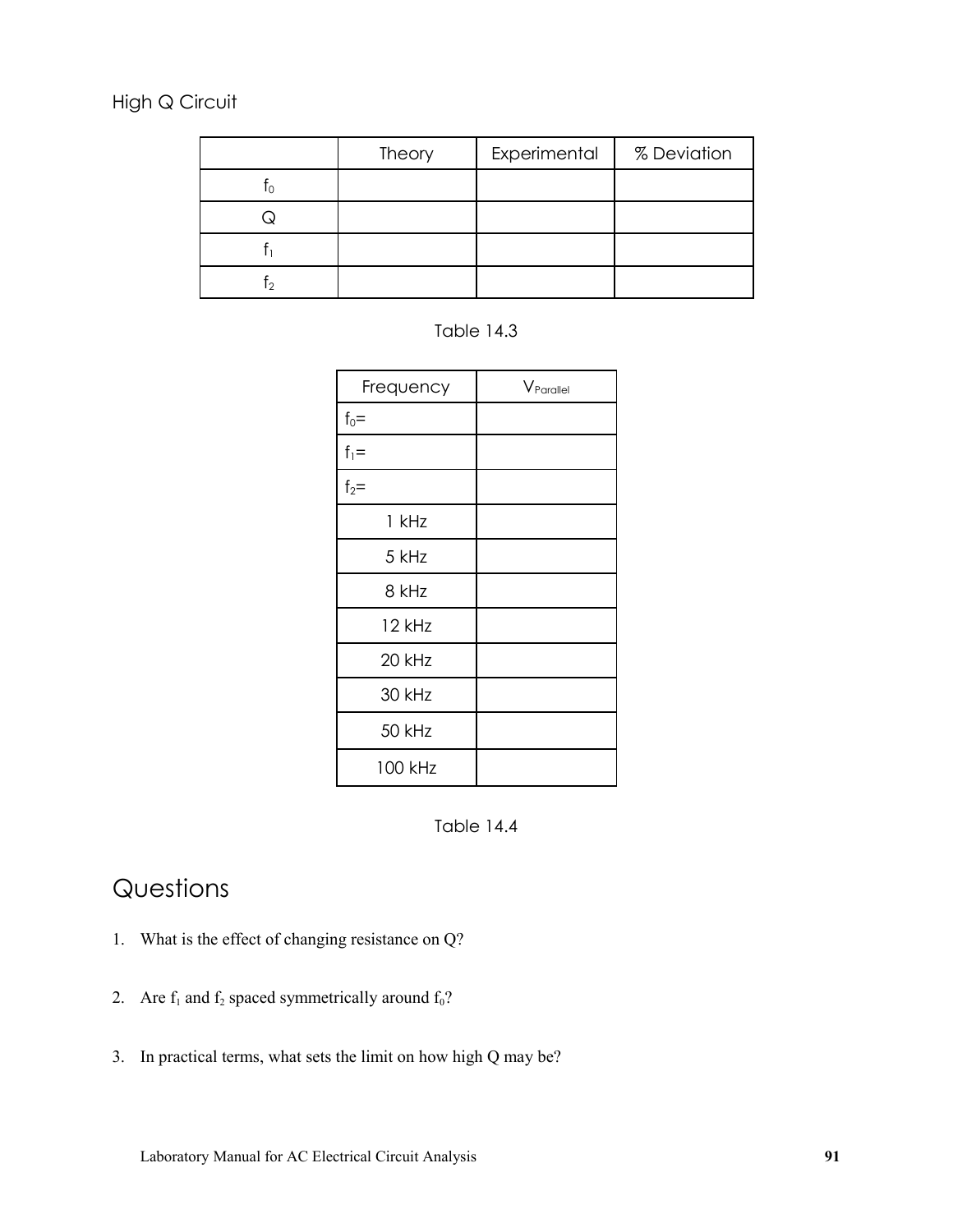High Q Circuit

| | Theory | Experimental | % Deviation |
|---|---|---|---|
| $f_0$ | | | |
| Q | | | |
| $f_1$ | | | |
| $f_2$ | | | |

Table 14.3

| Frequency | $V_{Parallel}$ |
|---|---|
| $f_0$= | |
| $f_1$= | |
| $f_2$= | |
| 1 kHz | |
| 5 kHz | |
| 8 kHz | |
| 12 kHz | |
| 20 kHz | |
| 30 kHz | |
| 50 kHz | |
| 100 kHz | |

Table 14.4

# Questions

1. What is the effect of changing resistance on Q?

2. Are $f_1$ and $f_2$ spaced symmetrically around $f_0$?

3. In practical terms, what sets the limit on how high Q may be?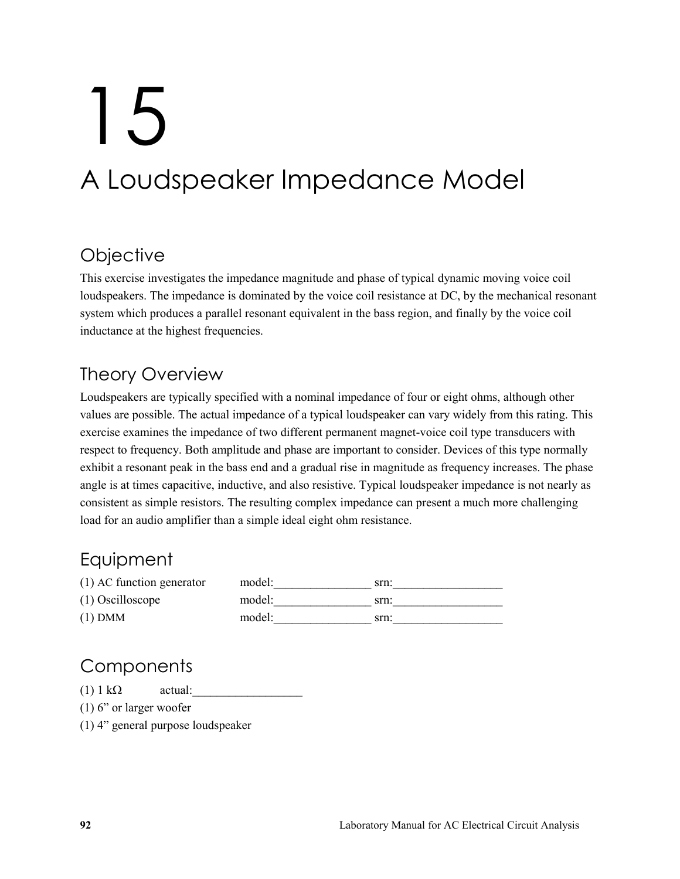# 15

# A Loudspeaker Impedance Model

## Objective

This exercise investigates the impedance magnitude and phase of typical dynamic moving voice coil loudspeakers. The impedance is dominated by the voice coil resistance at DC, by the mechanical resonant system which produces a parallel resonant equivalent in the bass region, and finally by the voice coil inductance at the highest frequencies.

## Theory Overview

Loudspeakers are typically specified with a nominal impedance of four or eight ohms, although other values are possible. The actual impedance of a typical loudspeaker can vary widely from this rating. This exercise examines the impedance of two different permanent magnet-voice coil type transducers with respect to frequency. Both amplitude and phase are important to consider. Devices of this type normally exhibit a resonant peak in the bass end and a gradual rise in magnitude as frequency increases. The phase angle is at times capacitive, inductive, and also resistive. Typical loudspeaker impedance is not nearly as consistent as simple resistors. The resulting complex impedance can present a much more challenging load for an audio amplifier than a simple ideal eight ohm resistance.

## Equipment

| | | |
|---|---|---|
| (1) AC function generator | model:________________ | srn:__________________ |
| (1) Oscilloscope | model:________________ | srn:__________________ |
| (1) DMM | model:________________ | srn:__________________ |

## Components

(1) 1 kΩ actual:__________________

(1) 6" or larger woofer

(1) 4" general purpose loudspeaker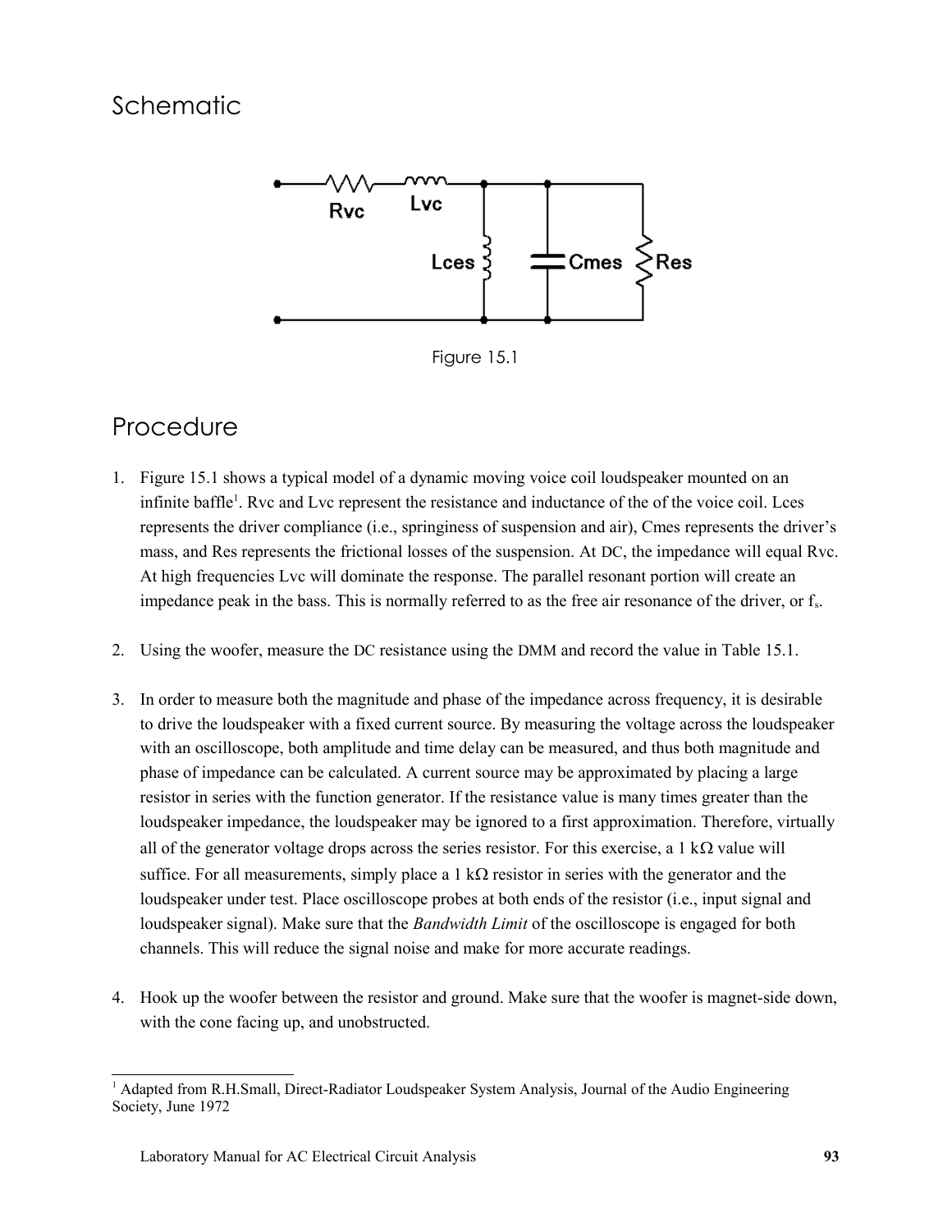## Schematic

Figure 15.1

## Procedure

1. Figure 15.1 shows a typical model of a dynamic moving voice coil loudspeaker mounted on an infinite baffle[1]. Rvc and Lvc represent the resistance and inductance of the of the voice coil. Lces represents the driver compliance (i.e., springiness of suspension and air), Cmes represents the driver's mass, and Res represents the frictional losses of the suspension. At DC, the impedance will equal Rvc. At high frequencies Lvc will dominate the response. The parallel resonant portion will create an impedance peak in the bass. This is normally referred to as the free air resonance of the driver, or $f_s$.

2. Using the woofer, measure the DC resistance using the DMM and record the value in Table 15.1.

3. In order to measure both the magnitude and phase of the impedance across frequency, it is desirable to drive the loudspeaker with a fixed current source. By measuring the voltage across the loudspeaker with an oscilloscope, both amplitude and time delay can be measured, and thus both magnitude and phase of impedance can be calculated. A current source may be approximated by placing a large resistor in series with the function generator. If the resistance value is many times greater than the loudspeaker impedance, the loudspeaker may be ignored to a first approximation. Therefore, virtually all of the generator voltage drops across the series resistor. For this exercise, a 1 kΩ value will suffice. For all measurements, simply place a 1 kΩ resistor in series with the generator and the loudspeaker under test. Place oscilloscope probes at both ends of the resistor (i.e., input signal and loudspeaker signal). Make sure that the *Bandwidth Limit* of the oscilloscope is engaged for both channels. This will reduce the signal noise and make for more accurate readings.

4. Hook up the woofer between the resistor and ground. Make sure that the woofer is magnet-side down, with the cone facing up, and unobstructed.

---

[1] Adapted from R.H.Small, Direct-Radiator Loudspeaker System Analysis, Journal of the Audio Engineering Society, June 1972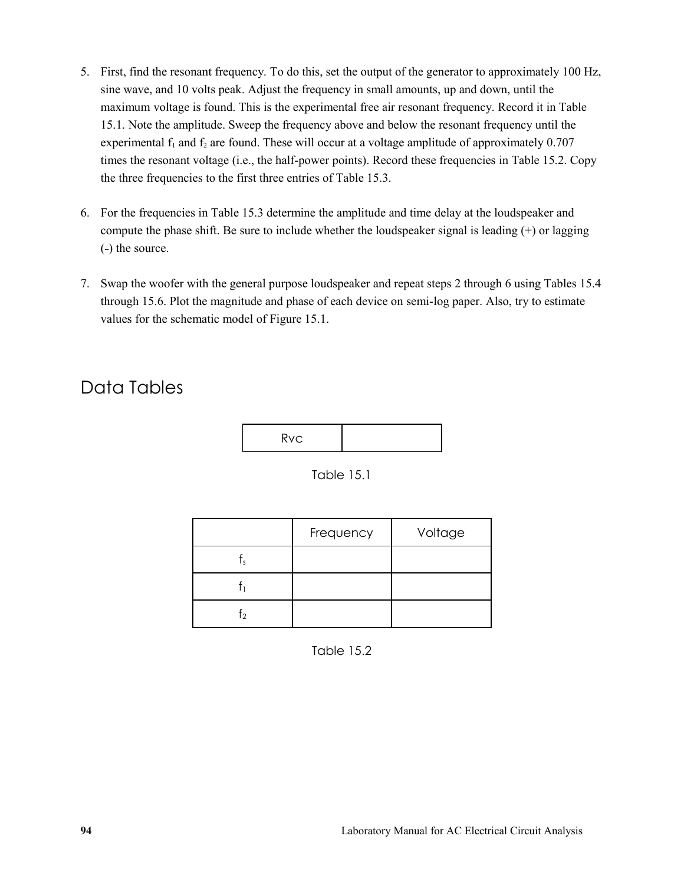5. First, find the resonant frequency. To do this, set the output of the generator to approximately 100 Hz, sine wave, and 10 volts peak. Adjust the frequency in small amounts, up and down, until the maximum voltage is found. This is the experimental free air resonant frequency. Record it in Table 15.1. Note the amplitude. Sweep the frequency above and below the resonant frequency until the experimental $f_1$ and $f_2$ are found. These will occur at a voltage amplitude of approximately 0.707 times the resonant voltage (i.e., the half-power points). Record these frequencies in Table 15.2. Copy the three frequencies to the first three entries of Table 15.3.

6. For the frequencies in Table 15.3 determine the amplitude and time delay at the loudspeaker and compute the phase shift. Be sure to include whether the loudspeaker signal is leading (+) or lagging (-) the source.

7. Swap the woofer with the general purpose loudspeaker and repeat steps 2 through 6 using Tables 15.4 through 15.6. Plot the magnitude and phase of each device on semi-log paper. Also, try to estimate values for the schematic model of Figure 15.1.

## Data Tables

| Rvc | |
|---|---|

Table 15.1

| | Frequency | Voltage |
|---|---|---|
| $f_s$ | | |
| $f_1$ | | |
| $f_2$ | | |

Table 15.2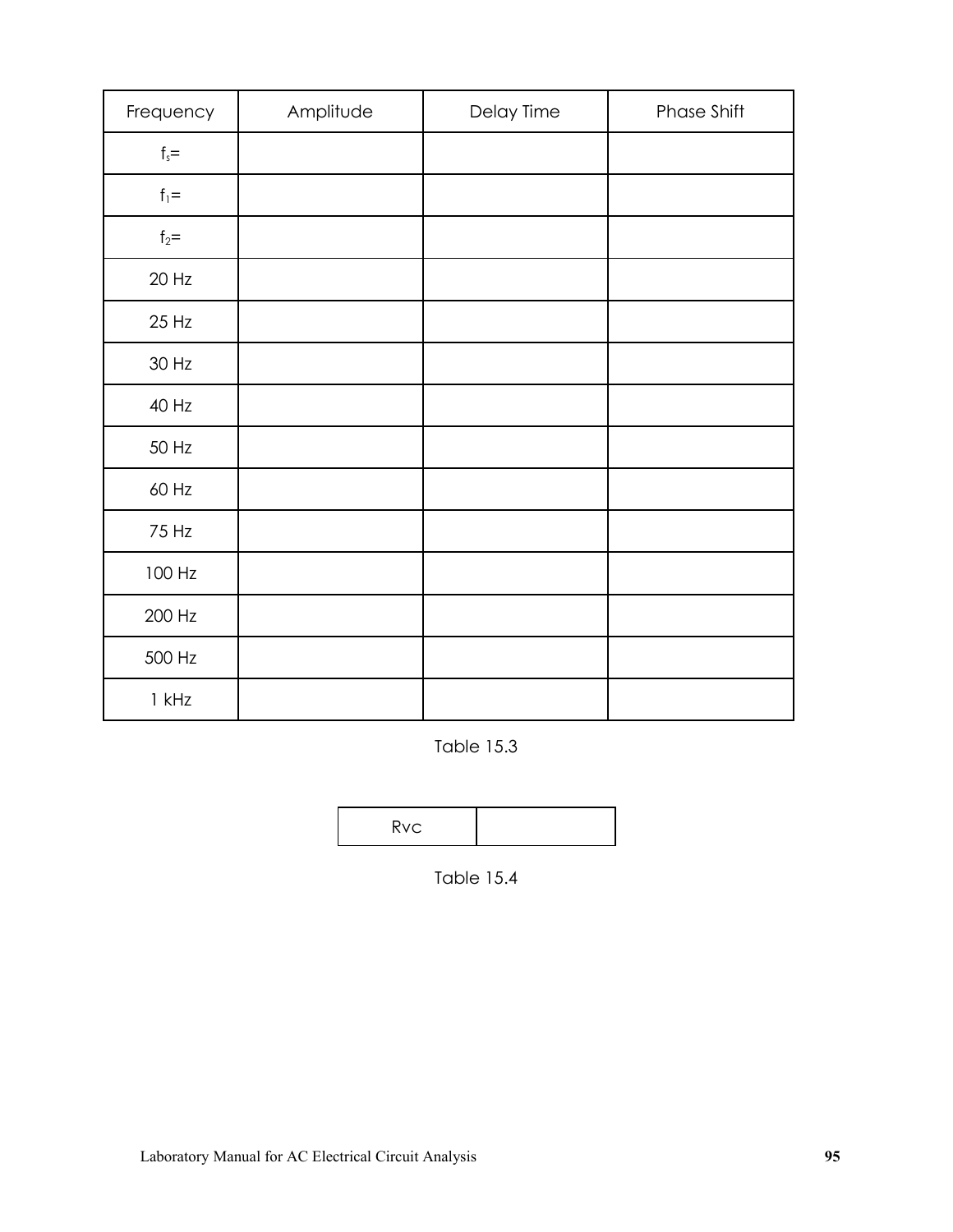| Frequency | Amplitude | Delay Time | Phase Shift |
|---|---|---|---|
| $f_s$= | | | |
| $f_1$= | | | |
| $f_2$= | | | |
| 20 Hz | | | |
| 25 Hz | | | |
| 30 Hz | | | |
| 40 Hz | | | |
| 50 Hz | | | |
| 60 Hz | | | |
| 75 Hz | | | |
| 100 Hz | | | |
| 200 Hz | | | |
| 500 Hz | | | |
| 1 kHz | | | |

Table 15.3

| Rvc | |
|---|---|

Table 15.4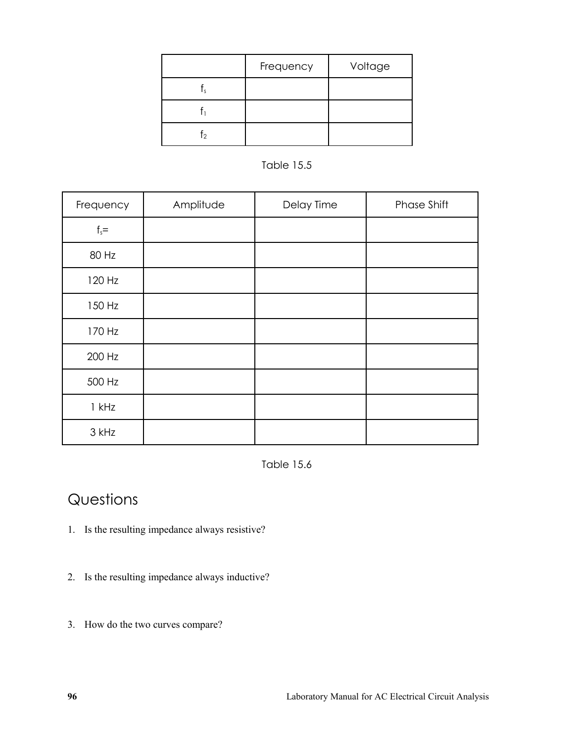| | Frequency | Voltage |
|---|---|---|
| $f_s$ | | |
| $f_1$ | | |
| $f_2$ | | |

Table 15.5

| Frequency | Amplitude | Delay Time | Phase Shift |
|---|---|---|---|
| $f_s$= | | | |
| 80 Hz | | | |
| 120 Hz | | | |
| 150 Hz | | | |
| 170 Hz | | | |
| 200 Hz | | | |
| 500 Hz | | | |
| 1 kHz | | | |
| 3 kHz | | | |

Table 15.6

## Questions

1. Is the resulting impedance always resistive?

2. Is the resulting impedance always inductive?

3. How do the two curves compare?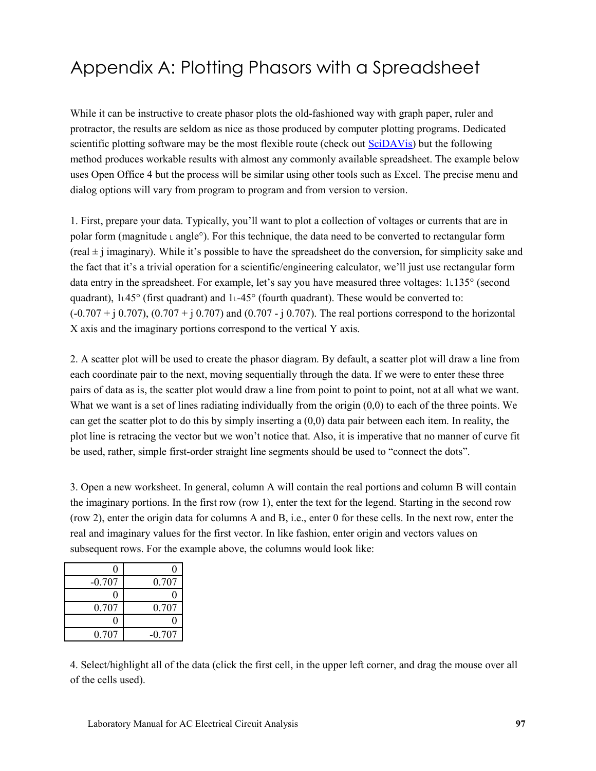# Appendix A: Plotting Phasors with a Spreadsheet

While it can be instructive to create phasor plots the old-fashioned way with graph paper, ruler and protractor, the results are seldom as nice as those produced by computer plotting programs. Dedicated scientific plotting software may be the most flexible route (check out SciDAVis) but the following method produces workable results with almost any commonly available spreadsheet. The example below uses Open Office 4 but the process will be similar using other tools such as Excel. The precise menu and dialog options will vary from program to program and from version to version.

1. First, prepare your data. Typically, you'll want to plot a collection of voltages or currents that are in polar form (magnitude ∟ angle°). For this technique, the data need to be converted to rectangular form (real ± j imaginary). While it's possible to have the spreadsheet do the conversion, for simplicity sake and the fact that it's a trivial operation for a scientific/engineering calculator, we'll just use rectangular form data entry in the spreadsheet. For example, let's say you have measured three voltages: 1∟135° (second quadrant), 1∟45° (first quadrant) and 1∟-45° (fourth quadrant). These would be converted to: (-0.707 + j 0.707), (0.707 + j 0.707) and (0.707 - j 0.707). The real portions correspond to the horizontal X axis and the imaginary portions correspond to the vertical Y axis.

2. A scatter plot will be used to create the phasor diagram. By default, a scatter plot will draw a line from each coordinate pair to the next, moving sequentially through the data. If we were to enter these three pairs of data as is, the scatter plot would draw a line from point to point to point, not at all what we want. What we want is a set of lines radiating individually from the origin (0,0) to each of the three points. We can get the scatter plot to do this by simply inserting a (0,0) data pair between each item. In reality, the plot line is retracing the vector but we won't notice that. Also, it is imperative that no manner of curve fit be used, rather, simple first-order straight line segments should be used to "connect the dots".

3. Open a new worksheet. In general, column A will contain the real portions and column B will contain the imaginary portions. In the first row (row 1), enter the text for the legend. Starting in the second row (row 2), enter the origin data for columns A and B, i.e., enter 0 for these cells. In the next row, enter the real and imaginary values for the first vector. In like fashion, enter origin and vectors values on subsequent rows. For the example above, the columns would look like:

| | |
|---|---|
| 0 | 0 |
| -0.707 | 0.707 |
| 0 | 0 |
| 0.707 | 0.707 |
| 0 | 0 |
| 0.707 | -0.707 |

4. Select/highlight all of the data (click the first cell, in the upper left corner, and drag the mouse over all of the cells used).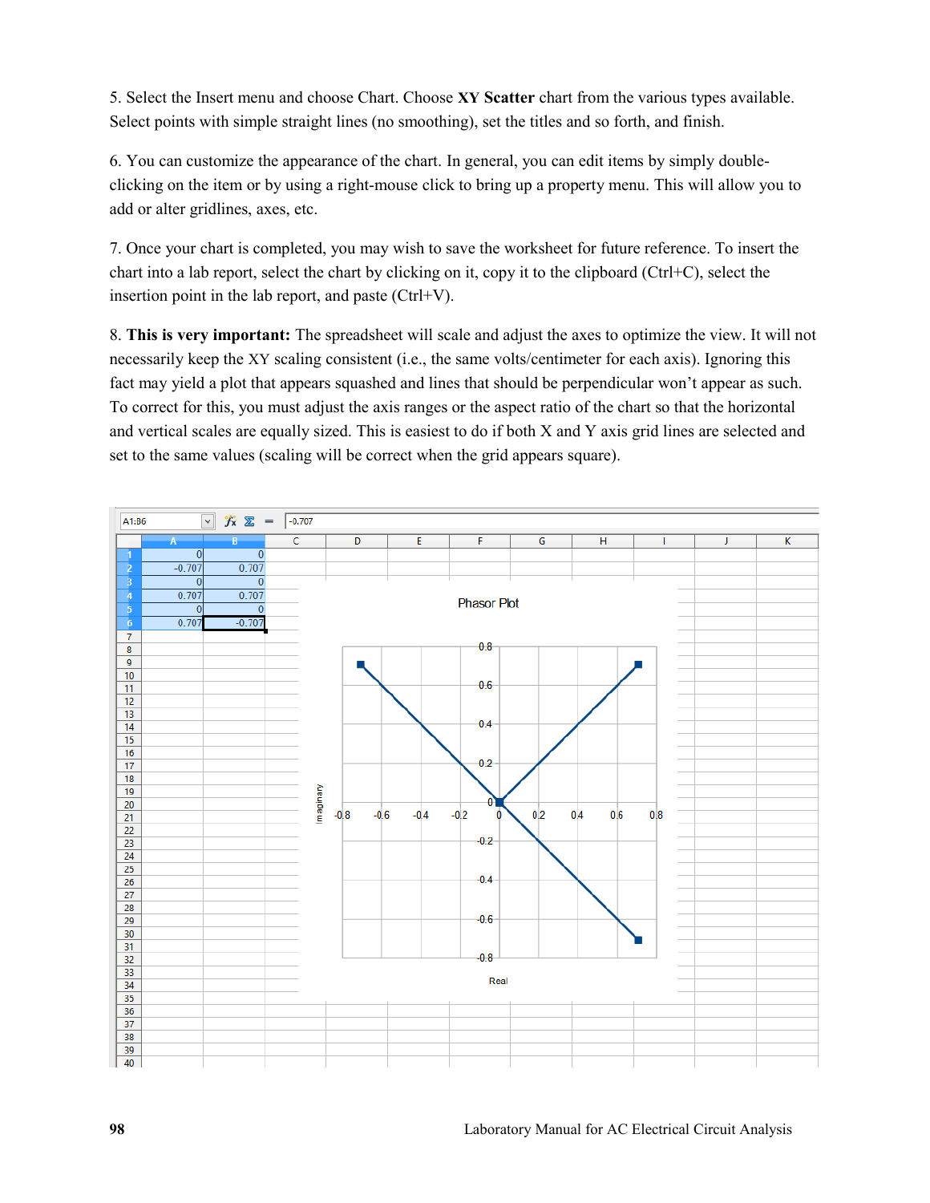5. Select the Insert menu and choose Chart. Choose **XY Scatter** chart from the various types available. Select points with simple straight lines (no smoothing), set the titles and so forth, and finish.

6. You can customize the appearance of the chart. In general, you can edit items by simply double-clicking on the item or by using a right-mouse click to bring up a property menu. This will allow you to add or alter gridlines, axes, etc.

7. Once your chart is completed, you may wish to save the worksheet for future reference. To insert the chart into a lab report, select the chart by clicking on it, copy it to the clipboard (Ctrl+C), select the insertion point in the lab report, and paste (Ctrl+V).

8. **This is very important:** The spreadsheet will scale and adjust the axes to optimize the view. It will not necessarily keep the XY scaling consistent (i.e., the same volts/centimeter for each axis). Ignoring this fact may yield a plot that appears squashed and lines that should be perpendicular won't appear as such. To correct for this, you must adjust the axis ranges or the aspect ratio of the chart so that the horizontal and vertical scales are equally sized. This is easiest to do if both X and Y axis grid lines are selected and set to the same values (scaling will be correct when the grid appears square).

A1:B6 = -0.707

| | A | B |
|---|---|---|
| 1 | 0 | 0 |
| 2 | -0.707 | 0.707 |
| 3 | 0 | 0 |
| 4 | 0.707 | 0.707 |
| 5 | 0 | 0 |
| 6 | 0.707 | -0.707 |

Phasor Plot

Imaginary

Real

-0.8 -0.6 -0.4 -0.2 0 0.2 0.4 0.6 0.8

0.8 0.6 0.4 0.2 0 -0.2 -0.4 -0.6 -0.8